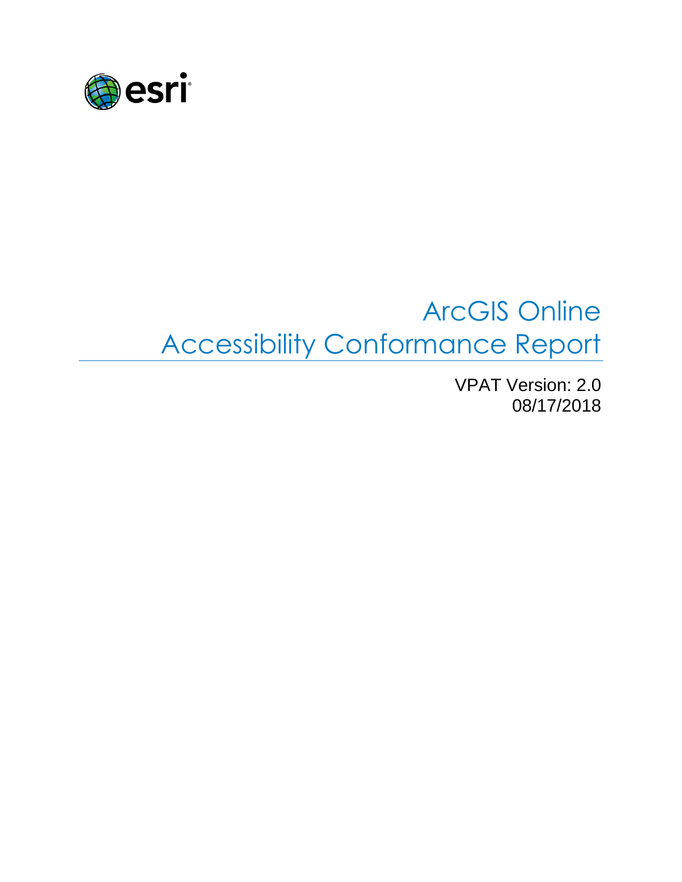esri

# ArcGIS Online
# Accessibility Conformance Report

VPAT Version: 2.0
08/17/2018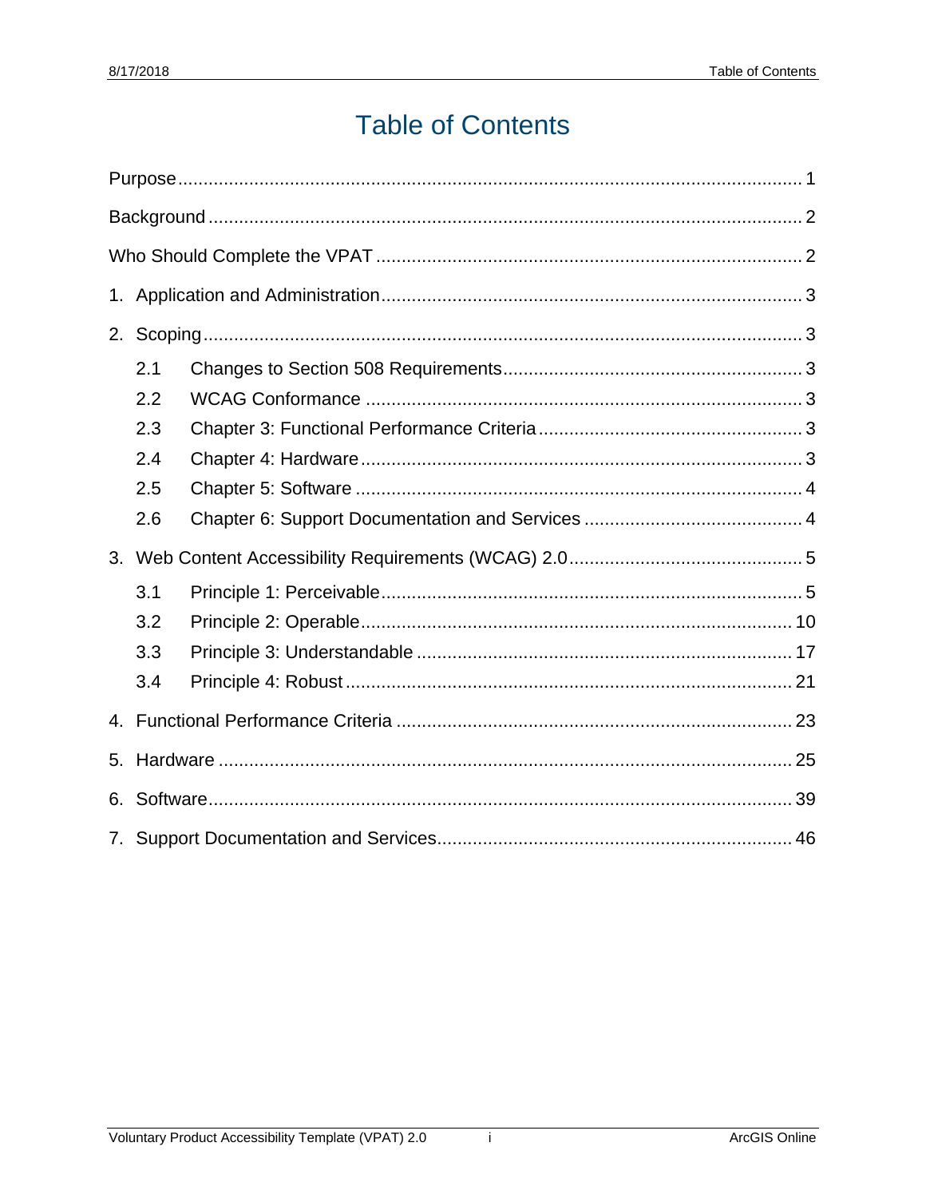# Table of Contents

Purpose ........................................................................................................ 1

Background .................................................................................................. 2

Who Should Complete the VPAT ................................................................. 2

1. Application and Administration ................................................................ 3

2. Scoping ................................................................................................... 3

   2.1 Changes to Section 508 Requirements ............................................... 3

   2.2 WCAG Conformance .......................................................................... 3

   2.3 Chapter 3: Functional Performance Criteria ........................................ 3

   2.4 Chapter 4: Hardware ........................................................................... 3

   2.5 Chapter 5: Software ............................................................................ 4

   2.6 Chapter 6: Support Documentation and Services ............................... 4

3. Web Content Accessibility Requirements (WCAG) 2.0 ............................. 5

   3.1 Principle 1: Perceivable ....................................................................... 5

   3.2 Principle 2: Operable ......................................................................... 10

   3.3 Principle 3: Understandable .............................................................. 17

   3.4 Principle 4: Robust ............................................................................ 21

4. Functional Performance Criteria ............................................................ 23

5. Hardware ............................................................................................... 25

6. Software ................................................................................................. 39

7. Support Documentation and Services .................................................... 46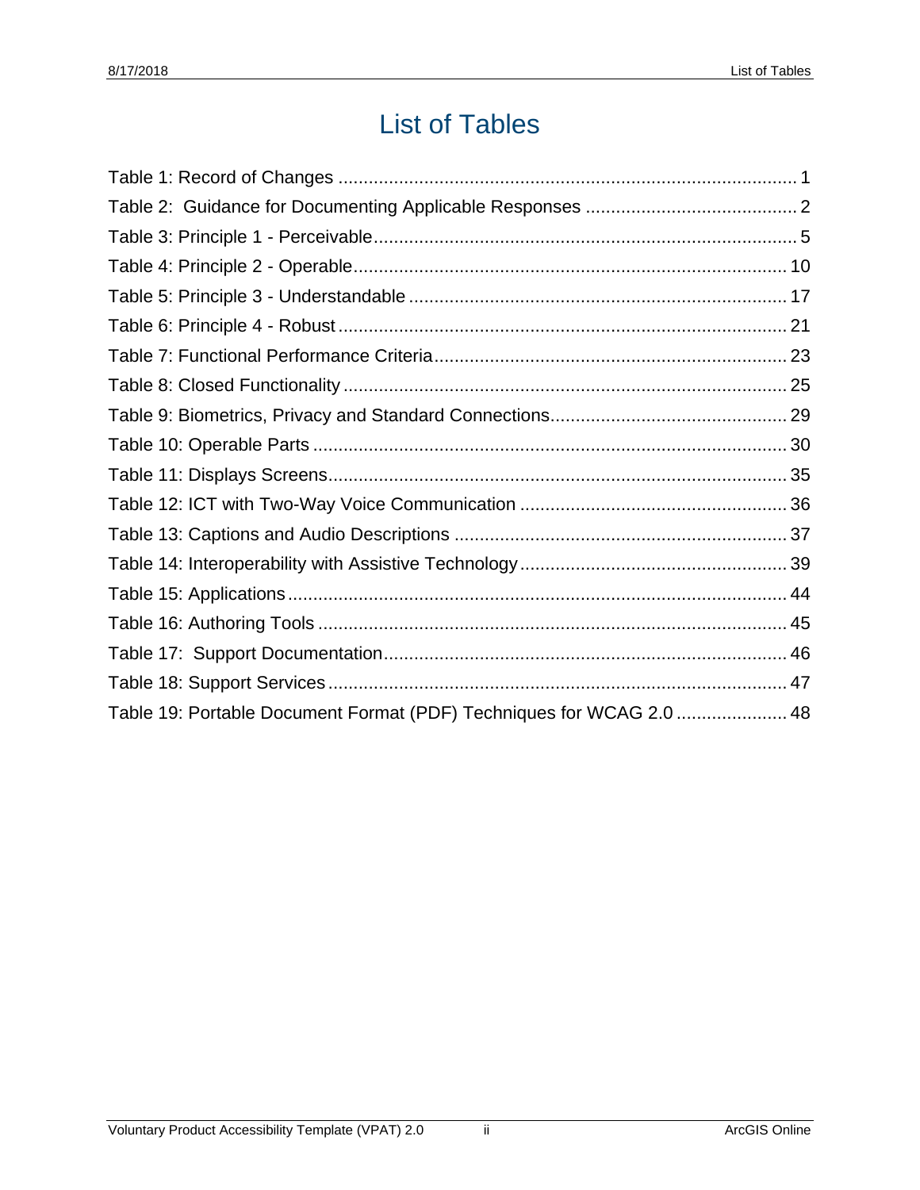# List of Tables

Table 1: Record of Changes ........................................................................................ 1
Table 2:  Guidance for Documenting Applicable Responses ........................................ 2
Table 3: Principle 1 - Perceivable................................................................................ 5
Table 4: Principle 2 - Operable.................................................................................. 10
Table 5: Principle 3 - Understandable ........................................................................ 17
Table 6: Principle 4 - Robust ...................................................................................... 21
Table 7: Functional Performance Criteria.................................................................... 23
Table 8: Closed Functionality ...................................................................................... 25
Table 9: Biometrics, Privacy and Standard Connections.............................................. 29
Table 10: Operable Parts ............................................................................................ 30
Table 11: Displays Screens......................................................................................... 35
Table 12: ICT with Two-Way Voice Communication ................................................... 36
Table 13: Captions and Audio Descriptions ................................................................ 37
Table 14: Interoperability with Assistive Technology................................................... 39
Table 15: Applications................................................................................................. 44
Table 16: Authoring Tools ........................................................................................... 45
Table 17:  Support Documentation.............................................................................. 46
Table 18: Support Services......................................................................................... 47
Table 19: Portable Document Format (PDF) Techniques for WCAG 2.0 ..................... 48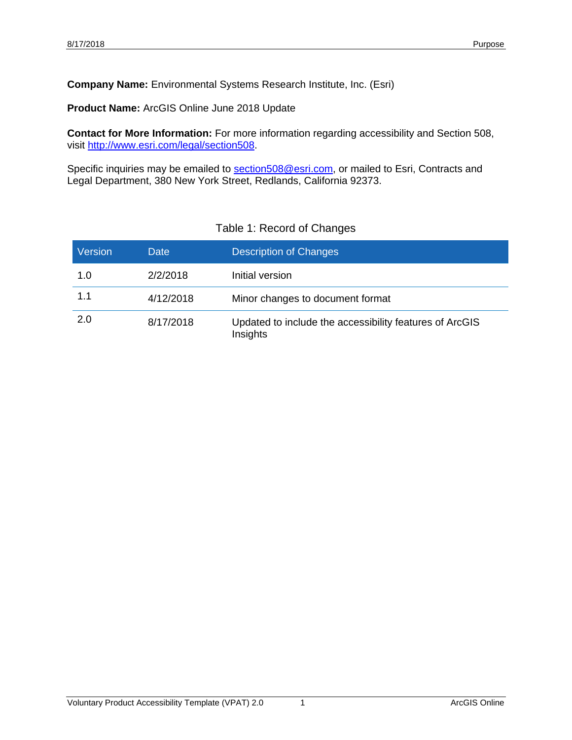**Company Name:** Environmental Systems Research Institute, Inc. (Esri)

**Product Name:** ArcGIS Online June 2018 Update

**Contact for More Information:** For more information regarding accessibility and Section 508, visit [http://www.esri.com/legal/section508](http://www.esri.com/legal/section508).

Specific inquiries may be emailed to [section508@esri.com](mailto:section508@esri.com), or mailed to Esri, Contracts and Legal Department, 380 New York Street, Redlands, California 92373.

Table 1: Record of Changes

| Version | Date | Description of Changes |
| --- | --- | --- |
| 1.0 | 2/2/2018 | Initial version |
| 1.1 | 4/12/2018 | Minor changes to document format |
| 2.0 | 8/17/2018 | Updated to include the accessibility features of ArcGIS Insights |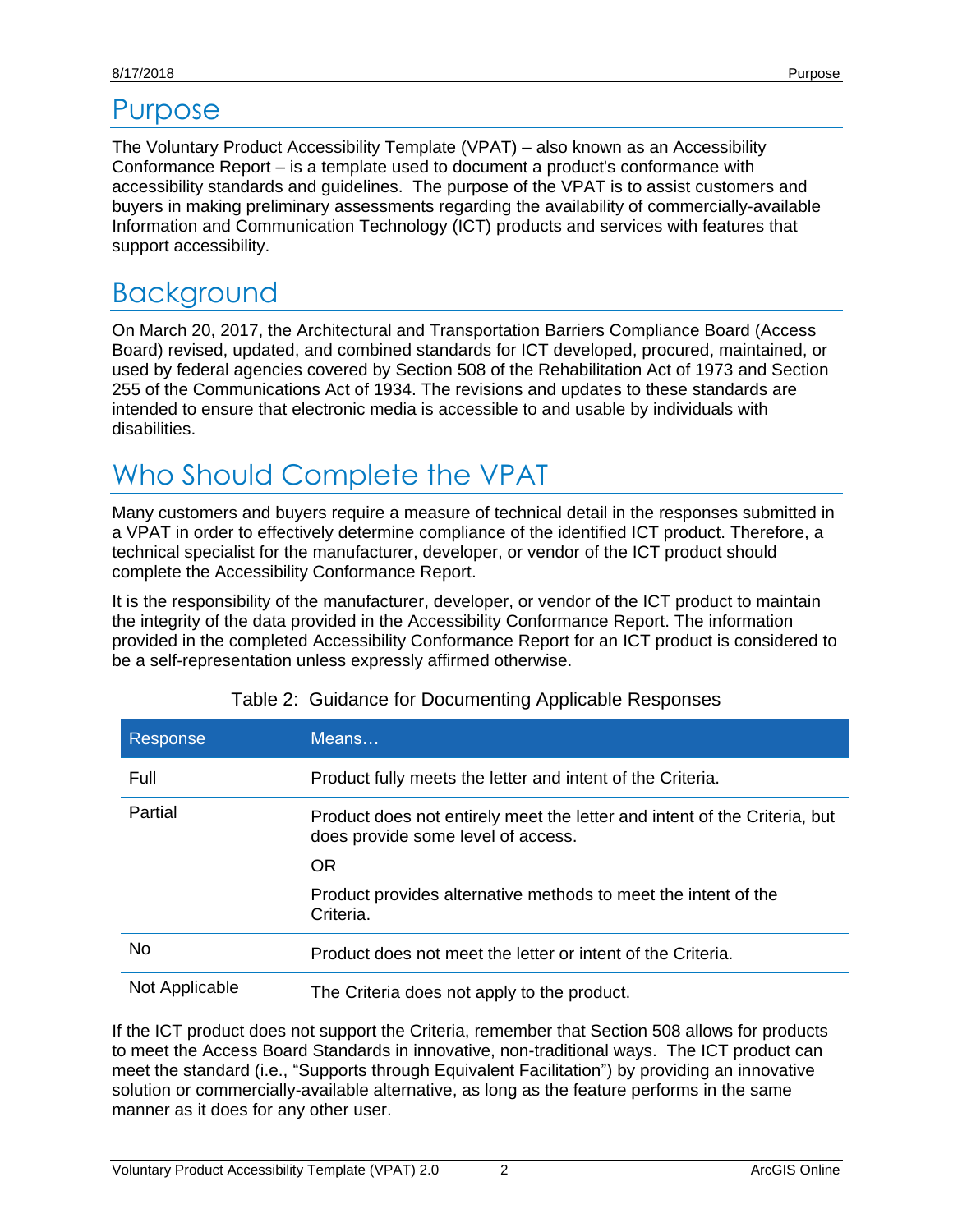# Purpose

The Voluntary Product Accessibility Template (VPAT) – also known as an Accessibility Conformance Report – is a template used to document a product's conformance with accessibility standards and guidelines. The purpose of the VPAT is to assist customers and buyers in making preliminary assessments regarding the availability of commercially-available Information and Communication Technology (ICT) products and services with features that support accessibility.

# Background

On March 20, 2017, the Architectural and Transportation Barriers Compliance Board (Access Board) revised, updated, and combined standards for ICT developed, procured, maintained, or used by federal agencies covered by Section 508 of the Rehabilitation Act of 1973 and Section 255 of the Communications Act of 1934. The revisions and updates to these standards are intended to ensure that electronic media is accessible to and usable by individuals with disabilities.

# Who Should Complete the VPAT

Many customers and buyers require a measure of technical detail in the responses submitted in a VPAT in order to effectively determine compliance of the identified ICT product. Therefore, a technical specialist for the manufacturer, developer, or vendor of the ICT product should complete the Accessibility Conformance Report.

It is the responsibility of the manufacturer, developer, or vendor of the ICT product to maintain the integrity of the data provided in the Accessibility Conformance Report. The information provided in the completed Accessibility Conformance Report for an ICT product is considered to be a self-representation unless expressly affirmed otherwise.

Table 2: Guidance for Documenting Applicable Responses

| Response | Means… |
|---|---|
| Full | Product fully meets the letter and intent of the Criteria. |
| Partial | Product does not entirely meet the letter and intent of the Criteria, but does provide some level of access.<br><br>OR<br><br>Product provides alternative methods to meet the intent of the Criteria. |
| No | Product does not meet the letter or intent of the Criteria. |
| Not Applicable | The Criteria does not apply to the product. |

If the ICT product does not support the Criteria, remember that Section 508 allows for products to meet the Access Board Standards in innovative, non-traditional ways. The ICT product can meet the standard (i.e., "Supports through Equivalent Facilitation") by providing an innovative solution or commercially-available alternative, as long as the feature performs in the same manner as it does for any other user.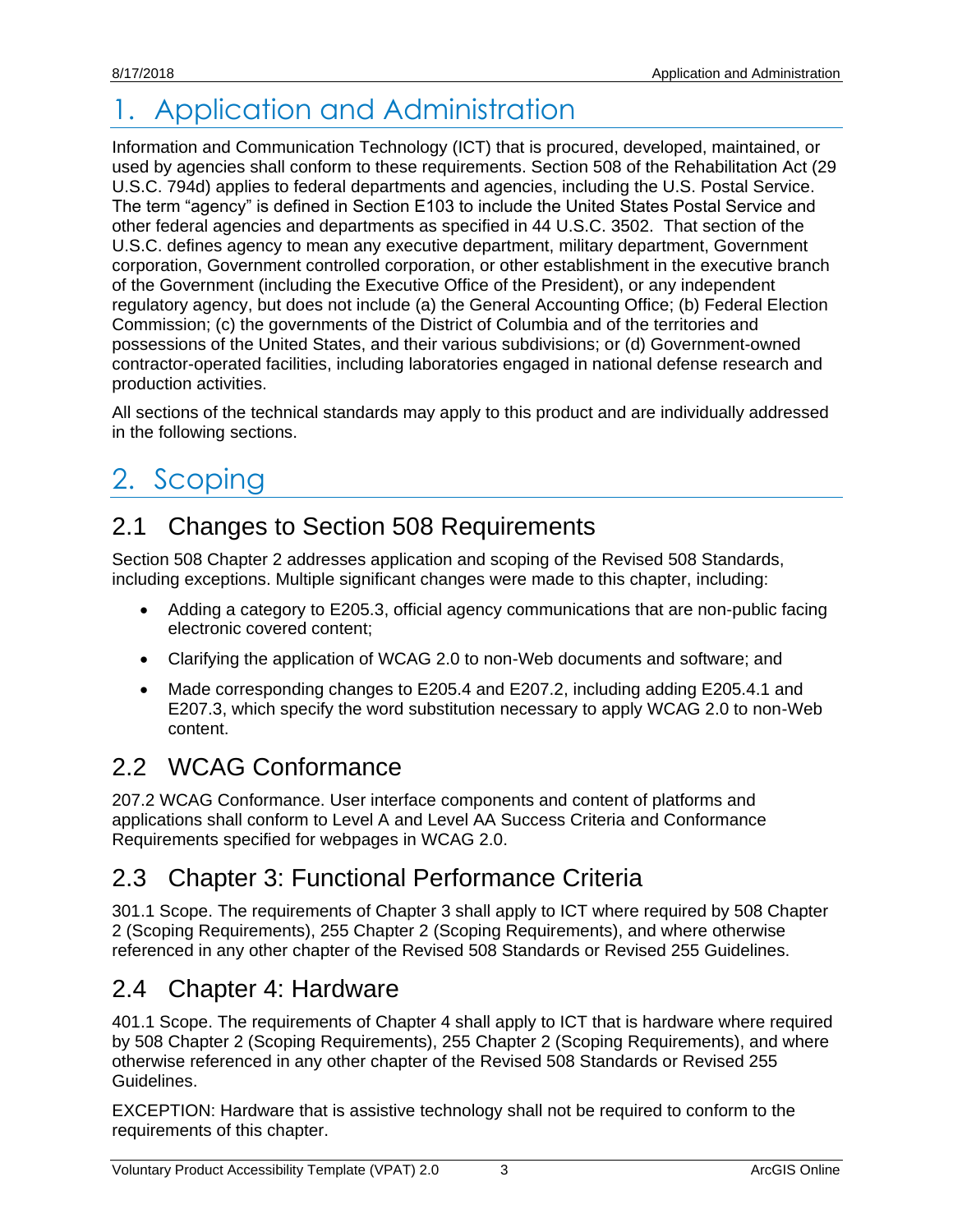# 1. Application and Administration

Information and Communication Technology (ICT) that is procured, developed, maintained, or used by agencies shall conform to these requirements. Section 508 of the Rehabilitation Act (29 U.S.C. 794d) applies to federal departments and agencies, including the U.S. Postal Service. The term "agency" is defined in Section E103 to include the United States Postal Service and other federal agencies and departments as specified in 44 U.S.C. 3502. That section of the U.S.C. defines agency to mean any executive department, military department, Government corporation, Government controlled corporation, or other establishment in the executive branch of the Government (including the Executive Office of the President), or any independent regulatory agency, but does not include (a) the General Accounting Office; (b) Federal Election Commission; (c) the governments of the District of Columbia and of the territories and possessions of the United States, and their various subdivisions; or (d) Government-owned contractor-operated facilities, including laboratories engaged in national defense research and production activities.

All sections of the technical standards may apply to this product and are individually addressed in the following sections.

# 2. Scoping

## 2.1 Changes to Section 508 Requirements

Section 508 Chapter 2 addresses application and scoping of the Revised 508 Standards, including exceptions. Multiple significant changes were made to this chapter, including:

- Adding a category to E205.3, official agency communications that are non-public facing electronic covered content;
- Clarifying the application of WCAG 2.0 to non-Web documents and software; and
- Made corresponding changes to E205.4 and E207.2, including adding E205.4.1 and E207.3, which specify the word substitution necessary to apply WCAG 2.0 to non-Web content.

## 2.2 WCAG Conformance

207.2 WCAG Conformance. User interface components and content of platforms and applications shall conform to Level A and Level AA Success Criteria and Conformance Requirements specified for webpages in WCAG 2.0.

## 2.3 Chapter 3: Functional Performance Criteria

301.1 Scope. The requirements of Chapter 3 shall apply to ICT where required by 508 Chapter 2 (Scoping Requirements), 255 Chapter 2 (Scoping Requirements), and where otherwise referenced in any other chapter of the Revised 508 Standards or Revised 255 Guidelines.

## 2.4 Chapter 4: Hardware

401.1 Scope. The requirements of Chapter 4 shall apply to ICT that is hardware where required by 508 Chapter 2 (Scoping Requirements), 255 Chapter 2 (Scoping Requirements), and where otherwise referenced in any other chapter of the Revised 508 Standards or Revised 255 Guidelines.

EXCEPTION: Hardware that is assistive technology shall not be required to conform to the requirements of this chapter.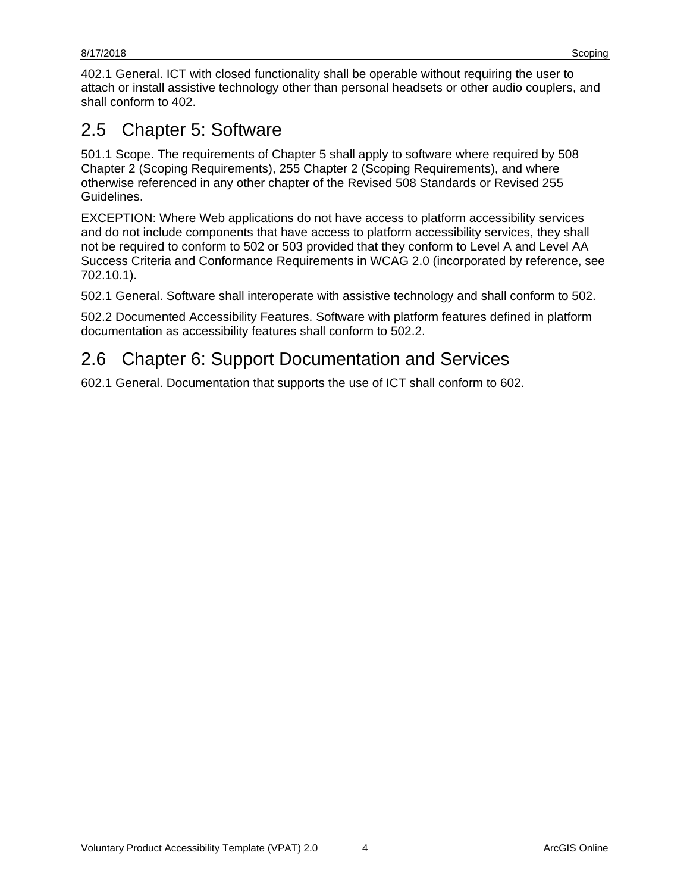402.1 General. ICT with closed functionality shall be operable without requiring the user to attach or install assistive technology other than personal headsets or other audio couplers, and shall conform to 402.

## 2.5 Chapter 5: Software

501.1 Scope. The requirements of Chapter 5 shall apply to software where required by 508 Chapter 2 (Scoping Requirements), 255 Chapter 2 (Scoping Requirements), and where otherwise referenced in any other chapter of the Revised 508 Standards or Revised 255 Guidelines.

EXCEPTION: Where Web applications do not have access to platform accessibility services and do not include components that have access to platform accessibility services, they shall not be required to conform to 502 or 503 provided that they conform to Level A and Level AA Success Criteria and Conformance Requirements in WCAG 2.0 (incorporated by reference, see 702.10.1).

502.1 General. Software shall interoperate with assistive technology and shall conform to 502.

502.2 Documented Accessibility Features. Software with platform features defined in platform documentation as accessibility features shall conform to 502.2.

## 2.6 Chapter 6: Support Documentation and Services

602.1 General. Documentation that supports the use of ICT shall conform to 602.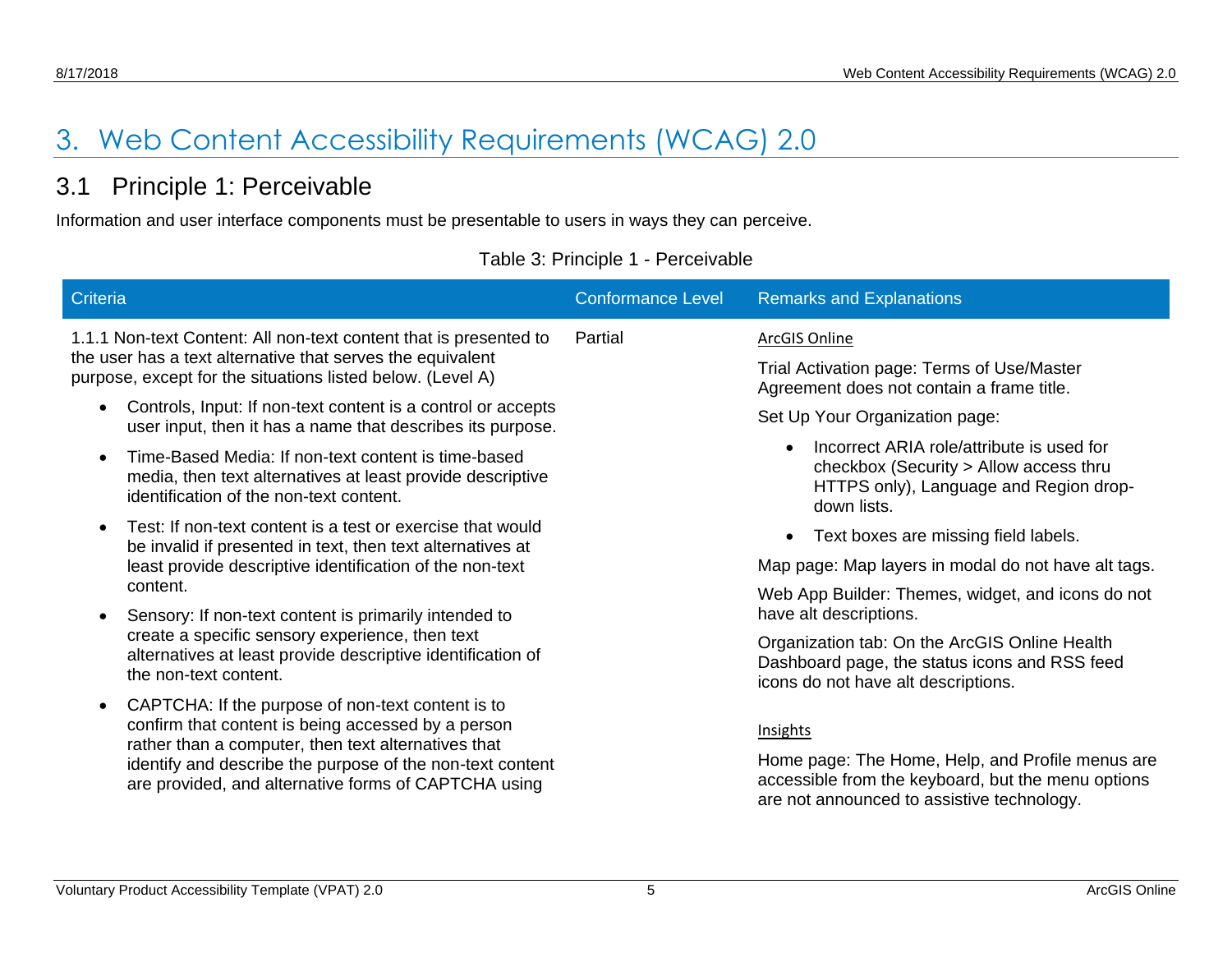# 3. Web Content Accessibility Requirements (WCAG) 2.0

## 3.1 Principle 1: Perceivable

Information and user interface components must be presentable to users in ways they can perceive.

Table 3: Principle 1 - Perceivable

| Criteria | Conformance Level | Remarks and Explanations |
|---|---|---|
| 1.1.1 Non-text Content: All non-text content that is presented to the user has a text alternative that serves the equivalent purpose, except for the situations listed below. (Level A)<br>• Controls, Input: If non-text content is a control or accepts user input, then it has a name that describes its purpose.<br>• Time-Based Media: If non-text content is time-based media, then text alternatives at least provide descriptive identification of the non-text content.<br>• Test: If non-text content is a test or exercise that would be invalid if presented in text, then text alternatives at least provide descriptive identification of the non-text content.<br>• Sensory: If non-text content is primarily intended to create a specific sensory experience, then text alternatives at least provide descriptive identification of the non-text content.<br>• CAPTCHA: If the purpose of non-text content is to confirm that content is being accessed by a person rather than a computer, then text alternatives that identify and describe the purpose of the non-text content are provided, and alternative forms of CAPTCHA using | Partial | ArcGIS Online<br>Trial Activation page: Terms of Use/Master Agreement does not contain a frame title.<br>Set Up Your Organization page:<br>• Incorrect ARIA role/attribute is used for checkbox (Security > Allow access thru HTTPS only), Language and Region drop-down lists.<br>• Text boxes are missing field labels.<br>Map page: Map layers in modal do not have alt tags.<br>Web App Builder: Themes, widget, and icons do not have alt descriptions.<br>Organization tab: On the ArcGIS Online Health Dashboard page, the status icons and RSS feed icons do not have alt descriptions.<br><br>Insights<br>Home page: The Home, Help, and Profile menus are accessible from the keyboard, but the menu options are not announced to assistive technology. |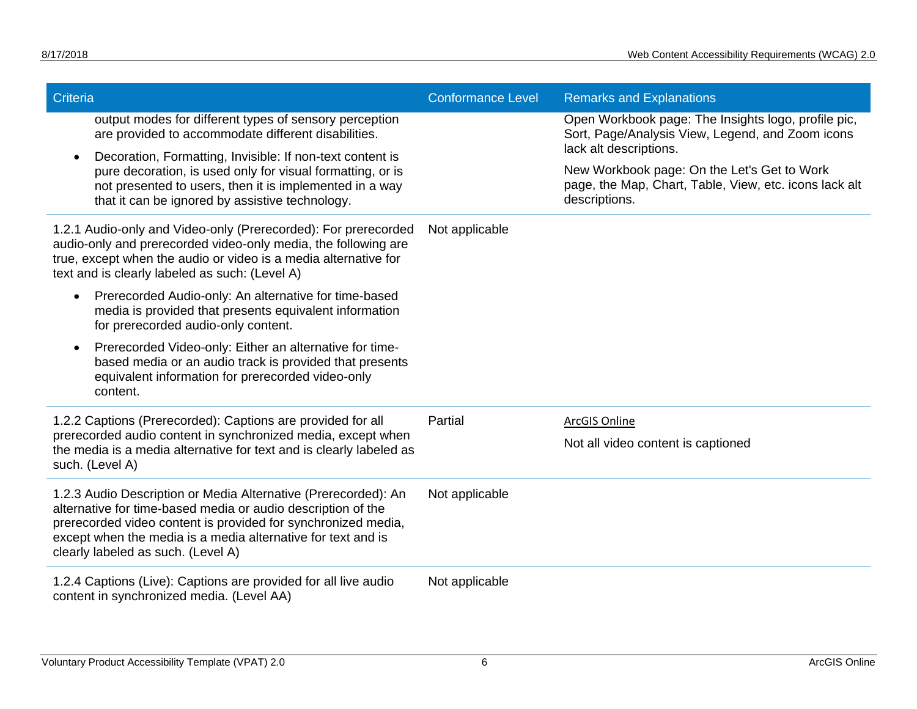| Criteria | Conformance Level | Remarks and Explanations |
|---|---|---|
| output modes for different types of sensory perception are provided to accommodate different disabilities.<br>• Decoration, Formatting, Invisible: If non-text content is pure decoration, is used only for visual formatting, or is not presented to users, then it is implemented in a way that it can be ignored by assistive technology. | | Open Workbook page: The Insights logo, profile pic, Sort, Page/Analysis View, Legend, and Zoom icons lack alt descriptions.<br>New Workbook page: On the Let's Get to Work page, the Map, Chart, Table, View, etc. icons lack alt descriptions. |
| 1.2.1 Audio-only and Video-only (Prerecorded): For prerecorded audio-only and prerecorded video-only media, the following are true, except when the audio or video is a media alternative for text and is clearly labeled as such: (Level A)<br>• Prerecorded Audio-only: An alternative for time-based media is provided that presents equivalent information for prerecorded audio-only content.<br>• Prerecorded Video-only: Either an alternative for time-based media or an audio track is provided that presents equivalent information for prerecorded video-only content. | Not applicable | |
| 1.2.2 Captions (Prerecorded): Captions are provided for all prerecorded audio content in synchronized media, except when the media is a media alternative for text and is clearly labeled as such. (Level A) | Partial | ArcGIS Online<br>Not all video content is captioned |
| 1.2.3 Audio Description or Media Alternative (Prerecorded): An alternative for time-based media or audio description of the prerecorded video content is provided for synchronized media, except when the media is a media alternative for text and is clearly labeled as such. (Level A) | Not applicable | |
| 1.2.4 Captions (Live): Captions are provided for all live audio content in synchronized media. (Level AA) | Not applicable | |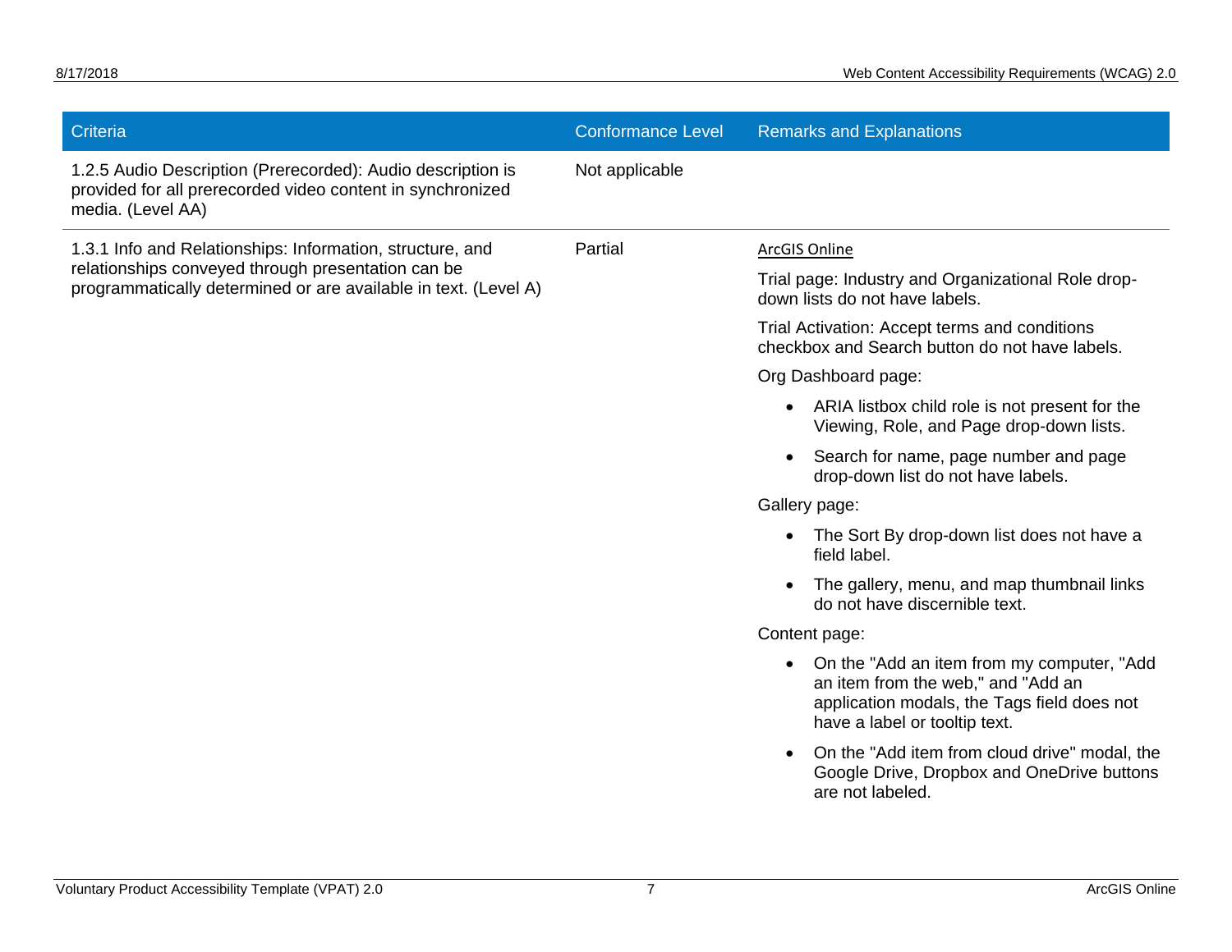| Criteria | Conformance Level | Remarks and Explanations |
| --- | --- | --- |
| 1.2.5 Audio Description (Prerecorded): Audio description is provided for all prerecorded video content in synchronized media. (Level AA) | Not applicable | |
| 1.3.1 Info and Relationships: Information, structure, and relationships conveyed through presentation can be programmatically determined or are available in text. (Level A) | Partial | ArcGIS Online<br><br>Trial page: Industry and Organizational Role drop-down lists do not have labels.<br><br>Trial Activation: Accept terms and conditions checkbox and Search button do not have labels.<br><br>Org Dashboard page:<br><br>• ARIA listbox child role is not present for the Viewing, Role, and Page drop-down lists.<br><br>• Search for name, page number and page drop-down list do not have labels.<br><br>Gallery page:<br><br>• The Sort By drop-down list does not have a field label.<br><br>• The gallery, menu, and map thumbnail links do not have discernible text.<br><br>Content page:<br><br>• On the "Add an item from my computer, "Add an item from the web," and "Add an application modals, the Tags field does not have a label or tooltip text.<br><br>• On the "Add item from cloud drive" modal, the Google Drive, Dropbox and OneDrive buttons are not labeled. |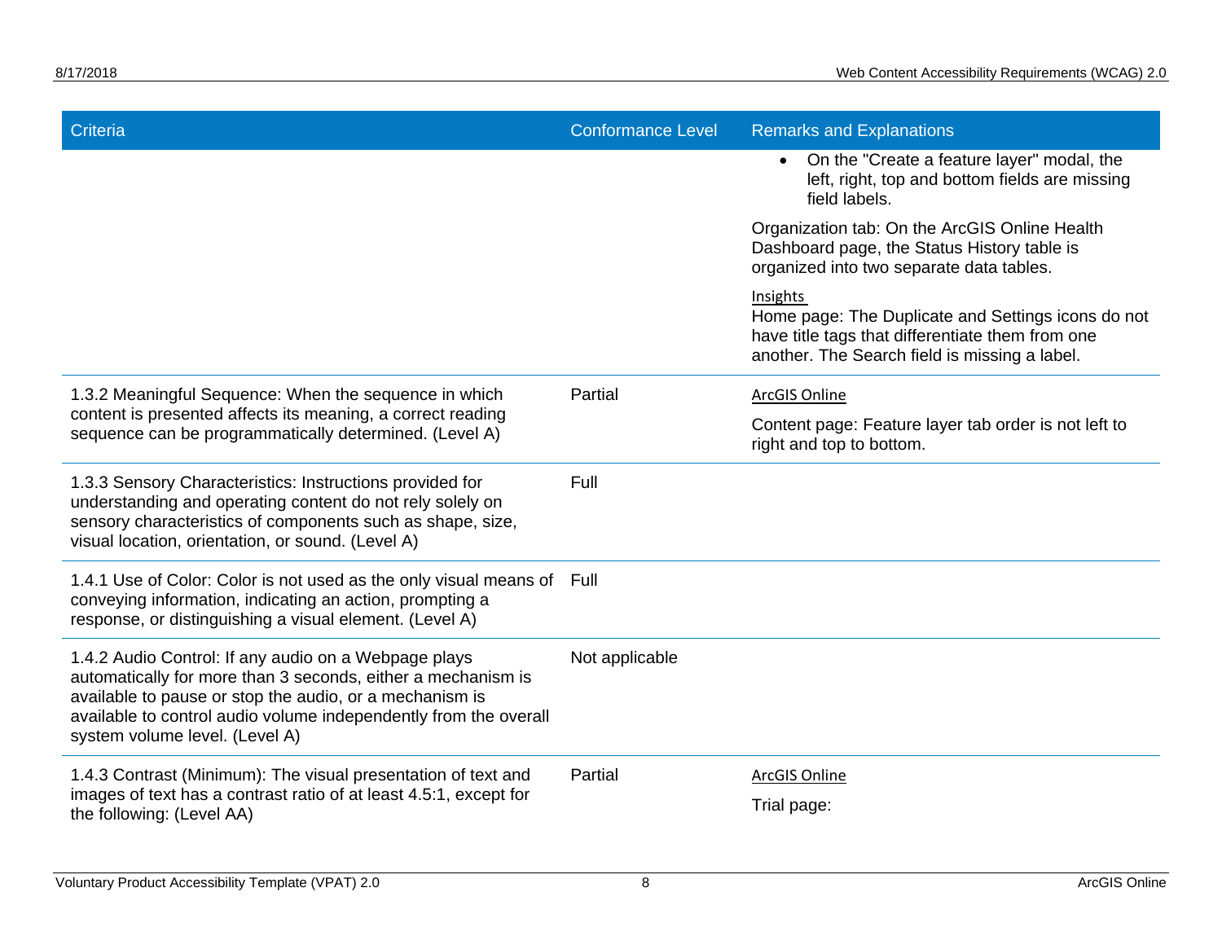| Criteria | Conformance Level | Remarks and Explanations |
| --- | --- | --- |
| | | • On the "Create a feature layer" modal, the left, right, top and bottom fields are missing field labels.<br><br>Organization tab: On the ArcGIS Online Health Dashboard page, the Status History table is organized into two separate data tables.<br><br>Insights<br>Home page: The Duplicate and Settings icons do not have title tags that differentiate them from one another. The Search field is missing a label. |
| 1.3.2 Meaningful Sequence: When the sequence in which content is presented affects its meaning, a correct reading sequence can be programmatically determined. (Level A) | Partial | ArcGIS Online<br><br>Content page: Feature layer tab order is not left to right and top to bottom. |
| 1.3.3 Sensory Characteristics: Instructions provided for understanding and operating content do not rely solely on sensory characteristics of components such as shape, size, visual location, orientation, or sound. (Level A) | Full | |
| 1.4.1 Use of Color: Color is not used as the only visual means of conveying information, indicating an action, prompting a response, or distinguishing a visual element. (Level A) | Full | |
| 1.4.2 Audio Control: If any audio on a Webpage plays automatically for more than 3 seconds, either a mechanism is available to pause or stop the audio, or a mechanism is available to control audio volume independently from the overall system volume level. (Level A) | Not applicable | |
| 1.4.3 Contrast (Minimum): The visual presentation of text and images of text has a contrast ratio of at least 4.5:1, except for the following: (Level AA) | Partial | ArcGIS Online<br><br>Trial page: |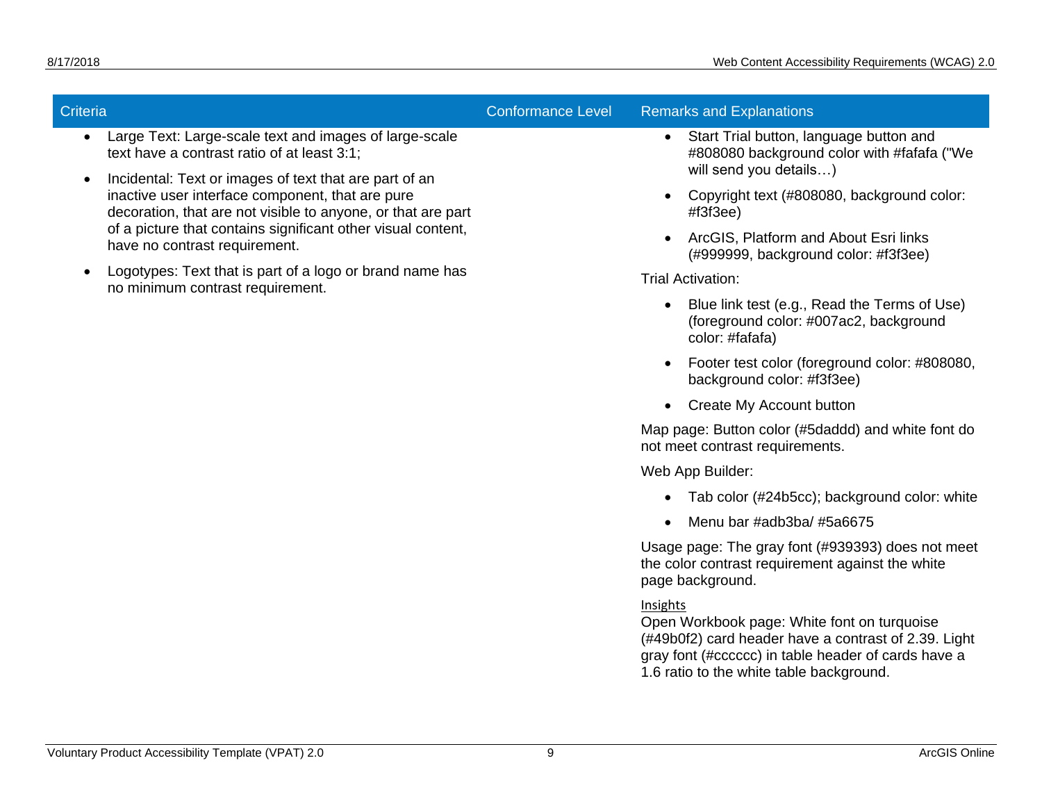| Criteria | Conformance Level | Remarks and Explanations |
| --- | --- | --- |
| • Large Text: Large-scale text and images of large-scale text have a contrast ratio of at least 3:1;<br>• Incidental: Text or images of text that are part of an inactive user interface component, that are pure decoration, that are not visible to anyone, or that are part of a picture that contains significant other visual content, have no contrast requirement.<br>• Logotypes: Text that is part of a logo or brand name has no minimum contrast requirement. | | • Start Trial button, language button and #808080 background color with #fafafa ("We will send you details…)<br>• Copyright text (#808080, background color: #f3f3ee)<br>• ArcGIS, Platform and About Esri links (#999999, background color: #f3f3ee)<br>Trial Activation:<br>• Blue link test (e.g., Read the Terms of Use) (foreground color: #007ac2, background color: #fafafa)<br>• Footer test color (foreground color: #808080, background color: #f3f3ee)<br>• Create My Account button<br>Map page: Button color (#5daddd) and white font do not meet contrast requirements.<br>Web App Builder:<br>• Tab color (#24b5cc); background color: white<br>• Menu bar #adb3ba/ #5a6675<br>Usage page: The gray font (#939393) does not meet the color contrast requirement against the white page background.<br>Insights<br>Open Workbook page: White font on turquoise (#49b0f2) card header have a contrast of 2.39. Light gray font (#cccccc) in table header of cards have a 1.6 ratio to the white table background. |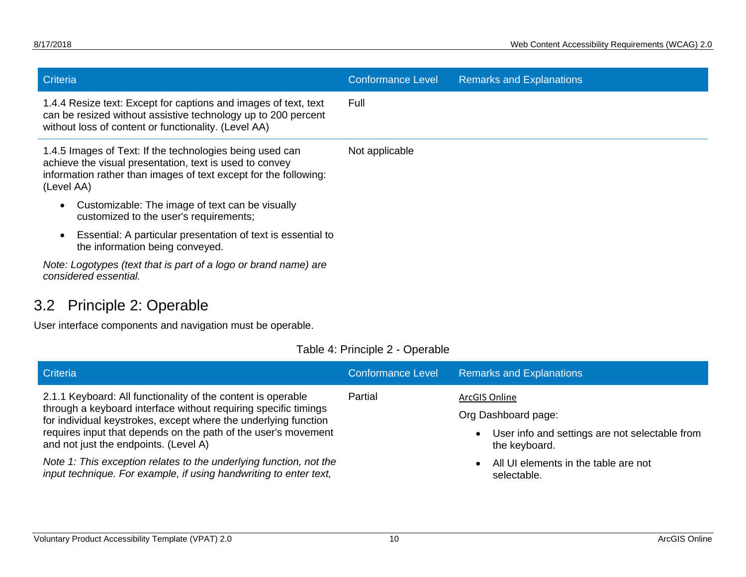| Criteria | Conformance Level | Remarks and Explanations |
| --- | --- | --- |
| 1.4.4 Resize text: Except for captions and images of text, text can be resized without assistive technology up to 200 percent without loss of content or functionality. (Level AA) | Full | |
| 1.4.5 Images of Text: If the technologies being used can achieve the visual presentation, text is used to convey information rather than images of text except for the following: (Level AA)<br>• Customizable: The image of text can be visually customized to the user's requirements;<br>• Essential: A particular presentation of text is essential to the information being conveyed.<br>*Note: Logotypes (text that is part of a logo or brand name) are considered essential.* | Not applicable | |

## 3.2 Principle 2: Operable

User interface components and navigation must be operable.

Table 4: Principle 2 - Operable

| Criteria | Conformance Level | Remarks and Explanations |
| --- | --- | --- |
| 2.1.1 Keyboard: All functionality of the content is operable through a keyboard interface without requiring specific timings for individual keystrokes, except where the underlying function requires input that depends on the path of the user's movement and not just the endpoints. (Level A)<br>*Note 1: This exception relates to the underlying function, not the input technique. For example, if using handwriting to enter text,* | Partial | ArcGIS Online<br>Org Dashboard page:<br>• User info and settings are not selectable from the keyboard.<br>• All UI elements in the table are not selectable. |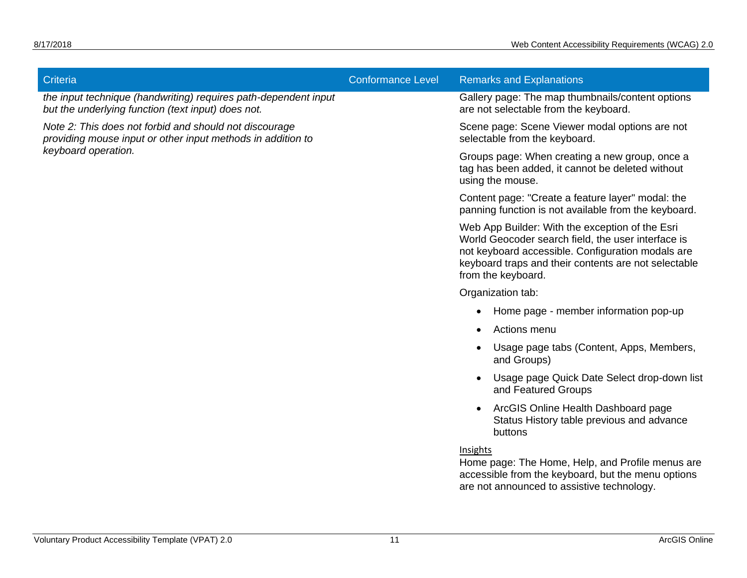| Criteria | Conformance Level | Remarks and Explanations |
|---|---|---|
| *the input technique (handwriting) requires path-dependent input but the underlying function (text input) does not.*<br><br>*Note 2: This does not forbid and should not discourage providing mouse input or other input methods in addition to keyboard operation.* | | Gallery page: The map thumbnails/content options are not selectable from the keyboard.<br><br>Scene page: Scene Viewer modal options are not selectable from the keyboard.<br><br>Groups page: When creating a new group, once a tag has been added, it cannot be deleted without using the mouse.<br><br>Content page: "Create a feature layer" modal: the panning function is not available from the keyboard.<br><br>Web App Builder: With the exception of the Esri World Geocoder search field, the user interface is not keyboard accessible. Configuration modals are keyboard traps and their contents are not selectable from the keyboard.<br><br>Organization tab:<br>• Home page - member information pop-up<br>• Actions menu<br>• Usage page tabs (Content, Apps, Members, and Groups)<br>• Usage page Quick Date Select drop-down list and Featured Groups<br>• ArcGIS Online Health Dashboard page Status History table previous and advance buttons<br><br><u>Insights</u><br>Home page: The Home, Help, and Profile menus are accessible from the keyboard, but the menu options are not announced to assistive technology. |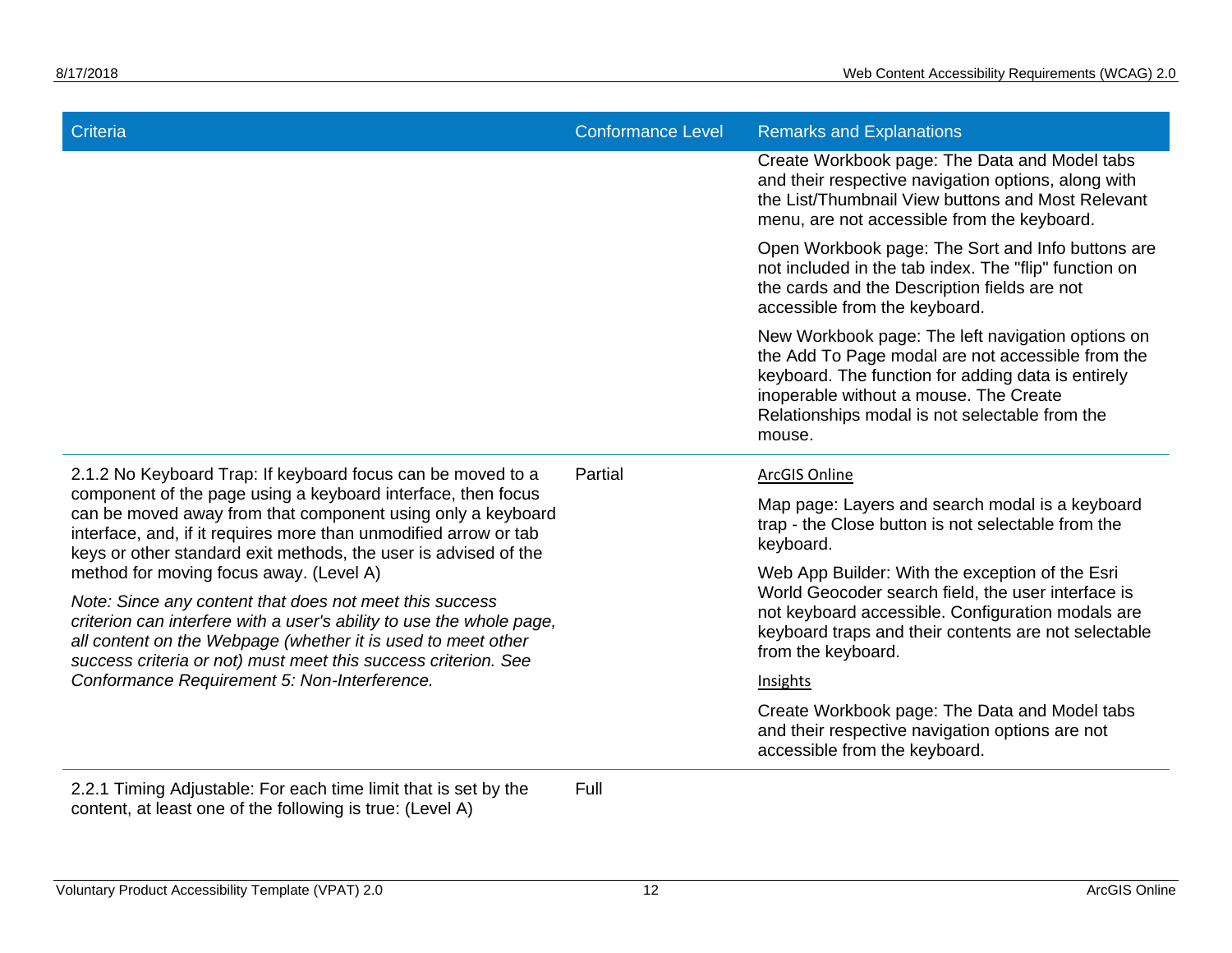| Criteria | Conformance Level | Remarks and Explanations |
| --- | --- | --- |
| | | Create Workbook page: The Data and Model tabs and their respective navigation options, along with the List/Thumbnail View buttons and Most Relevant menu, are not accessible from the keyboard.<br><br>Open Workbook page: The Sort and Info buttons are not included in the tab index. The "flip" function on the cards and the Description fields are not accessible from the keyboard.<br><br>New Workbook page: The left navigation options on the Add To Page modal are not accessible from the keyboard. The function for adding data is entirely inoperable without a mouse. The Create Relationships modal is not selectable from the mouse. |
| 2.1.2 No Keyboard Trap: If keyboard focus can be moved to a component of the page using a keyboard interface, then focus can be moved away from that component using only a keyboard interface, and, if it requires more than unmodified arrow or tab keys or other standard exit methods, the user is advised of the method for moving focus away. (Level A)<br><br>*Note: Since any content that does not meet this success criterion can interfere with a user's ability to use the whole page, all content on the Webpage (whether it is used to meet other success criteria or not) must meet this success criterion. See Conformance Requirement 5: Non-Interference.* | Partial | ArcGIS Online<br><br>Map page: Layers and search modal is a keyboard trap - the Close button is not selectable from the keyboard.<br><br>Web App Builder: With the exception of the Esri World Geocoder search field, the user interface is not keyboard accessible. Configuration modals are keyboard traps and their contents are not selectable from the keyboard.<br><br>Insights<br><br>Create Workbook page: The Data and Model tabs and their respective navigation options are not accessible from the keyboard. |
| 2.2.1 Timing Adjustable: For each time limit that is set by the content, at least one of the following is true: (Level A) | Full | |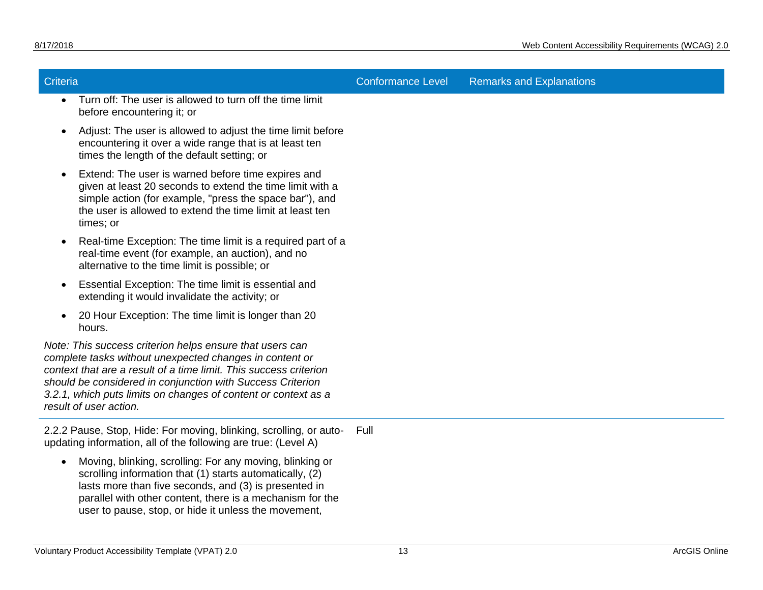| Criteria | Conformance Level | Remarks and Explanations |
|---|---|---|
| • Turn off: The user is allowed to turn off the time limit before encountering it; or<br>• Adjust: The user is allowed to adjust the time limit before encountering it over a wide range that is at least ten times the length of the default setting; or<br>• Extend: The user is warned before time expires and given at least 20 seconds to extend the time limit with a simple action (for example, "press the space bar"), and the user is allowed to extend the time limit at least ten times; or<br>• Real-time Exception: The time limit is a required part of a real-time event (for example, an auction), and no alternative to the time limit is possible; or<br>• Essential Exception: The time limit is essential and extending it would invalidate the activity; or<br>• 20 Hour Exception: The time limit is longer than 20 hours.<br>*Note: This success criterion helps ensure that users can complete tasks without unexpected changes in content or context that are a result of a time limit. This success criterion should be considered in conjunction with Success Criterion 3.2.1, which puts limits on changes of content or context as a result of user action.* | | |
| 2.2.2 Pause, Stop, Hide: For moving, blinking, scrolling, or auto-updating information, all of the following are true: (Level A)<br>• Moving, blinking, scrolling: For any moving, blinking or scrolling information that (1) starts automatically, (2) lasts more than five seconds, and (3) is presented in parallel with other content, there is a mechanism for the user to pause, stop, or hide it unless the movement, | Full | |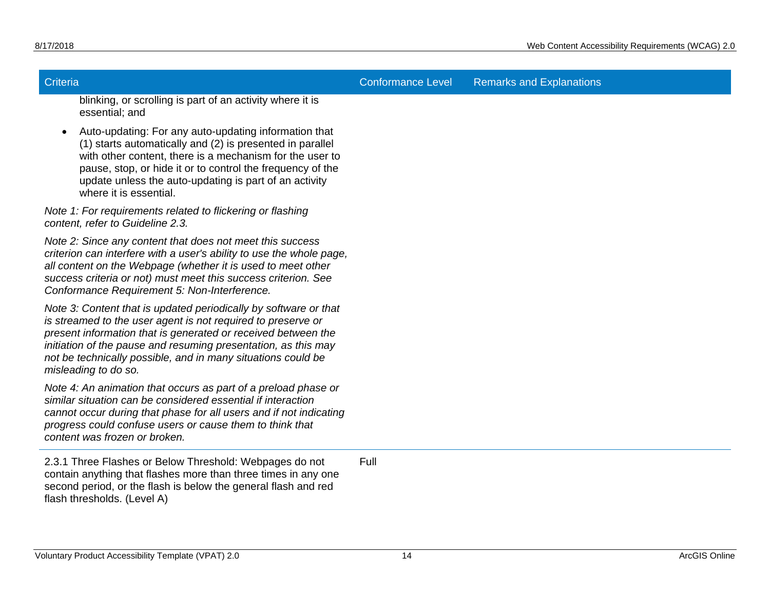| Criteria | Conformance Level | Remarks and Explanations |
| --- | --- | --- |
| blinking, or scrolling is part of an activity where it is essential; and<br>• Auto-updating: For any auto-updating information that (1) starts automatically and (2) is presented in parallel with other content, there is a mechanism for the user to pause, stop, or hide it or to control the frequency of the update unless the auto-updating is part of an activity where it is essential.<br>*Note 1: For requirements related to flickering or flashing content, refer to Guideline 2.3.*<br>*Note 2: Since any content that does not meet this success criterion can interfere with a user's ability to use the whole page, all content on the Webpage (whether it is used to meet other success criteria or not) must meet this success criterion. See Conformance Requirement 5: Non-Interference.*<br>*Note 3: Content that is updated periodically by software or that is streamed to the user agent is not required to preserve or present information that is generated or received between the initiation of the pause and resuming presentation, as this may not be technically possible, and in many situations could be misleading to do so.*<br>*Note 4: An animation that occurs as part of a preload phase or similar situation can be considered essential if interaction cannot occur during that phase for all users and if not indicating progress could confuse users or cause them to think that content was frozen or broken.* | | |
| 2.3.1 Three Flashes or Below Threshold: Webpages do not contain anything that flashes more than three times in any one second period, or the flash is below the general flash and red flash thresholds. (Level A) | Full | |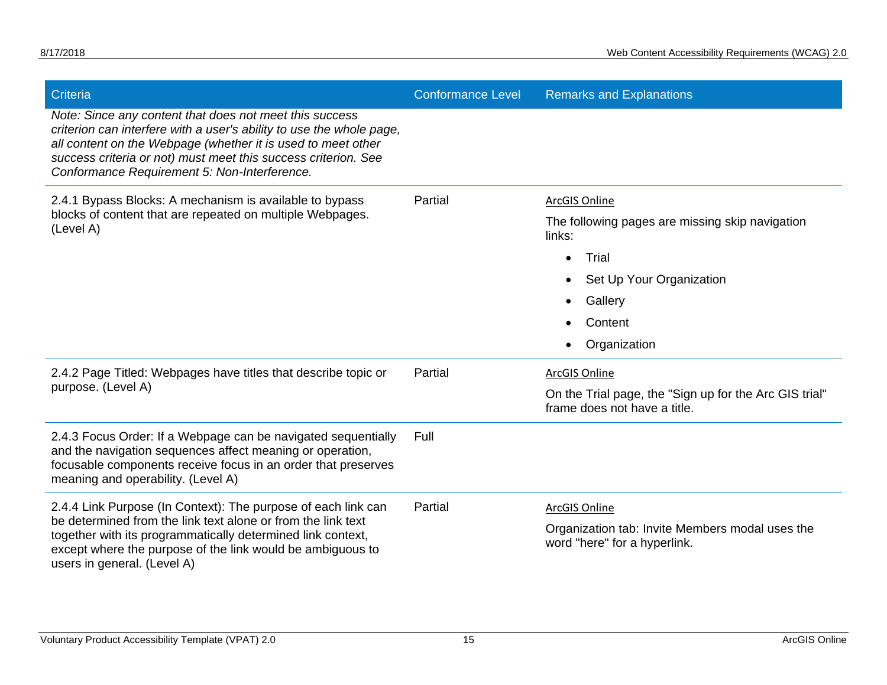| Criteria | Conformance Level | Remarks and Explanations |
|---|---|---|
| *Note: Since any content that does not meet this success criterion can interfere with a user's ability to use the whole page, all content on the Webpage (whether it is used to meet other success criteria or not) must meet this success criterion. See Conformance Requirement 5: Non-Interference.* | | |
| 2.4.1 Bypass Blocks: A mechanism is available to bypass blocks of content that are repeated on multiple Webpages. (Level A) | Partial | ArcGIS Online<br><br>The following pages are missing skip navigation links:<br><br>• Trial<br>• Set Up Your Organization<br>• Gallery<br>• Content<br>• Organization |
| 2.4.2 Page Titled: Webpages have titles that describe topic or purpose. (Level A) | Partial | ArcGIS Online<br><br>On the Trial page, the "Sign up for the Arc GIS trial" frame does not have a title. |
| 2.4.3 Focus Order: If a Webpage can be navigated sequentially and the navigation sequences affect meaning or operation, focusable components receive focus in an order that preserves meaning and operability. (Level A) | Full | |
| 2.4.4 Link Purpose (In Context): The purpose of each link can be determined from the link text alone or from the link text together with its programmatically determined link context, except where the purpose of the link would be ambiguous to users in general. (Level A) | Partial | ArcGIS Online<br><br>Organization tab: Invite Members modal uses the word "here" for a hyperlink. |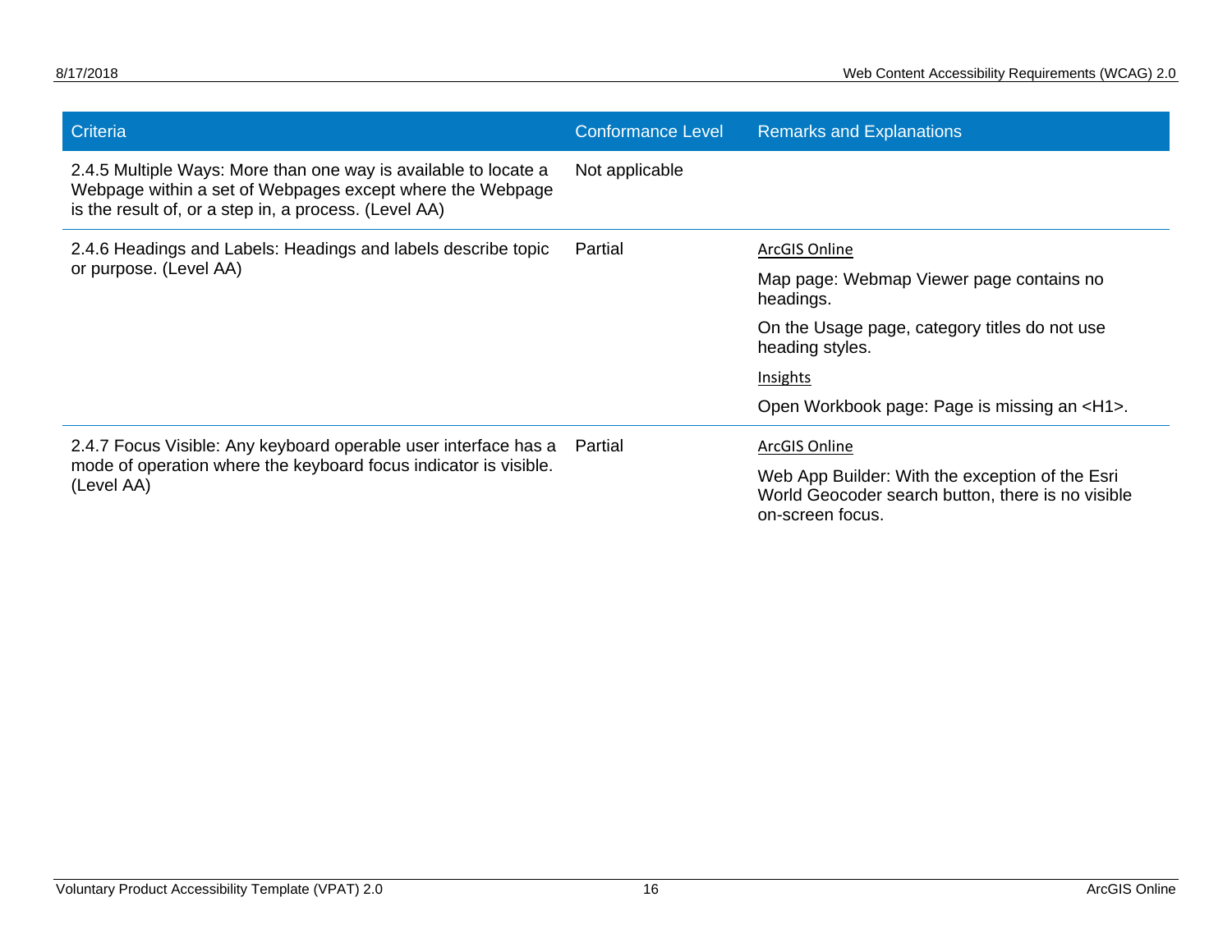| Criteria | Conformance Level | Remarks and Explanations |
|---|---|---|
| 2.4.5 Multiple Ways: More than one way is available to locate a Webpage within a set of Webpages except where the Webpage is the result of, or a step in, a process. (Level AA) | Not applicable | |
| 2.4.6 Headings and Labels: Headings and labels describe topic or purpose. (Level AA) | Partial | ArcGIS Online<br><br>Map page: Webmap Viewer page contains no headings.<br><br>On the Usage page, category titles do not use heading styles.<br><br>Insights<br><br>Open Workbook page: Page is missing an <H1>. |
| 2.4.7 Focus Visible: Any keyboard operable user interface has a mode of operation where the keyboard focus indicator is visible. (Level AA) | Partial | ArcGIS Online<br><br>Web App Builder: With the exception of the Esri World Geocoder search button, there is no visible on-screen focus. |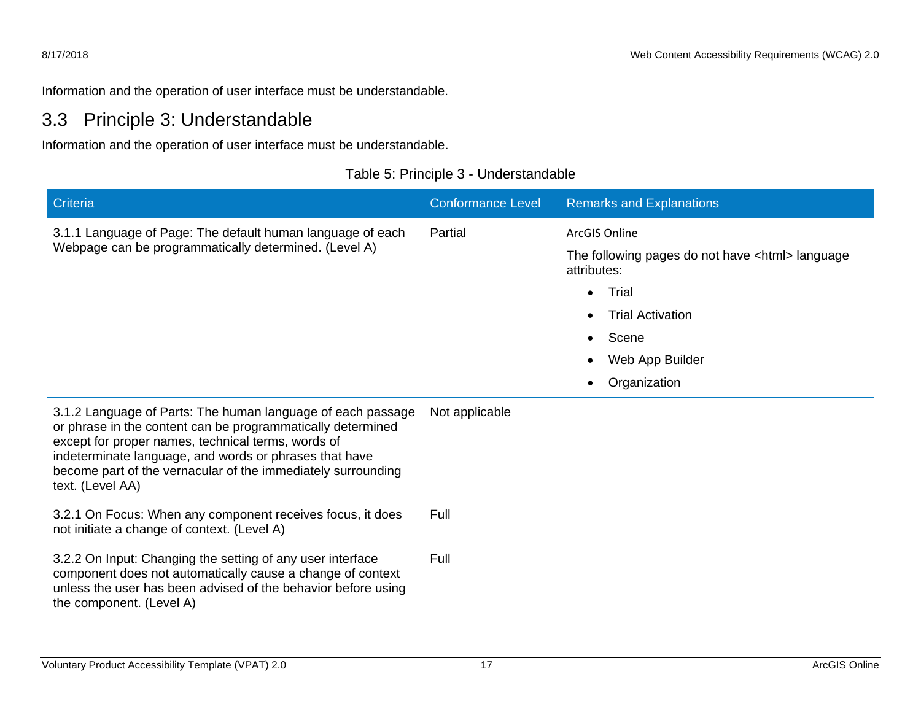Information and the operation of user interface must be understandable.

## 3.3 Principle 3: Understandable

Information and the operation of user interface must be understandable.

Table 5: Principle 3 - Understandable

| Criteria | Conformance Level | Remarks and Explanations |
|---|---|---|
| 3.1.1 Language of Page: The default human language of each Webpage can be programmatically determined. (Level A) | Partial | ArcGIS Online<br><br>The following pages do not have <html> language attributes:<br><br>• Trial<br>• Trial Activation<br>• Scene<br>• Web App Builder<br>• Organization |
| 3.1.2 Language of Parts: The human language of each passage or phrase in the content can be programmatically determined except for proper names, technical terms, words of indeterminate language, and words or phrases that have become part of the vernacular of the immediately surrounding text. (Level AA) | Not applicable | |
| 3.2.1 On Focus: When any component receives focus, it does not initiate a change of context. (Level A) | Full | |
| 3.2.2 On Input: Changing the setting of any user interface component does not automatically cause a change of context unless the user has been advised of the behavior before using the component. (Level A) | Full | |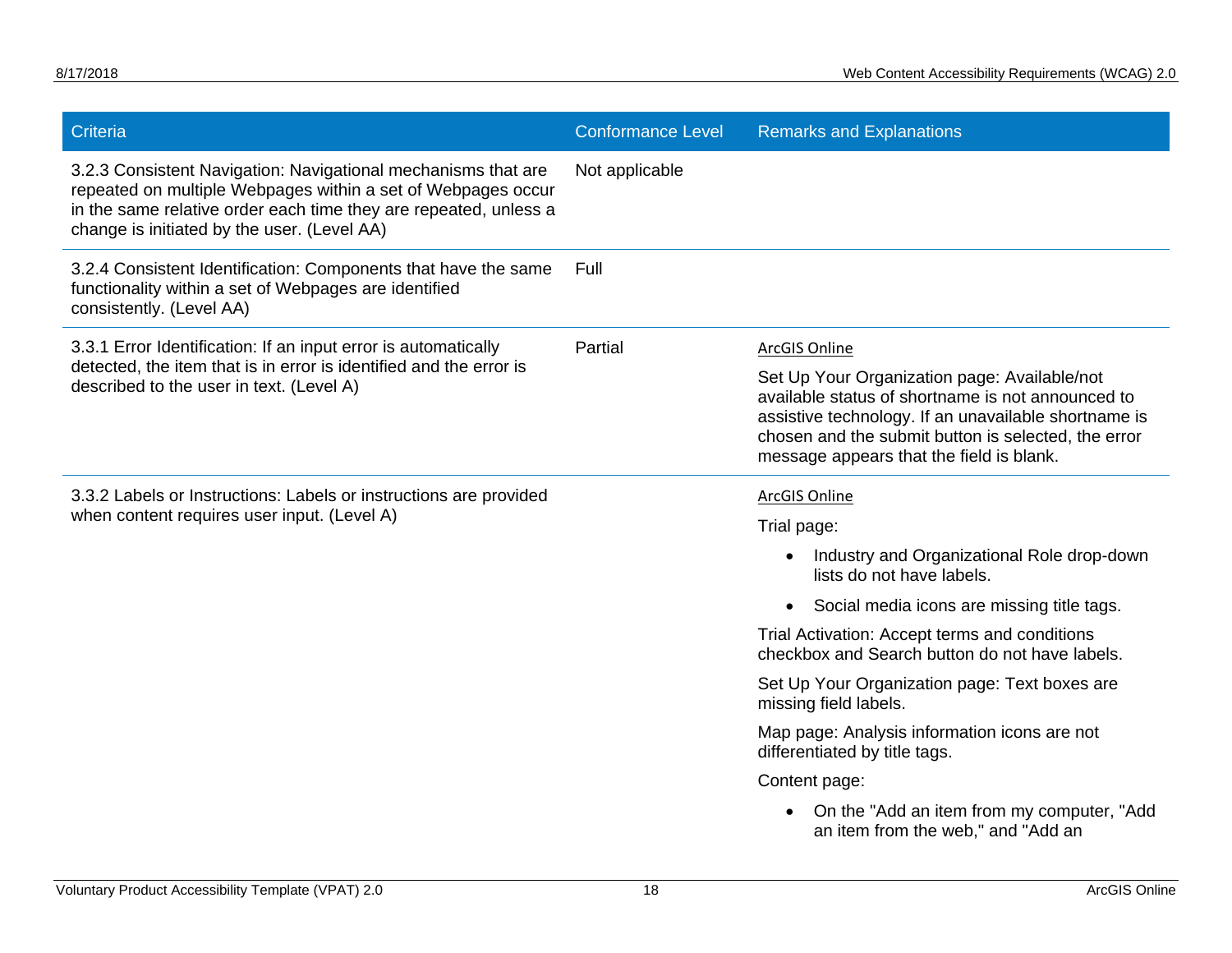| Criteria | Conformance Level | Remarks and Explanations |
| --- | --- | --- |
| 3.2.3 Consistent Navigation: Navigational mechanisms that are repeated on multiple Webpages within a set of Webpages occur in the same relative order each time they are repeated, unless a change is initiated by the user. (Level AA) | Not applicable | |
| 3.2.4 Consistent Identification: Components that have the same functionality within a set of Webpages are identified consistently. (Level AA) | Full | |
| 3.3.1 Error Identification: If an input error is automatically detected, the item that is in error is identified and the error is described to the user in text. (Level A) | Partial | ArcGIS Online<br><br>Set Up Your Organization page: Available/not available status of shortname is not announced to assistive technology. If an unavailable shortname is chosen and the submit button is selected, the error message appears that the field is blank. |
| 3.3.2 Labels or Instructions: Labels or instructions are provided when content requires user input. (Level A) | | ArcGIS Online<br><br>Trial page:<br><br>• Industry and Organizational Role drop-down lists do not have labels.<br>• Social media icons are missing title tags.<br><br>Trial Activation: Accept terms and conditions checkbox and Search button do not have labels.<br><br>Set Up Your Organization page: Text boxes are missing field labels.<br><br>Map page: Analysis information icons are not differentiated by title tags.<br><br>Content page:<br><br>• On the "Add an item from my computer, "Add an item from the web," and "Add an |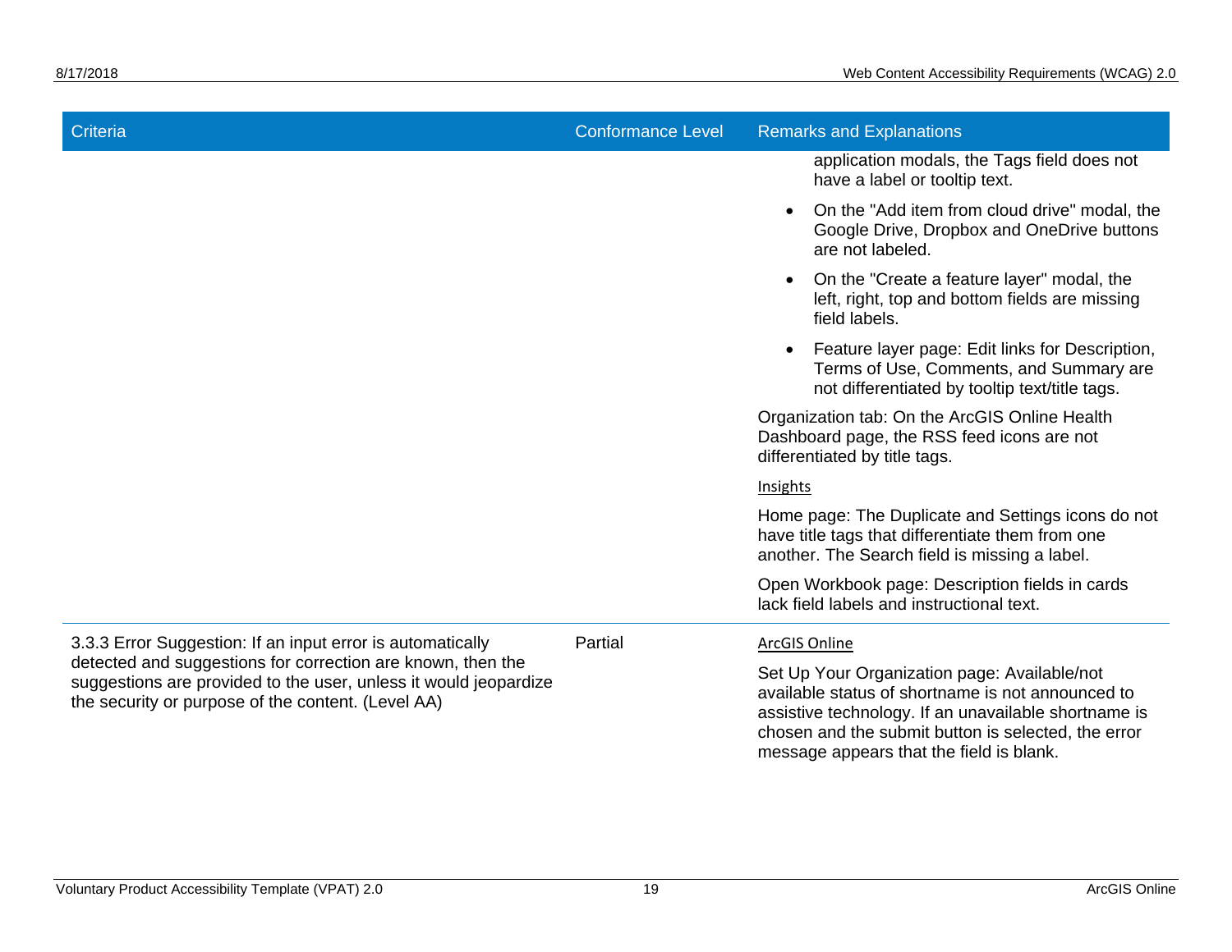| Criteria | Conformance Level | Remarks and Explanations |
|---|---|---|
| | | application modals, the Tags field does not have a label or tooltip text.<br>• On the "Add item from cloud drive" modal, the Google Drive, Dropbox and OneDrive buttons are not labeled.<br>• On the "Create a feature layer" modal, the left, right, top and bottom fields are missing field labels.<br>• Feature layer page: Edit links for Description, Terms of Use, Comments, and Summary are not differentiated by tooltip text/title tags.<br><br>Organization tab: On the ArcGIS Online Health Dashboard page, the RSS feed icons are not differentiated by title tags.<br><br>Insights<br><br>Home page: The Duplicate and Settings icons do not have title tags that differentiate them from one another. The Search field is missing a label.<br><br>Open Workbook page: Description fields in cards lack field labels and instructional text. |
| 3.3.3 Error Suggestion: If an input error is automatically detected and suggestions for correction are known, then the suggestions are provided to the user, unless it would jeopardize the security or purpose of the content. (Level AA) | Partial | ArcGIS Online<br><br>Set Up Your Organization page: Available/not available status of shortname is not announced to assistive technology. If an unavailable shortname is chosen and the submit button is selected, the error message appears that the field is blank. |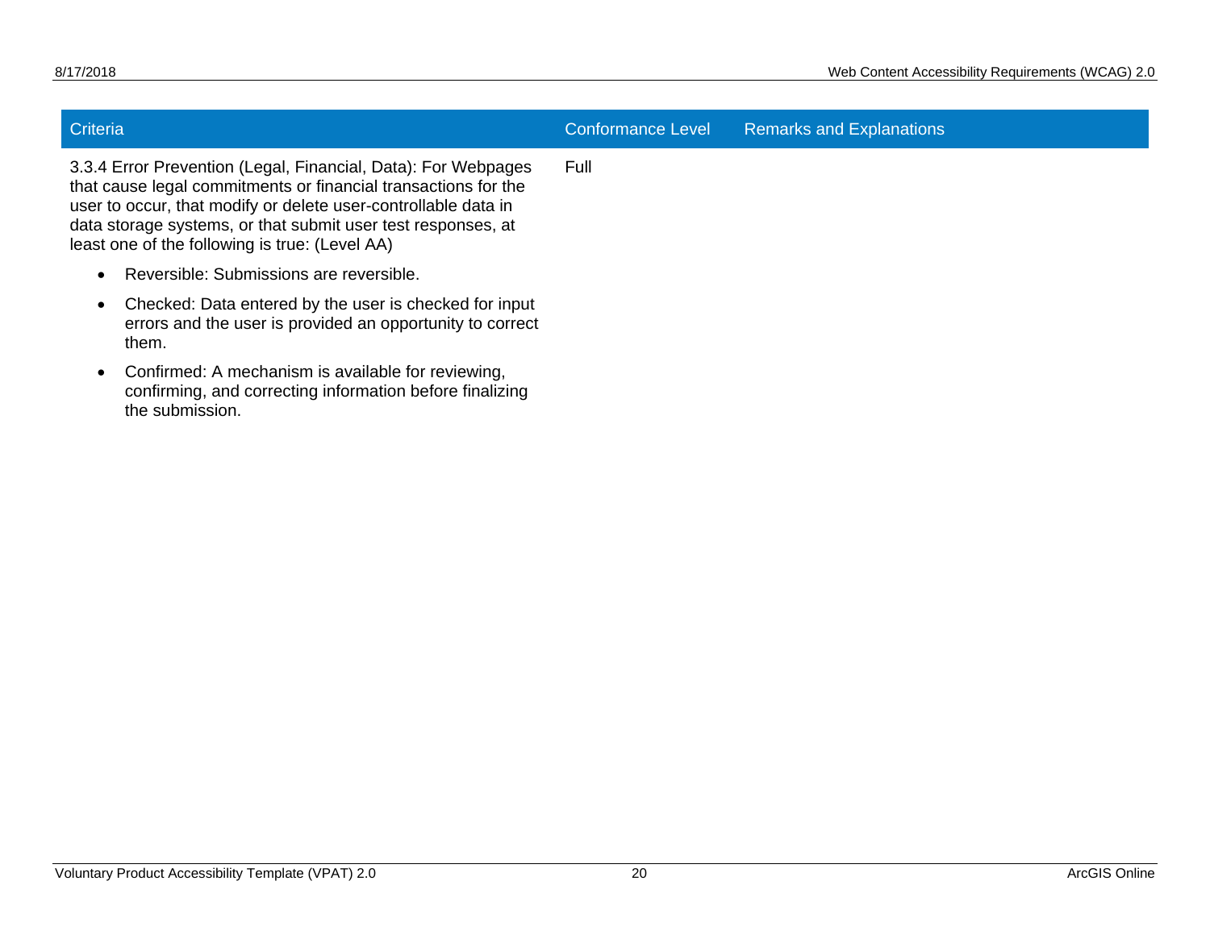| Criteria | Conformance Level | Remarks and Explanations |
|---|---|---|
| 3.3.4 Error Prevention (Legal, Financial, Data): For Webpages that cause legal commitments or financial transactions for the user to occur, that modify or delete user-controllable data in data storage systems, or that submit user test responses, at least one of the following is true: (Level AA)<br>• Reversible: Submissions are reversible.<br>• Checked: Data entered by the user is checked for input errors and the user is provided an opportunity to correct them.<br>• Confirmed: A mechanism is available for reviewing, confirming, and correcting information before finalizing the submission. | Full | |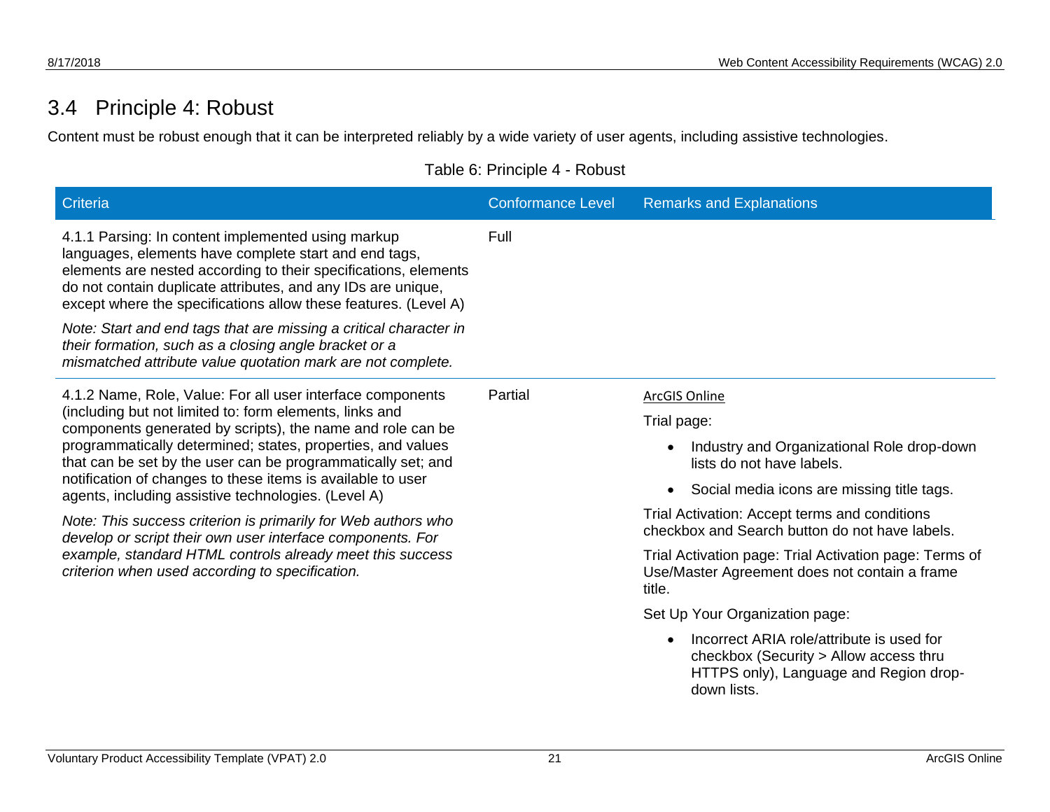## 3.4 Principle 4: Robust

Content must be robust enough that it can be interpreted reliably by a wide variety of user agents, including assistive technologies.

Table 6: Principle 4 - Robust

| Criteria | Conformance Level | Remarks and Explanations |
|---|---|---|
| 4.1.1 Parsing: In content implemented using markup languages, elements have complete start and end tags, elements are nested according to their specifications, elements do not contain duplicate attributes, and any IDs are unique, except where the specifications allow these features. (Level A) <br><br> *Note: Start and end tags that are missing a critical character in their formation, such as a closing angle bracket or a mismatched attribute value quotation mark are not complete.* | Full | |
| 4.1.2 Name, Role, Value: For all user interface components (including but not limited to: form elements, links and components generated by scripts), the name and role can be programmatically determined; states, properties, and values that can be set by the user can be programmatically set; and notification of changes to these items is available to user agents, including assistive technologies. (Level A) <br><br> *Note: This success criterion is primarily for Web authors who develop or script their own user interface components. For example, standard HTML controls already meet this success criterion when used according to specification.* | Partial | ArcGIS Online <br><br> Trial page: <br> • Industry and Organizational Role drop-down lists do not have labels. <br> • Social media icons are missing title tags. <br><br> Trial Activation: Accept terms and conditions checkbox and Search button do not have labels. <br><br> Trial Activation page: Trial Activation page: Terms of Use/Master Agreement does not contain a frame title. <br><br> Set Up Your Organization page: <br> • Incorrect ARIA role/attribute is used for checkbox (Security > Allow access thru HTTPS only), Language and Region drop-down lists. |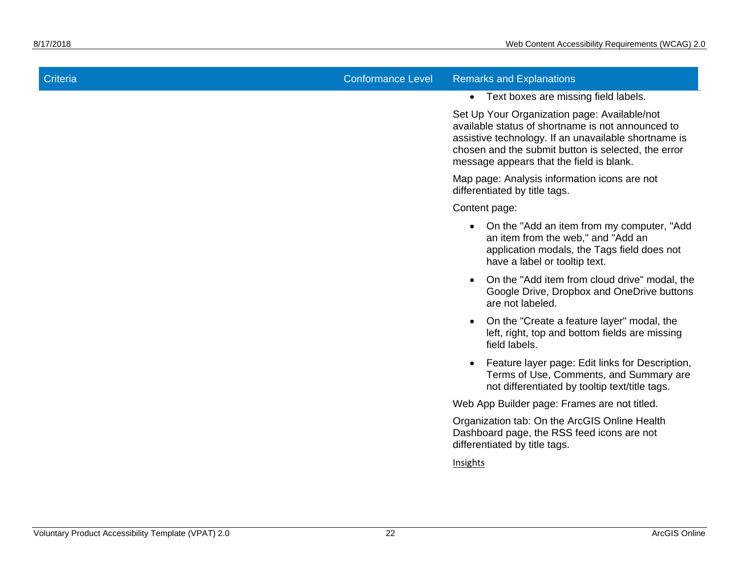| Criteria | Conformance Level | Remarks and Explanations |
|---|---|---|
| | | • Text boxes are missing field labels.<br><br>Set Up Your Organization page: Available/not available status of shortname is not announced to assistive technology. If an unavailable shortname is chosen and the submit button is selected, the error message appears that the field is blank.<br><br>Map page: Analysis information icons are not differentiated by title tags.<br><br>Content page:<br><br>• On the "Add an item from my computer, "Add an item from the web," and "Add an application modals, the Tags field does not have a label or tooltip text.<br>• On the "Add item from cloud drive" modal, the Google Drive, Dropbox and OneDrive buttons are not labeled.<br>• On the "Create a feature layer" modal, the left, right, top and bottom fields are missing field labels.<br>• Feature layer page: Edit links for Description, Terms of Use, Comments, and Summary are not differentiated by tooltip text/title tags.<br><br>Web App Builder page: Frames are not titled.<br><br>Organization tab: On the ArcGIS Online Health Dashboard page, the RSS feed icons are not differentiated by title tags.<br><br>Insights |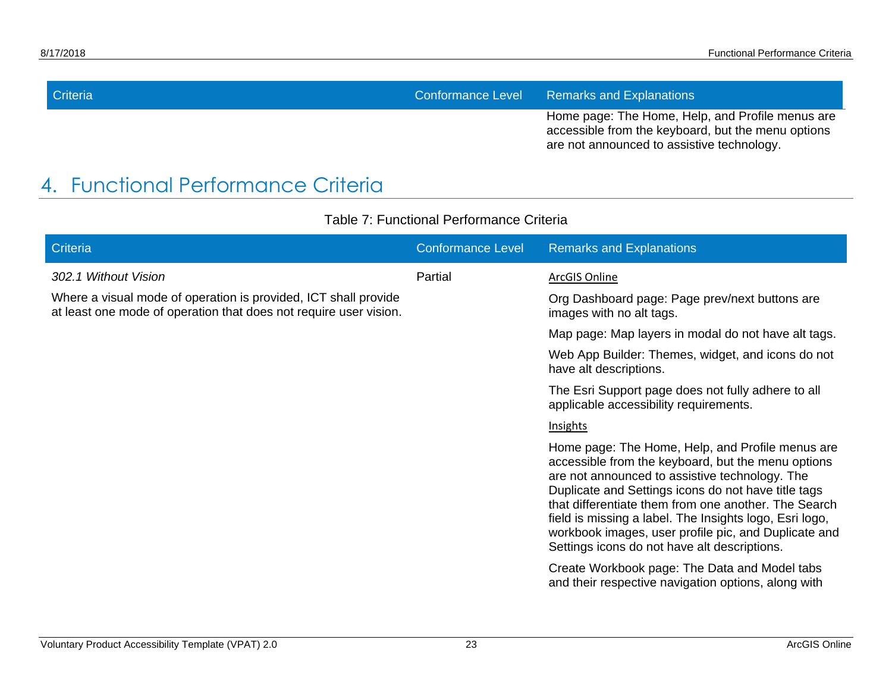| Criteria | Conformance Level | Remarks and Explanations |
|---|---|---|
| | | Home page: The Home, Help, and Profile menus are accessible from the keyboard, but the menu options are not announced to assistive technology. |

# 4. Functional Performance Criteria

Table 7: Functional Performance Criteria

| Criteria | Conformance Level | Remarks and Explanations |
|---|---|---|
| *302.1 Without Vision*<br><br>Where a visual mode of operation is provided, ICT shall provide at least one mode of operation that does not require user vision. | Partial | ArcGIS Online<br><br>Org Dashboard page: Page prev/next buttons are images with no alt tags.<br><br>Map page: Map layers in modal do not have alt tags.<br><br>Web App Builder: Themes, widget, and icons do not have alt descriptions.<br><br>The Esri Support page does not fully adhere to all applicable accessibility requirements.<br><br>Insights<br><br>Home page: The Home, Help, and Profile menus are accessible from the keyboard, but the menu options are not announced to assistive technology. The Duplicate and Settings icons do not have title tags that differentiate them from one another. The Search field is missing a label. The Insights logo, Esri logo, workbook images, user profile pic, and Duplicate and Settings icons do not have alt descriptions.<br><br>Create Workbook page: The Data and Model tabs and their respective navigation options, along with |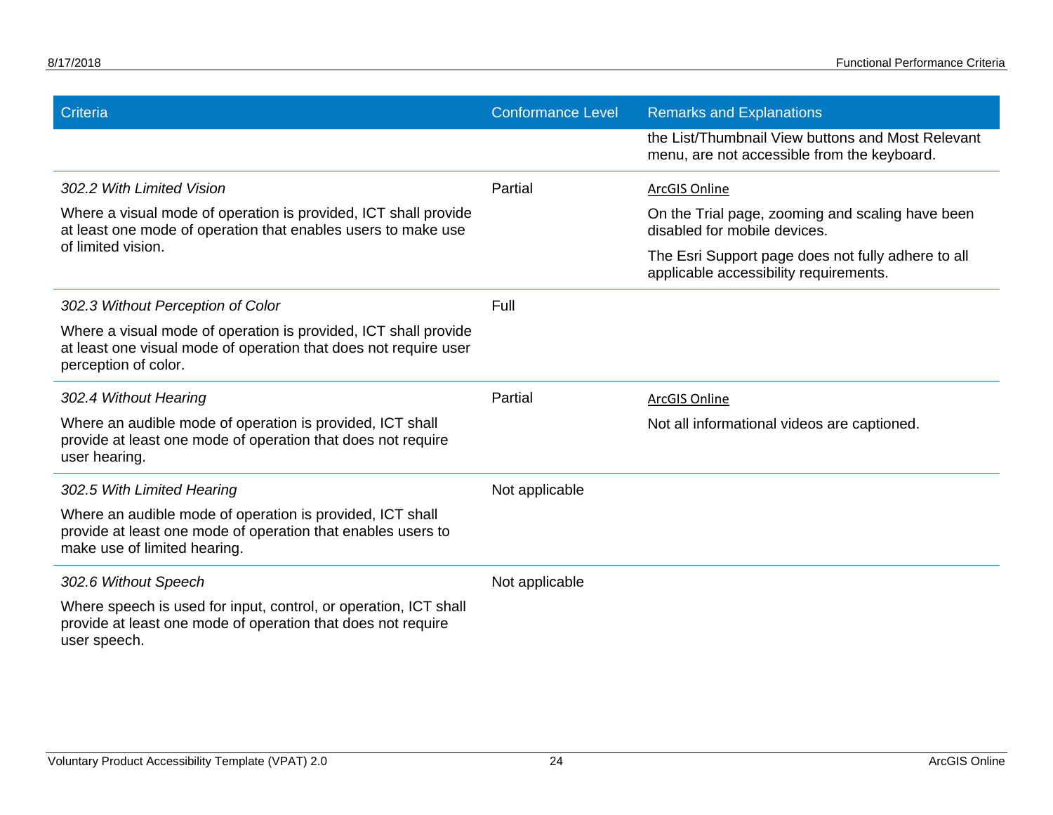| Criteria | Conformance Level | Remarks and Explanations |
|---|---|---|
| | | the List/Thumbnail View buttons and Most Relevant menu, are not accessible from the keyboard. |
| *302.2 With Limited Vision*<br><br>Where a visual mode of operation is provided, ICT shall provide at least one mode of operation that enables users to make use of limited vision. | Partial | ArcGIS Online<br><br>On the Trial page, zooming and scaling have been disabled for mobile devices.<br><br>The Esri Support page does not fully adhere to all applicable accessibility requirements. |
| *302.3 Without Perception of Color*<br><br>Where a visual mode of operation is provided, ICT shall provide at least one visual mode of operation that does not require user perception of color. | Full | |
| *302.4 Without Hearing*<br><br>Where an audible mode of operation is provided, ICT shall provide at least one mode of operation that does not require user hearing. | Partial | ArcGIS Online<br><br>Not all informational videos are captioned. |
| *302.5 With Limited Hearing*<br><br>Where an audible mode of operation is provided, ICT shall provide at least one mode of operation that enables users to make use of limited hearing. | Not applicable | |
| *302.6 Without Speech*<br><br>Where speech is used for input, control, or operation, ICT shall provide at least one mode of operation that does not require user speech. | Not applicable | |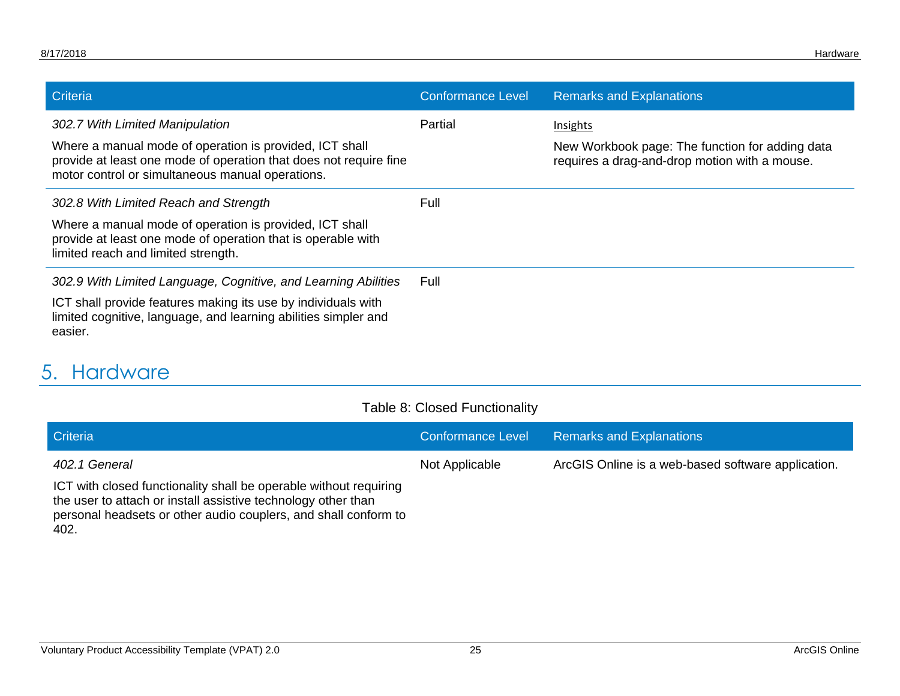| Criteria | Conformance Level | Remarks and Explanations |
|---|---|---|
| *302.7 With Limited Manipulation*<br><br>Where a manual mode of operation is provided, ICT shall provide at least one mode of operation that does not require fine motor control or simultaneous manual operations. | Partial | Insights<br><br>New Workbook page: The function for adding data requires a drag-and-drop motion with a mouse. |
| *302.8 With Limited Reach and Strength*<br><br>Where a manual mode of operation is provided, ICT shall provide at least one mode of operation that is operable with limited reach and limited strength. | Full | |
| *302.9 With Limited Language, Cognitive, and Learning Abilities*<br><br>ICT shall provide features making its use by individuals with limited cognitive, language, and learning abilities simpler and easier. | Full | |

# 5. Hardware

Table 8: Closed Functionality

| Criteria | Conformance Level | Remarks and Explanations |
|---|---|---|
| *402.1 General*<br><br>ICT with closed functionality shall be operable without requiring the user to attach or install assistive technology other than personal headsets or other audio couplers, and shall conform to 402. | Not Applicable | ArcGIS Online is a web-based software application. |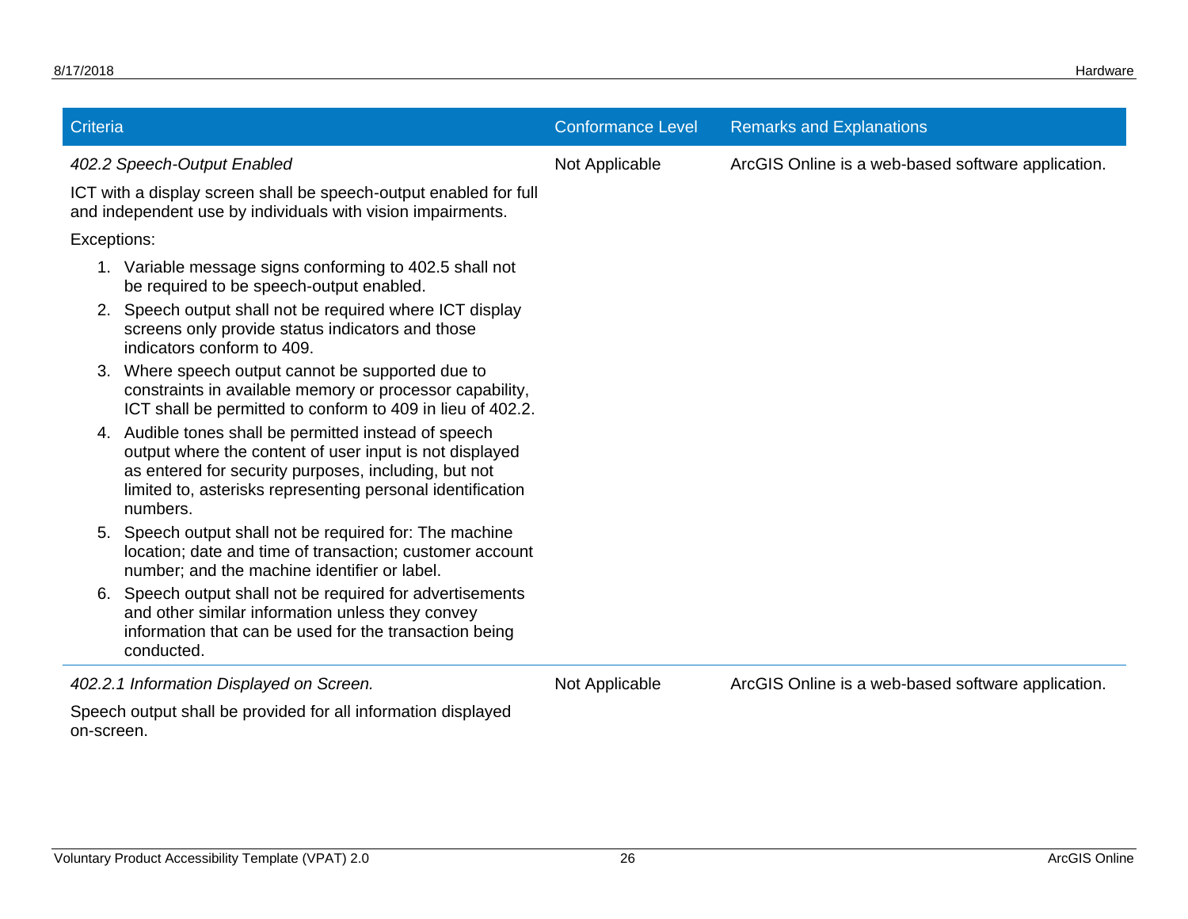| Criteria | Conformance Level | Remarks and Explanations |
| --- | --- | --- |
| *402.2 Speech-Output Enabled*<br><br>ICT with a display screen shall be speech-output enabled for full and independent use by individuals with vision impairments.<br><br>Exceptions:<br><br>1. Variable message signs conforming to 402.5 shall not be required to be speech-output enabled.<br>2. Speech output shall not be required where ICT display screens only provide status indicators and those indicators conform to 409.<br>3. Where speech output cannot be supported due to constraints in available memory or processor capability, ICT shall be permitted to conform to 409 in lieu of 402.2.<br>4. Audible tones shall be permitted instead of speech output where the content of user input is not displayed as entered for security purposes, including, but not limited to, asterisks representing personal identification numbers.<br>5. Speech output shall not be required for: The machine location; date and time of transaction; customer account number; and the machine identifier or label.<br>6. Speech output shall not be required for advertisements and other similar information unless they convey information that can be used for the transaction being conducted. | Not Applicable | ArcGIS Online is a web-based software application. |
| *402.2.1 Information Displayed on Screen.*<br><br>Speech output shall be provided for all information displayed on-screen. | Not Applicable | ArcGIS Online is a web-based software application. |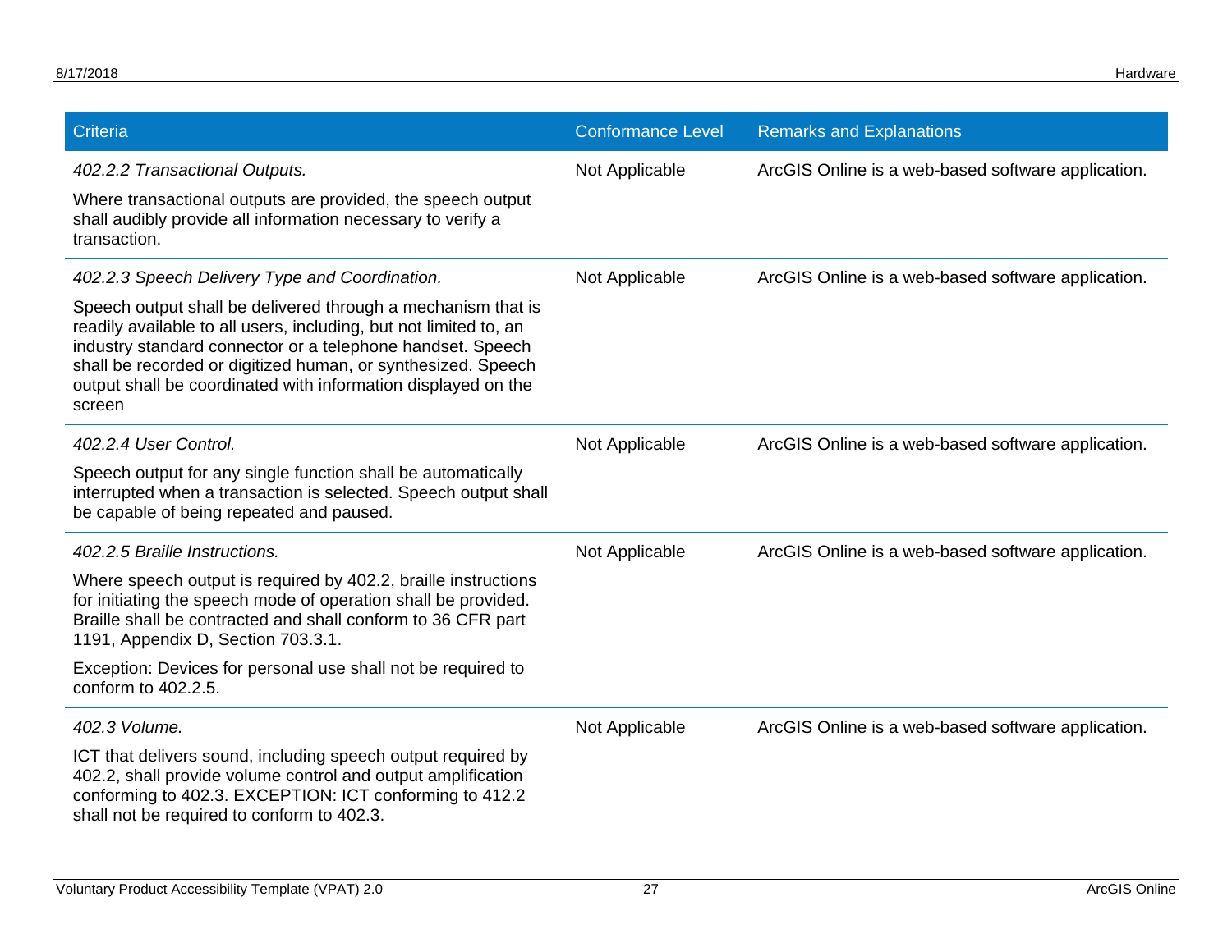| Criteria | Conformance Level | Remarks and Explanations |
|---|---|---|
| *402.2.2 Transactional Outputs.*<br><br>Where transactional outputs are provided, the speech output shall audibly provide all information necessary to verify a transaction. | Not Applicable | ArcGIS Online is a web-based software application. |
| *402.2.3 Speech Delivery Type and Coordination.*<br><br>Speech output shall be delivered through a mechanism that is readily available to all users, including, but not limited to, an industry standard connector or a telephone handset. Speech shall be recorded or digitized human, or synthesized. Speech output shall be coordinated with information displayed on the screen | Not Applicable | ArcGIS Online is a web-based software application. |
| *402.2.4 User Control.*<br><br>Speech output for any single function shall be automatically interrupted when a transaction is selected. Speech output shall be capable of being repeated and paused. | Not Applicable | ArcGIS Online is a web-based software application. |
| *402.2.5 Braille Instructions.*<br><br>Where speech output is required by 402.2, braille instructions for initiating the speech mode of operation shall be provided. Braille shall be contracted and shall conform to 36 CFR part 1191, Appendix D, Section 703.3.1.<br><br>Exception: Devices for personal use shall not be required to conform to 402.2.5. | Not Applicable | ArcGIS Online is a web-based software application. |
| *402.3 Volume.*<br><br>ICT that delivers sound, including speech output required by 402.2, shall provide volume control and output amplification conforming to 402.3. EXCEPTION: ICT conforming to 412.2 shall not be required to conform to 402.3. | Not Applicable | ArcGIS Online is a web-based software application. |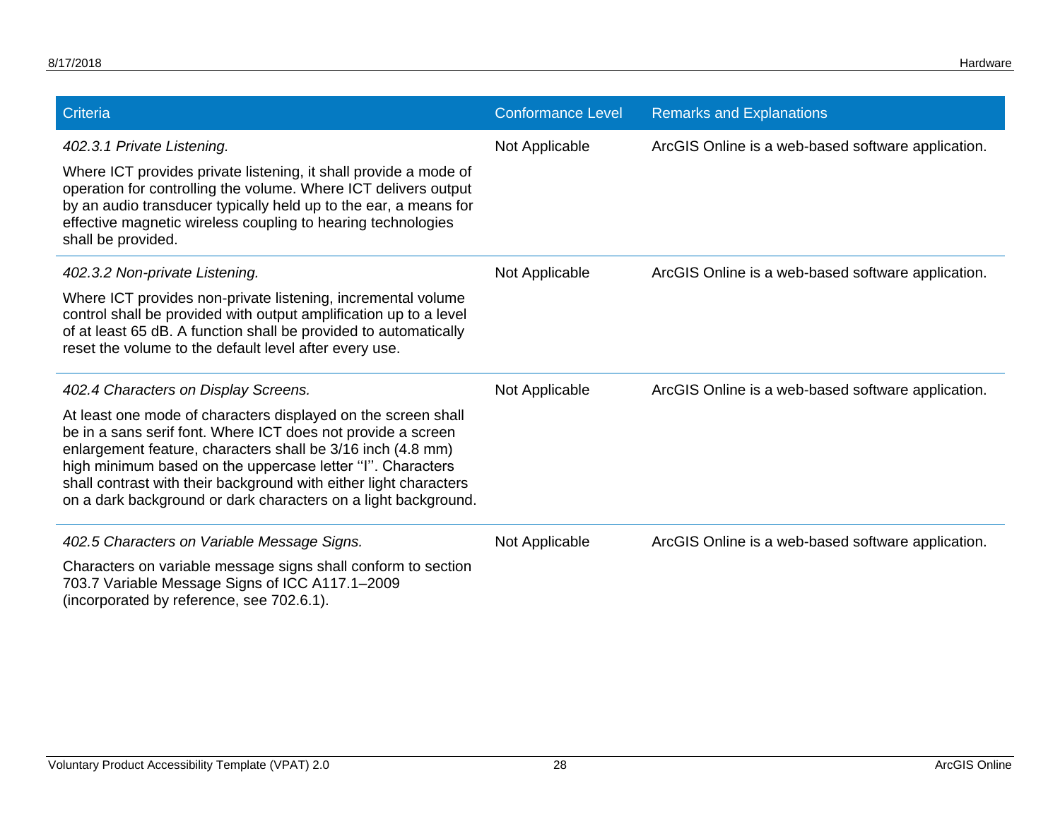| Criteria | Conformance Level | Remarks and Explanations |
|---|---|---|
| *402.3.1 Private Listening.*<br><br>Where ICT provides private listening, it shall provide a mode of operation for controlling the volume. Where ICT delivers output by an audio transducer typically held up to the ear, a means for effective magnetic wireless coupling to hearing technologies shall be provided. | Not Applicable | ArcGIS Online is a web-based software application. |
| *402.3.2 Non-private Listening.*<br><br>Where ICT provides non-private listening, incremental volume control shall be provided with output amplification up to a level of at least 65 dB. A function shall be provided to automatically reset the volume to the default level after every use. | Not Applicable | ArcGIS Online is a web-based software application. |
| *402.4 Characters on Display Screens.*<br><br>At least one mode of characters displayed on the screen shall be in a sans serif font. Where ICT does not provide a screen enlargement feature, characters shall be 3/16 inch (4.8 mm) high minimum based on the uppercase letter ''I''. Characters shall contrast with their background with either light characters on a dark background or dark characters on a light background. | Not Applicable | ArcGIS Online is a web-based software application. |
| *402.5 Characters on Variable Message Signs.*<br><br>Characters on variable message signs shall conform to section 703.7 Variable Message Signs of ICC A117.1–2009 (incorporated by reference, see 702.6.1). | Not Applicable | ArcGIS Online is a web-based software application. |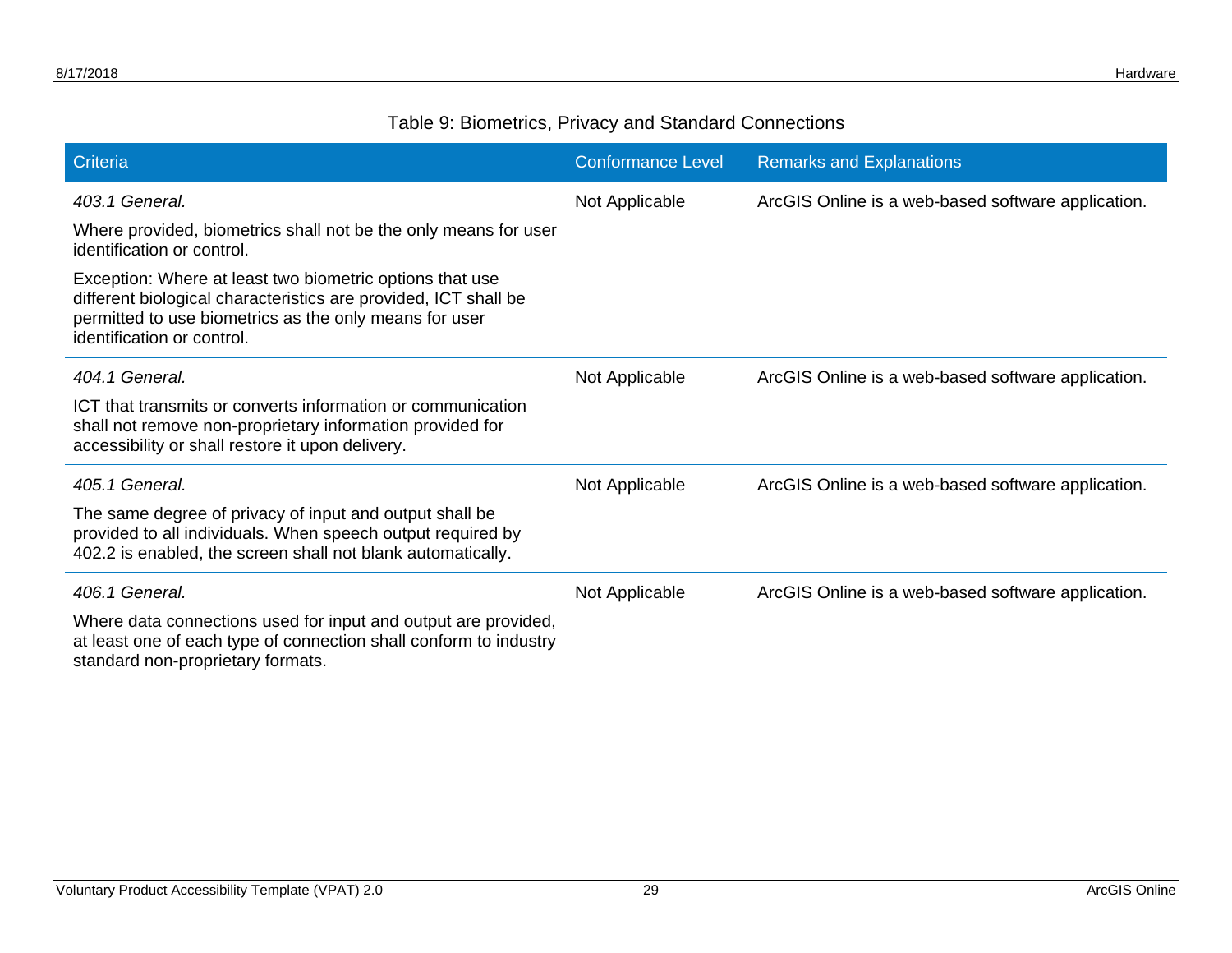Table 9: Biometrics, Privacy and Standard Connections

| Criteria | Conformance Level | Remarks and Explanations |
| --- | --- | --- |
| *403.1 General.* Where provided, biometrics shall not be the only means for user identification or control. Exception: Where at least two biometric options that use different biological characteristics are provided, ICT shall be permitted to use biometrics as the only means for user identification or control. | Not Applicable | ArcGIS Online is a web-based software application. |
| *404.1 General.* ICT that transmits or converts information or communication shall not remove non-proprietary information provided for accessibility or shall restore it upon delivery. | Not Applicable | ArcGIS Online is a web-based software application. |
| *405.1 General.* The same degree of privacy of input and output shall be provided to all individuals. When speech output required by 402.2 is enabled, the screen shall not blank automatically. | Not Applicable | ArcGIS Online is a web-based software application. |
| *406.1 General.* Where data connections used for input and output are provided, at least one of each type of connection shall conform to industry standard non-proprietary formats. | Not Applicable | ArcGIS Online is a web-based software application. |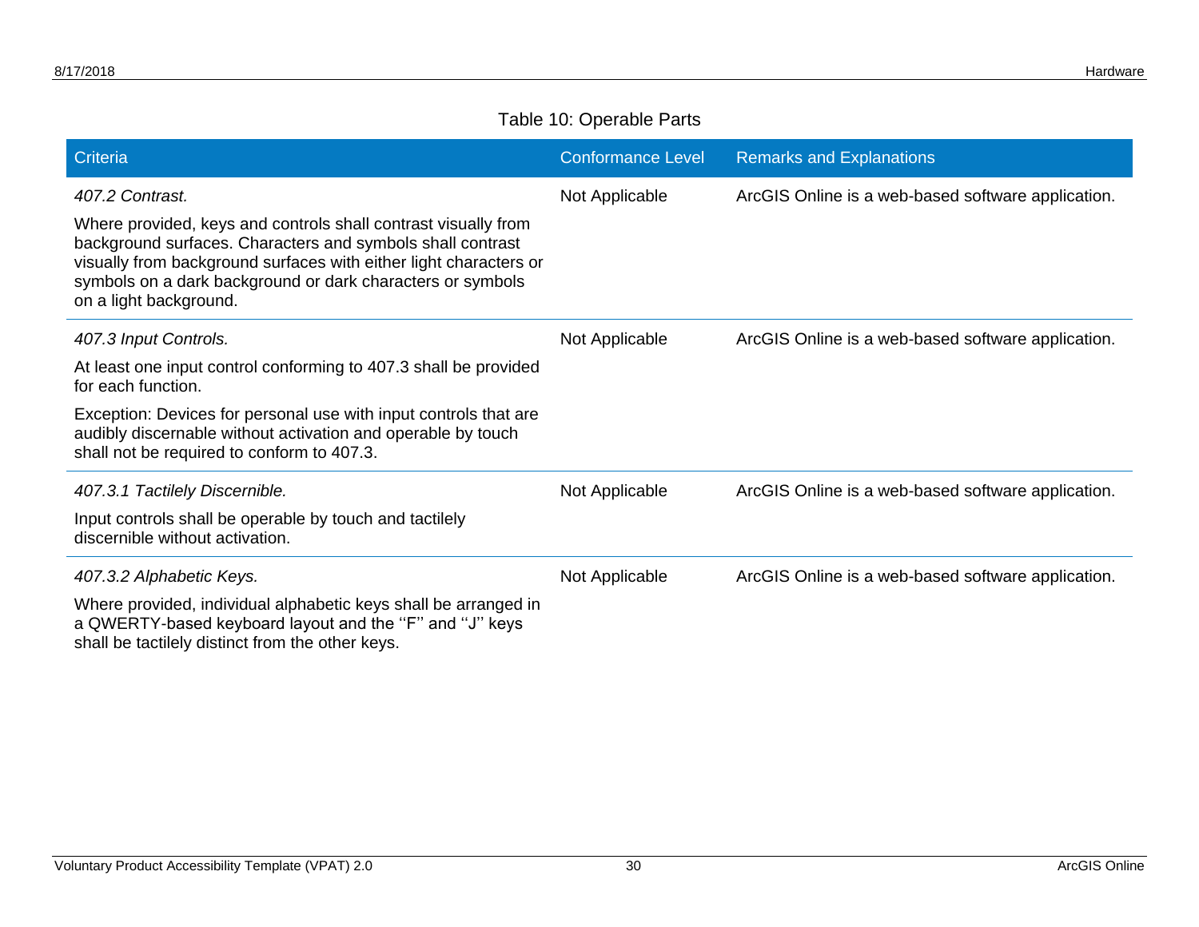Table 10: Operable Parts

| Criteria | Conformance Level | Remarks and Explanations |
| --- | --- | --- |
| *407.2 Contrast.* Where provided, keys and controls shall contrast visually from background surfaces. Characters and symbols shall contrast visually from background surfaces with either light characters or symbols on a dark background or dark characters or symbols on a light background. | Not Applicable | ArcGIS Online is a web-based software application. |
| *407.3 Input Controls.* At least one input control conforming to 407.3 shall be provided for each function. Exception: Devices for personal use with input controls that are audibly discernable without activation and operable by touch shall not be required to conform to 407.3. | Not Applicable | ArcGIS Online is a web-based software application. |
| *407.3.1 Tactilely Discernible.* Input controls shall be operable by touch and tactilely discernible without activation. | Not Applicable | ArcGIS Online is a web-based software application. |
| *407.3.2 Alphabetic Keys.* Where provided, individual alphabetic keys shall be arranged in a QWERTY-based keyboard layout and the ''F'' and ''J'' keys shall be tactilely distinct from the other keys. | Not Applicable | ArcGIS Online is a web-based software application. |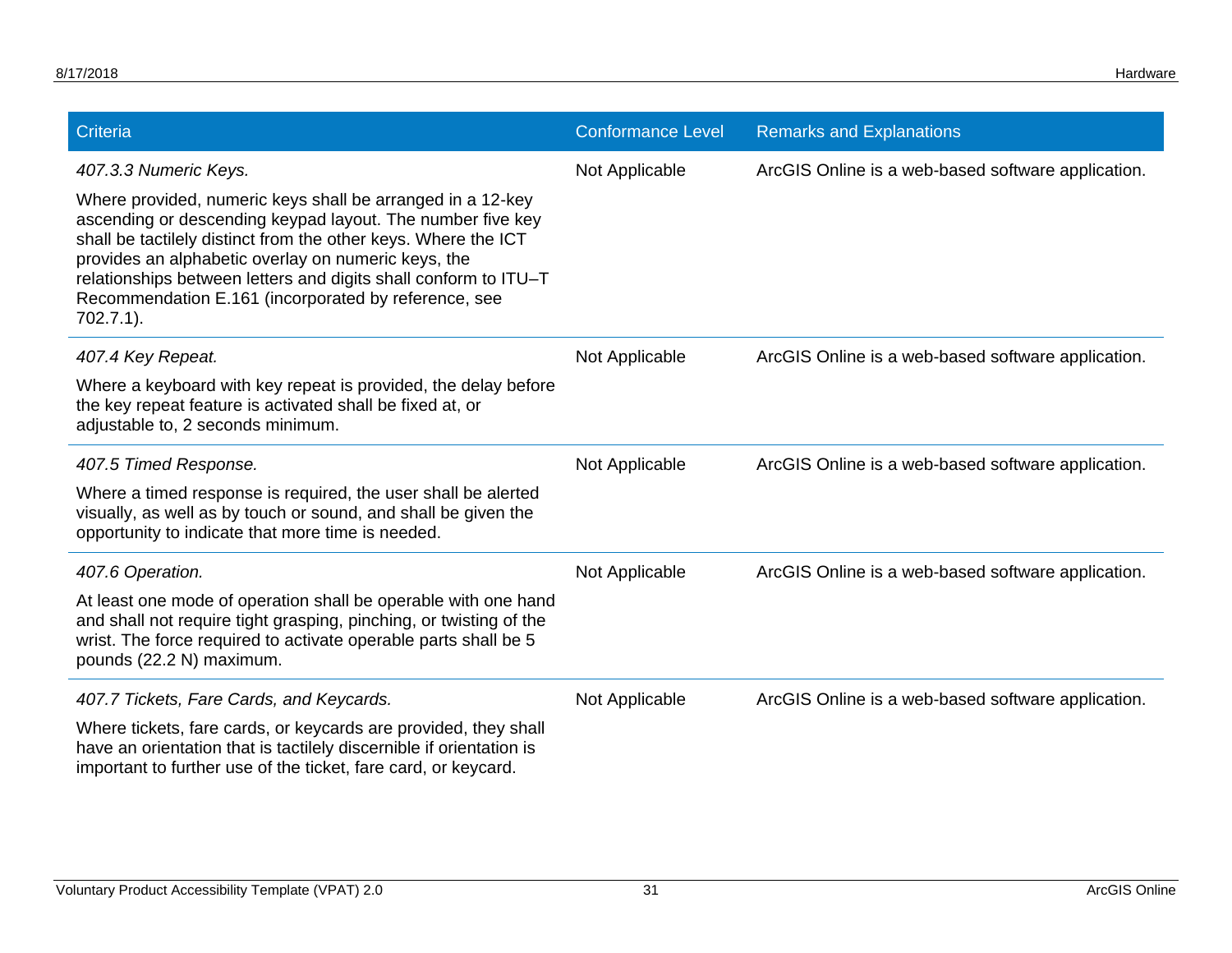| Criteria | Conformance Level | Remarks and Explanations |
| --- | --- | --- |
| *407.3.3 Numeric Keys.*<br><br>Where provided, numeric keys shall be arranged in a 12-key ascending or descending keypad layout. The number five key shall be tactilely distinct from the other keys. Where the ICT provides an alphabetic overlay on numeric keys, the relationships between letters and digits shall conform to ITU–T Recommendation E.161 (incorporated by reference, see 702.7.1). | Not Applicable | ArcGIS Online is a web-based software application. |
| *407.4 Key Repeat.*<br><br>Where a keyboard with key repeat is provided, the delay before the key repeat feature is activated shall be fixed at, or adjustable to, 2 seconds minimum. | Not Applicable | ArcGIS Online is a web-based software application. |
| *407.5 Timed Response.*<br><br>Where a timed response is required, the user shall be alerted visually, as well as by touch or sound, and shall be given the opportunity to indicate that more time is needed. | Not Applicable | ArcGIS Online is a web-based software application. |
| *407.6 Operation.*<br><br>At least one mode of operation shall be operable with one hand and shall not require tight grasping, pinching, or twisting of the wrist. The force required to activate operable parts shall be 5 pounds (22.2 N) maximum. | Not Applicable | ArcGIS Online is a web-based software application. |
| *407.7 Tickets, Fare Cards, and Keycards.*<br><br>Where tickets, fare cards, or keycards are provided, they shall have an orientation that is tactilely discernible if orientation is important to further use of the ticket, fare card, or keycard. | Not Applicable | ArcGIS Online is a web-based software application. |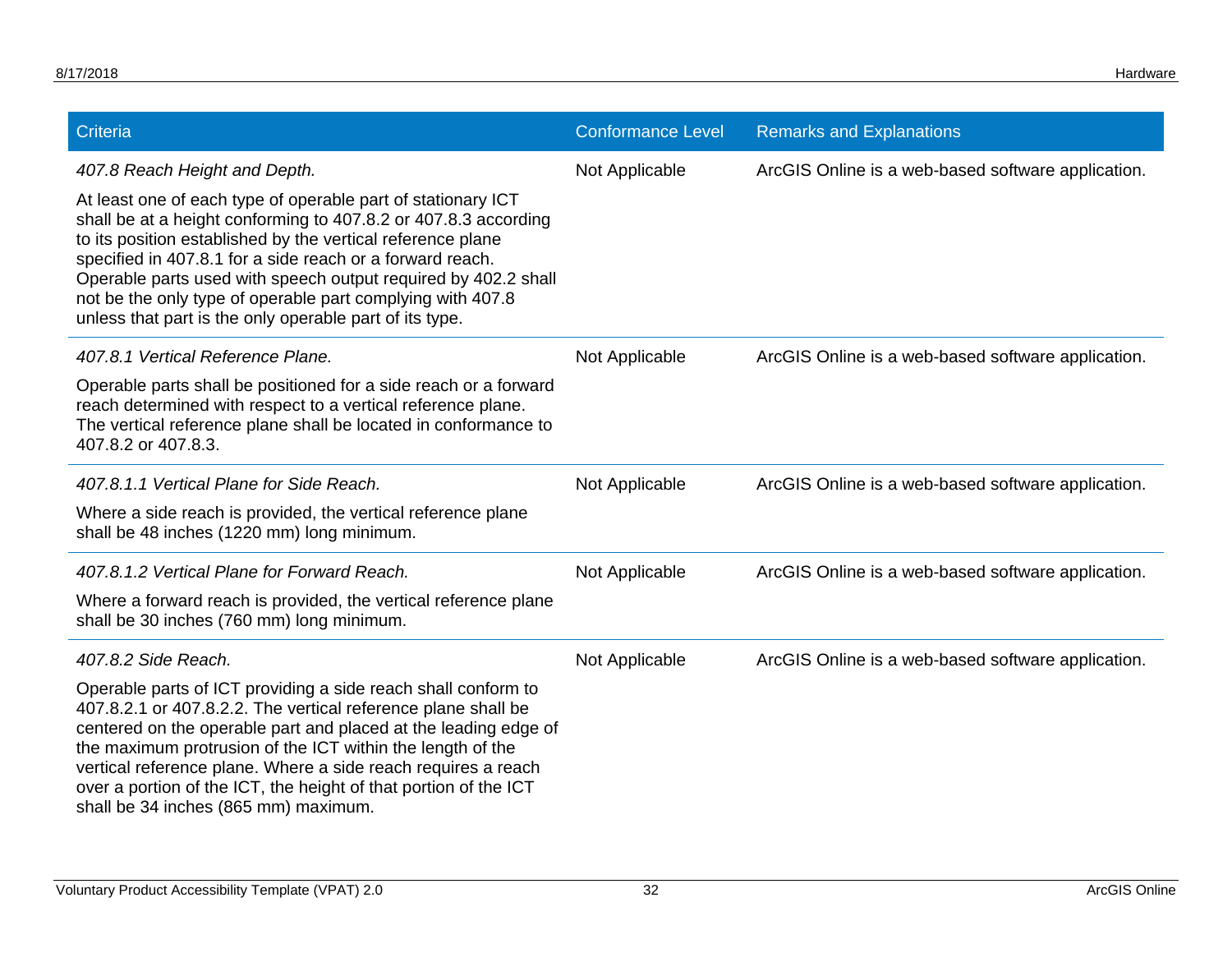| Criteria | Conformance Level | Remarks and Explanations |
| --- | --- | --- |
| *407.8 Reach Height and Depth.* At least one of each type of operable part of stationary ICT shall be at a height conforming to 407.8.2 or 407.8.3 according to its position established by the vertical reference plane specified in 407.8.1 for a side reach or a forward reach. Operable parts used with speech output required by 402.2 shall not be the only type of operable part complying with 407.8 unless that part is the only operable part of its type. | Not Applicable | ArcGIS Online is a web-based software application. |
| *407.8.1 Vertical Reference Plane.* Operable parts shall be positioned for a side reach or a forward reach determined with respect to a vertical reference plane. The vertical reference plane shall be located in conformance to 407.8.2 or 407.8.3. | Not Applicable | ArcGIS Online is a web-based software application. |
| *407.8.1.1 Vertical Plane for Side Reach.* Where a side reach is provided, the vertical reference plane shall be 48 inches (1220 mm) long minimum. | Not Applicable | ArcGIS Online is a web-based software application. |
| *407.8.1.2 Vertical Plane for Forward Reach.* Where a forward reach is provided, the vertical reference plane shall be 30 inches (760 mm) long minimum. | Not Applicable | ArcGIS Online is a web-based software application. |
| *407.8.2 Side Reach.* Operable parts of ICT providing a side reach shall conform to 407.8.2.1 or 407.8.2.2. The vertical reference plane shall be centered on the operable part and placed at the leading edge of the maximum protrusion of the ICT within the length of the vertical reference plane. Where a side reach requires a reach over a portion of the ICT, the height of that portion of the ICT shall be 34 inches (865 mm) maximum. | Not Applicable | ArcGIS Online is a web-based software application. |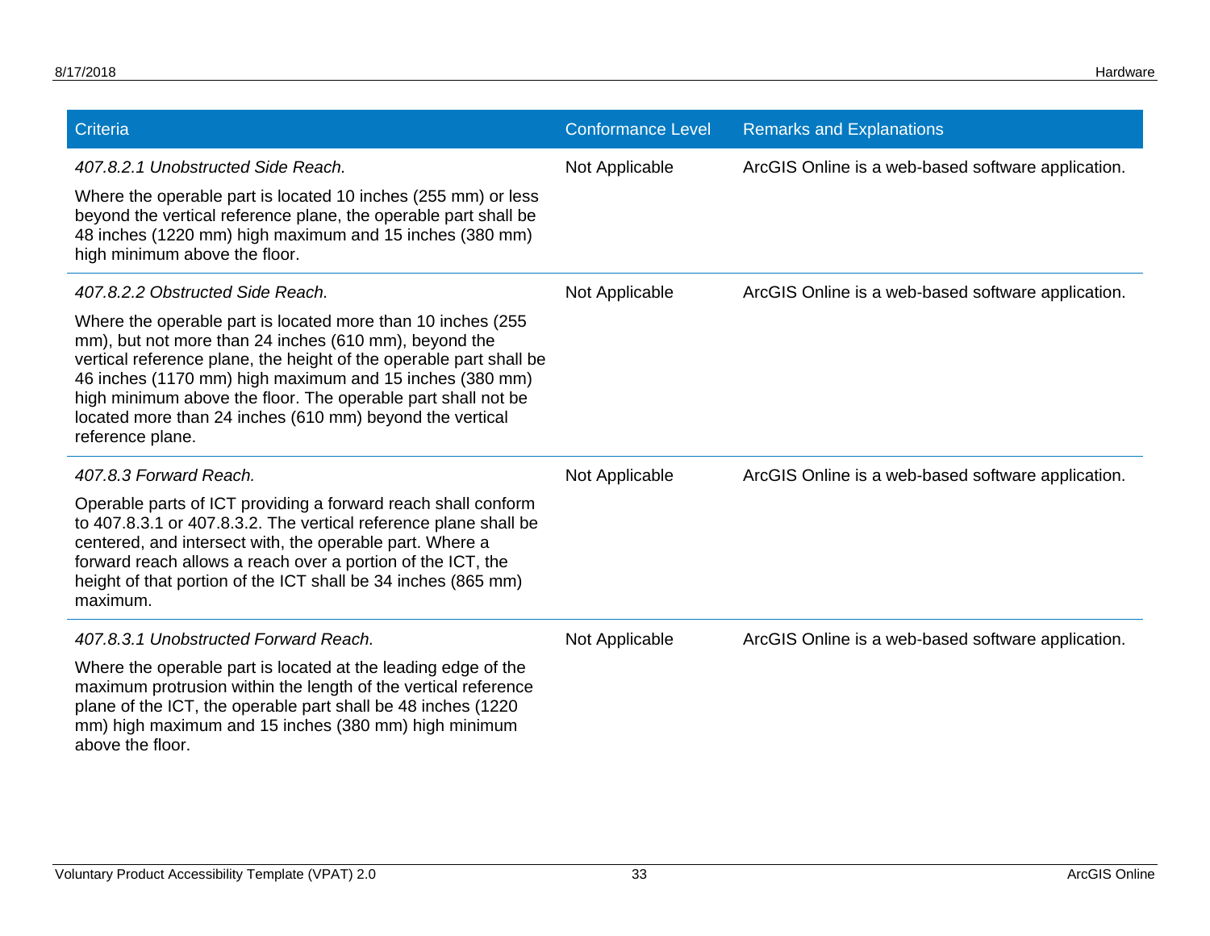| Criteria | Conformance Level | Remarks and Explanations |
| --- | --- | --- |
| *407.8.2.1 Unobstructed Side Reach.* <br><br> Where the operable part is located 10 inches (255 mm) or less beyond the vertical reference plane, the operable part shall be 48 inches (1220 mm) high maximum and 15 inches (380 mm) high minimum above the floor. | Not Applicable | ArcGIS Online is a web-based software application. |
| *407.8.2.2 Obstructed Side Reach.* <br><br> Where the operable part is located more than 10 inches (255 mm), but not more than 24 inches (610 mm), beyond the vertical reference plane, the height of the operable part shall be 46 inches (1170 mm) high maximum and 15 inches (380 mm) high minimum above the floor. The operable part shall not be located more than 24 inches (610 mm) beyond the vertical reference plane. | Not Applicable | ArcGIS Online is a web-based software application. |
| *407.8.3 Forward Reach.* <br><br> Operable parts of ICT providing a forward reach shall conform to 407.8.3.1 or 407.8.3.2. The vertical reference plane shall be centered, and intersect with, the operable part. Where a forward reach allows a reach over a portion of the ICT, the height of that portion of the ICT shall be 34 inches (865 mm) maximum. | Not Applicable | ArcGIS Online is a web-based software application. |
| *407.8.3.1 Unobstructed Forward Reach.* <br><br> Where the operable part is located at the leading edge of the maximum protrusion within the length of the vertical reference plane of the ICT, the operable part shall be 48 inches (1220 mm) high maximum and 15 inches (380 mm) high minimum above the floor. | Not Applicable | ArcGIS Online is a web-based software application. |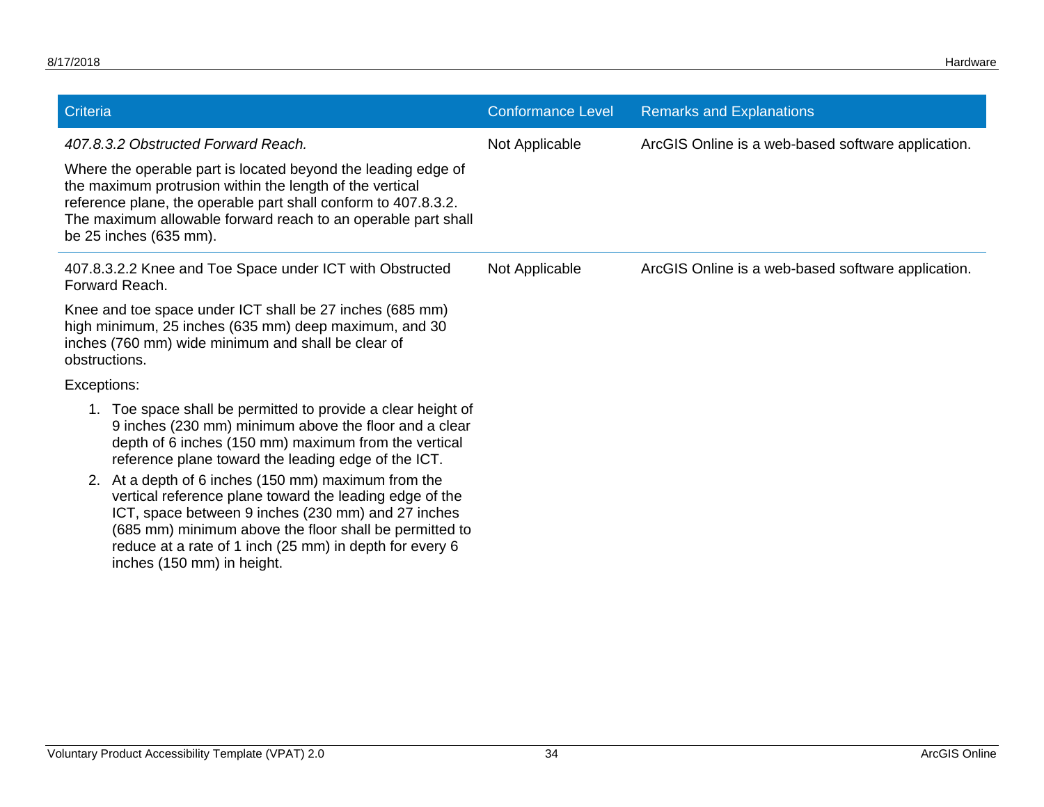| Criteria | Conformance Level | Remarks and Explanations |
|---|---|---|
| *407.8.3.2 Obstructed Forward Reach.*<br><br>Where the operable part is located beyond the leading edge of the maximum protrusion within the length of the vertical reference plane, the operable part shall conform to 407.8.3.2. The maximum allowable forward reach to an operable part shall be 25 inches (635 mm). | Not Applicable | ArcGIS Online is a web-based software application. |
| 407.8.3.2.2 Knee and Toe Space under ICT with Obstructed Forward Reach.<br><br>Knee and toe space under ICT shall be 27 inches (685 mm) high minimum, 25 inches (635 mm) deep maximum, and 30 inches (760 mm) wide minimum and shall be clear of obstructions.<br><br>Exceptions:<br><br>1. Toe space shall be permitted to provide a clear height of 9 inches (230 mm) minimum above the floor and a clear depth of 6 inches (150 mm) maximum from the vertical reference plane toward the leading edge of the ICT.<br>2. At a depth of 6 inches (150 mm) maximum from the vertical reference plane toward the leading edge of the ICT, space between 9 inches (230 mm) and 27 inches (685 mm) minimum above the floor shall be permitted to reduce at a rate of 1 inch (25 mm) in depth for every 6 inches (150 mm) in height. | Not Applicable | ArcGIS Online is a web-based software application. |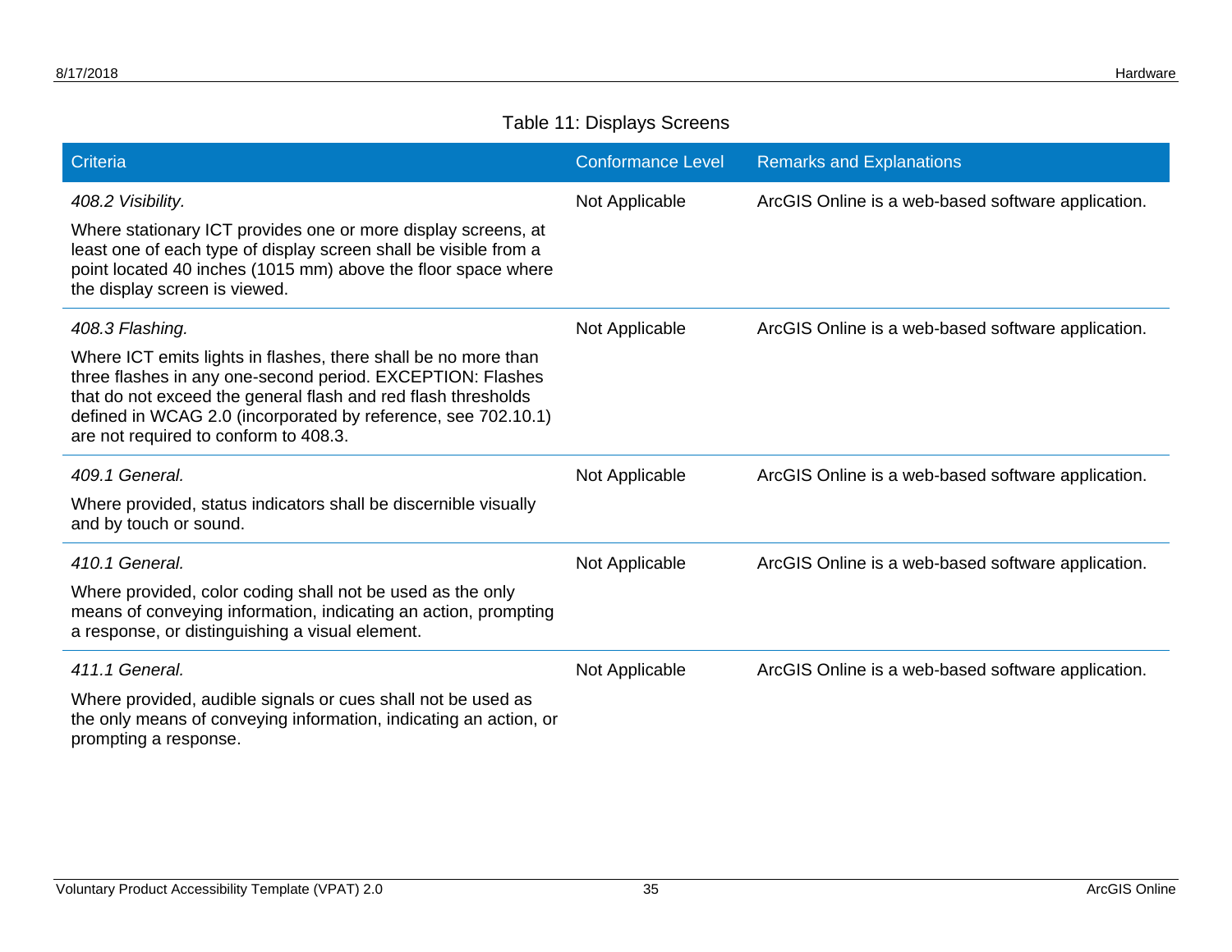Table 11: Displays Screens

| Criteria | Conformance Level | Remarks and Explanations |
| --- | --- | --- |
| *408.2 Visibility.*<br><br>Where stationary ICT provides one or more display screens, at least one of each type of display screen shall be visible from a point located 40 inches (1015 mm) above the floor space where the display screen is viewed. | Not Applicable | ArcGIS Online is a web-based software application. |
| *408.3 Flashing.*<br><br>Where ICT emits lights in flashes, there shall be no more than three flashes in any one-second period. EXCEPTION: Flashes that do not exceed the general flash and red flash thresholds defined in WCAG 2.0 (incorporated by reference, see 702.10.1) are not required to conform to 408.3. | Not Applicable | ArcGIS Online is a web-based software application. |
| *409.1 General.*<br><br>Where provided, status indicators shall be discernible visually and by touch or sound. | Not Applicable | ArcGIS Online is a web-based software application. |
| *410.1 General.*<br><br>Where provided, color coding shall not be used as the only means of conveying information, indicating an action, prompting a response, or distinguishing a visual element. | Not Applicable | ArcGIS Online is a web-based software application. |
| *411.1 General.*<br><br>Where provided, audible signals or cues shall not be used as the only means of conveying information, indicating an action, or prompting a response. | Not Applicable | ArcGIS Online is a web-based software application. |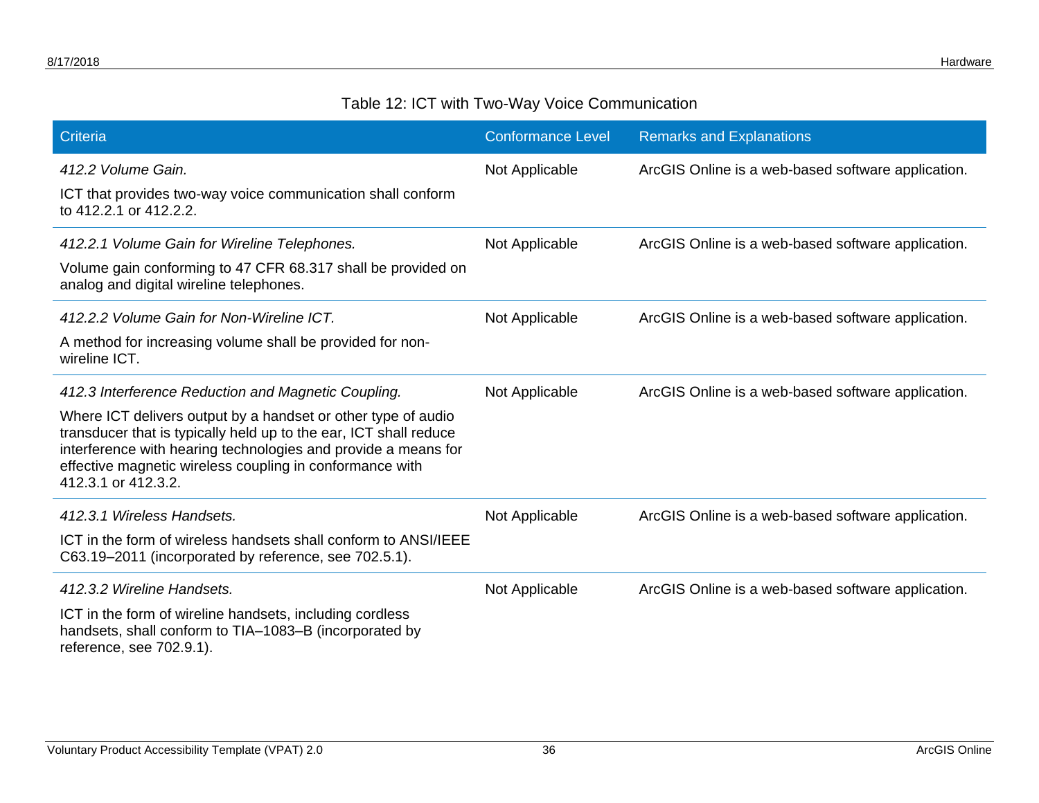Table 12: ICT with Two-Way Voice Communication

| Criteria | Conformance Level | Remarks and Explanations |
|---|---|---|
| *412.2 Volume Gain.* ICT that provides two-way voice communication shall conform to 412.2.1 or 412.2.2. | Not Applicable | ArcGIS Online is a web-based software application. |
| *412.2.1 Volume Gain for Wireline Telephones.* Volume gain conforming to 47 CFR 68.317 shall be provided on analog and digital wireline telephones. | Not Applicable | ArcGIS Online is a web-based software application. |
| *412.2.2 Volume Gain for Non-Wireline ICT.* A method for increasing volume shall be provided for non-wireline ICT. | Not Applicable | ArcGIS Online is a web-based software application. |
| *412.3 Interference Reduction and Magnetic Coupling.* Where ICT delivers output by a handset or other type of audio transducer that is typically held up to the ear, ICT shall reduce interference with hearing technologies and provide a means for effective magnetic wireless coupling in conformance with 412.3.1 or 412.3.2. | Not Applicable | ArcGIS Online is a web-based software application. |
| *412.3.1 Wireless Handsets.* ICT in the form of wireless handsets shall conform to ANSI/IEEE C63.19–2011 (incorporated by reference, see 702.5.1). | Not Applicable | ArcGIS Online is a web-based software application. |
| *412.3.2 Wireline Handsets.* ICT in the form of wireline handsets, including cordless handsets, shall conform to TIA–1083–B (incorporated by reference, see 702.9.1). | Not Applicable | ArcGIS Online is a web-based software application. |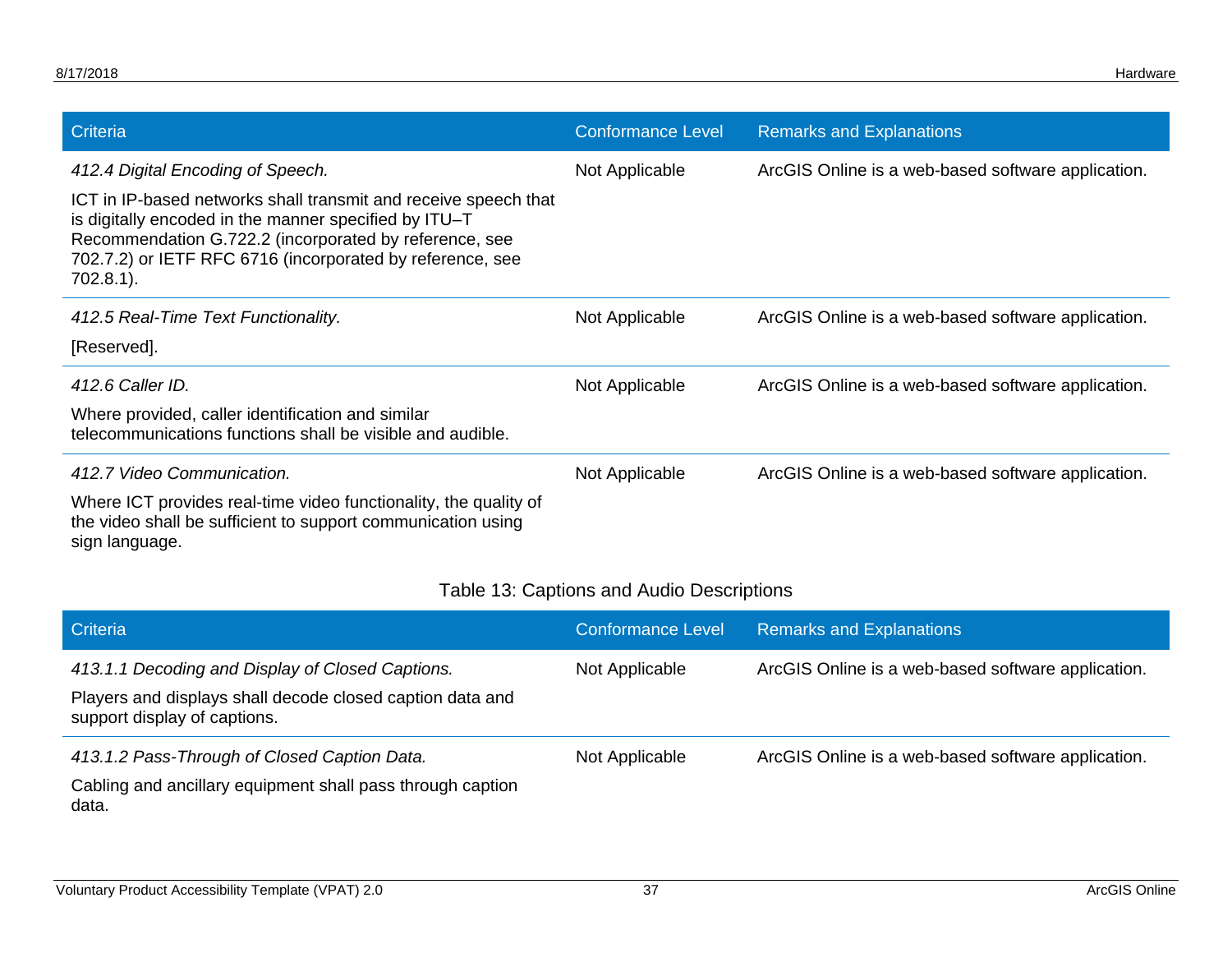| Criteria | Conformance Level | Remarks and Explanations |
|---|---|---|
| *412.4 Digital Encoding of Speech.* ICT in IP-based networks shall transmit and receive speech that is digitally encoded in the manner specified by ITU–T Recommendation G.722.2 (incorporated by reference, see 702.7.2) or IETF RFC 6716 (incorporated by reference, see 702.8.1). | Not Applicable | ArcGIS Online is a web-based software application. |
| *412.5 Real-Time Text Functionality.* [Reserved]. | Not Applicable | ArcGIS Online is a web-based software application. |
| *412.6 Caller ID.* Where provided, caller identification and similar telecommunications functions shall be visible and audible. | Not Applicable | ArcGIS Online is a web-based software application. |
| *412.7 Video Communication.* Where ICT provides real-time video functionality, the quality of the video shall be sufficient to support communication using sign language. | Not Applicable | ArcGIS Online is a web-based software application. |

Table 13: Captions and Audio Descriptions

| Criteria | Conformance Level | Remarks and Explanations |
|---|---|---|
| *413.1.1 Decoding and Display of Closed Captions.* Players and displays shall decode closed caption data and support display of captions. | Not Applicable | ArcGIS Online is a web-based software application. |
| *413.1.2 Pass-Through of Closed Caption Data.* Cabling and ancillary equipment shall pass through caption data. | Not Applicable | ArcGIS Online is a web-based software application. |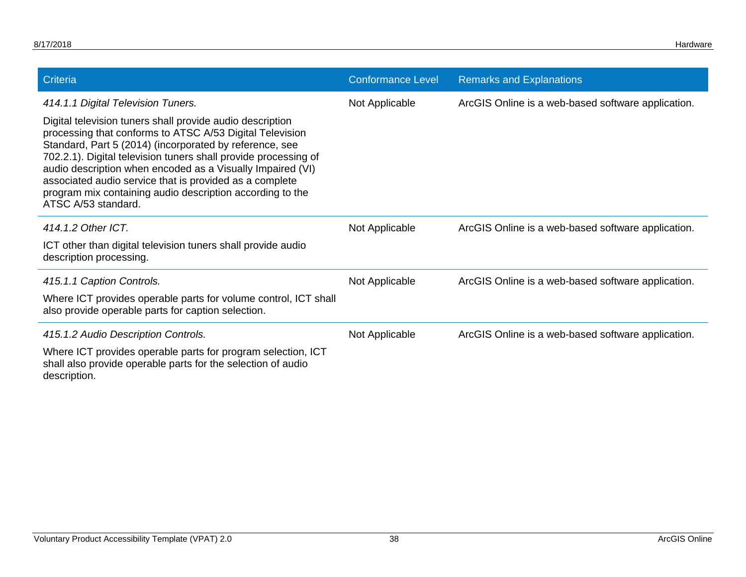| Criteria | Conformance Level | Remarks and Explanations |
| --- | --- | --- |
| *414.1.1 Digital Television Tuners.* Digital television tuners shall provide audio description processing that conforms to ATSC A/53 Digital Television Standard, Part 5 (2014) (incorporated by reference, see 702.2.1). Digital television tuners shall provide processing of audio description when encoded as a Visually Impaired (VI) associated audio service that is provided as a complete program mix containing audio description according to the ATSC A/53 standard. | Not Applicable | ArcGIS Online is a web-based software application. |
| *414.1.2 Other ICT.* ICT other than digital television tuners shall provide audio description processing. | Not Applicable | ArcGIS Online is a web-based software application. |
| *415.1.1 Caption Controls.* Where ICT provides operable parts for volume control, ICT shall also provide operable parts for caption selection. | Not Applicable | ArcGIS Online is a web-based software application. |
| *415.1.2 Audio Description Controls.* Where ICT provides operable parts for program selection, ICT shall also provide operable parts for the selection of audio description. | Not Applicable | ArcGIS Online is a web-based software application. |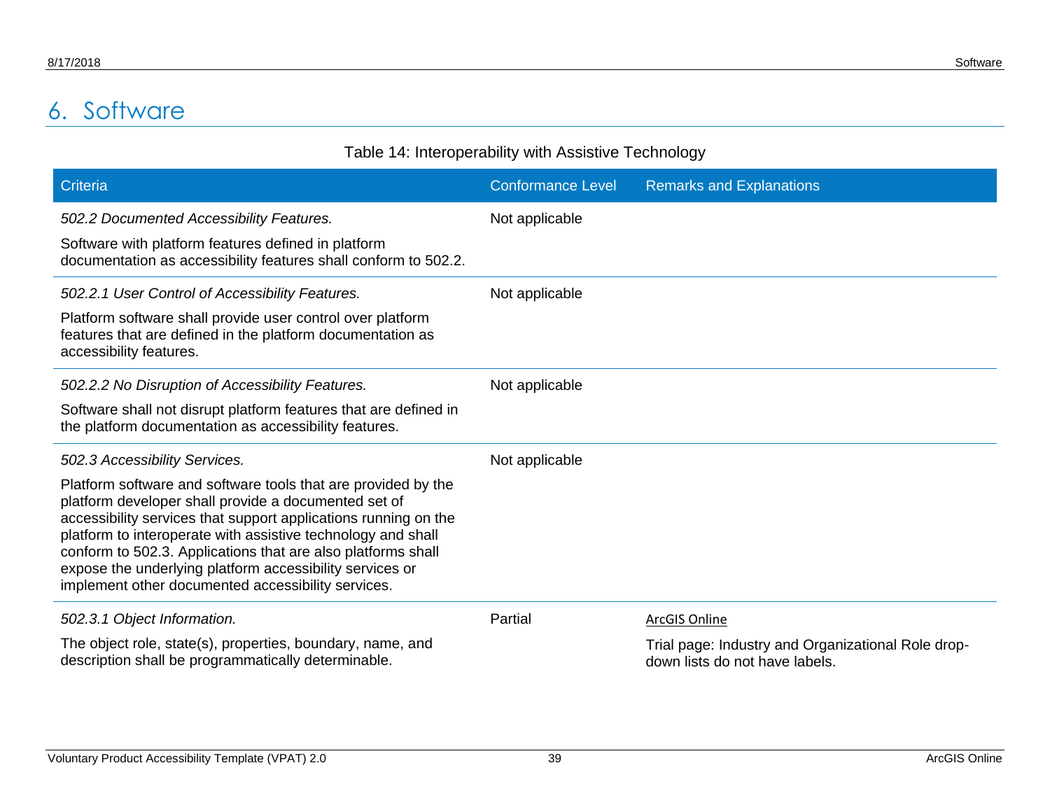# 6. Software

Table 14: Interoperability with Assistive Technology

| Criteria | Conformance Level | Remarks and Explanations |
| --- | --- | --- |
| *502.2 Documented Accessibility Features.*<br><br>Software with platform features defined in platform documentation as accessibility features shall conform to 502.2. | Not applicable | |
| *502.2.1 User Control of Accessibility Features.*<br><br>Platform software shall provide user control over platform features that are defined in the platform documentation as accessibility features. | Not applicable | |
| *502.2.2 No Disruption of Accessibility Features.*<br><br>Software shall not disrupt platform features that are defined in the platform documentation as accessibility features. | Not applicable | |
| *502.3 Accessibility Services.*<br><br>Platform software and software tools that are provided by the platform developer shall provide a documented set of accessibility services that support applications running on the platform to interoperate with assistive technology and shall conform to 502.3. Applications that are also platforms shall expose the underlying platform accessibility services or implement other documented accessibility services. | Not applicable | |
| *502.3.1 Object Information.*<br><br>The object role, state(s), properties, boundary, name, and description shall be programmatically determinable. | Partial | ArcGIS Online<br><br>Trial page: Industry and Organizational Role drop-down lists do not have labels. |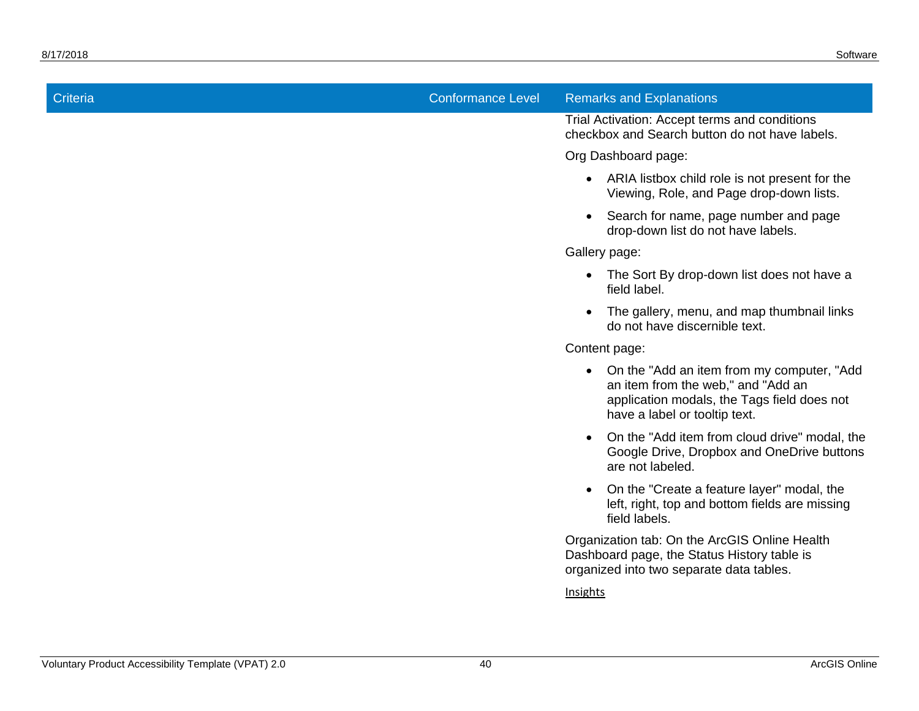| Criteria | Conformance Level | Remarks and Explanations |
|---|---|---|
| | | Trial Activation: Accept terms and conditions checkbox and Search button do not have labels.<br><br>Org Dashboard page:<br><br>• ARIA listbox child role is not present for the Viewing, Role, and Page drop-down lists.<br>• Search for name, page number and page drop-down list do not have labels.<br><br>Gallery page:<br><br>• The Sort By drop-down list does not have a field label.<br>• The gallery, menu, and map thumbnail links do not have discernible text.<br><br>Content page:<br><br>• On the "Add an item from my computer, "Add an item from the web," and "Add an application modals, the Tags field does not have a label or tooltip text.<br>• On the "Add item from cloud drive" modal, the Google Drive, Dropbox and OneDrive buttons are not labeled.<br>• On the "Create a feature layer" modal, the left, right, top and bottom fields are missing field labels.<br><br>Organization tab: On the ArcGIS Online Health Dashboard page, the Status History table is organized into two separate data tables.<br><br>Insights |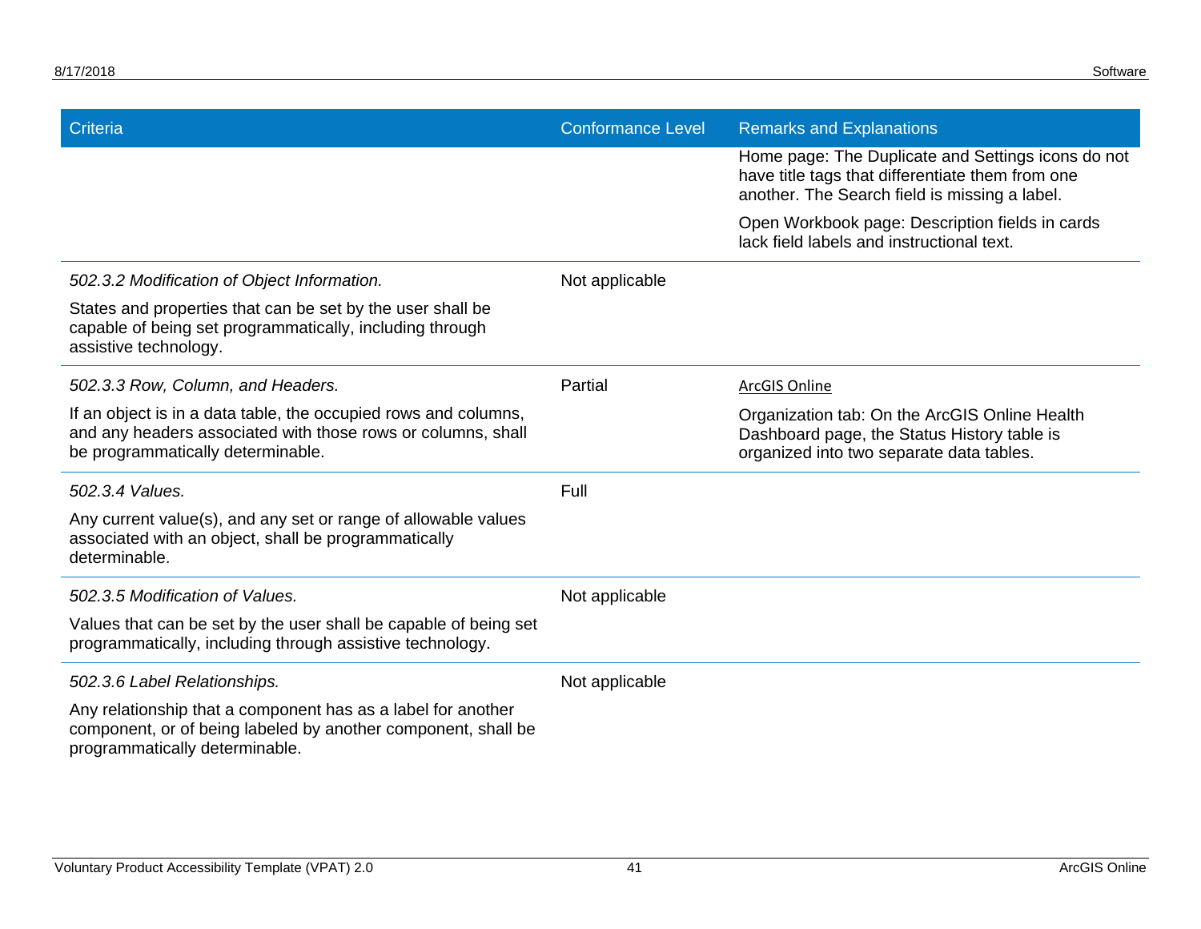| Criteria | Conformance Level | Remarks and Explanations |
| --- | --- | --- |
| | | Home page: The Duplicate and Settings icons do not have title tags that differentiate them from one another. The Search field is missing a label.<br><br>Open Workbook page: Description fields in cards lack field labels and instructional text. |
| *502.3.2 Modification of Object Information.*<br><br>States and properties that can be set by the user shall be capable of being set programmatically, including through assistive technology. | Not applicable | |
| *502.3.3 Row, Column, and Headers.*<br><br>If an object is in a data table, the occupied rows and columns, and any headers associated with those rows or columns, shall be programmatically determinable. | Partial | ArcGIS Online<br><br>Organization tab: On the ArcGIS Online Health Dashboard page, the Status History table is organized into two separate data tables. |
| *502.3.4 Values.*<br><br>Any current value(s), and any set or range of allowable values associated with an object, shall be programmatically determinable. | Full | |
| *502.3.5 Modification of Values.*<br><br>Values that can be set by the user shall be capable of being set programmatically, including through assistive technology. | Not applicable | |
| *502.3.6 Label Relationships.*<br><br>Any relationship that a component has as a label for another component, or of being labeled by another component, shall be programmatically determinable. | Not applicable | |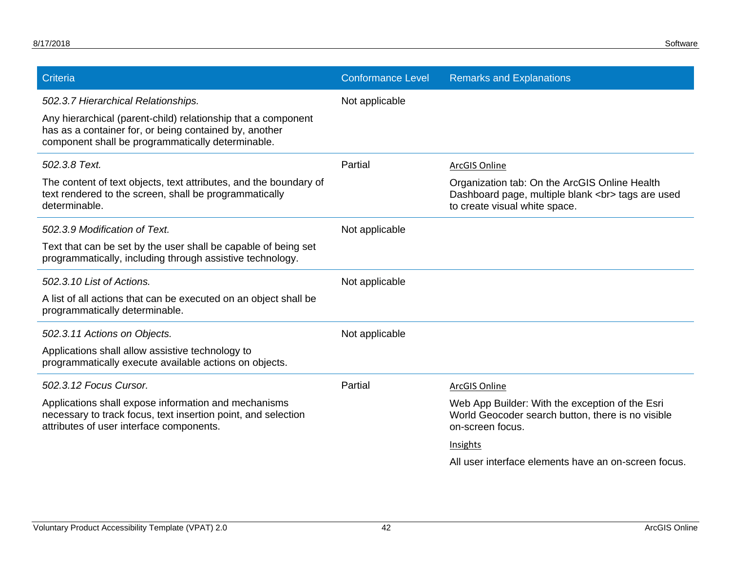| Criteria | Conformance Level | Remarks and Explanations |
| --- | --- | --- |
| *502.3.7 Hierarchical Relationships.*<br><br>Any hierarchical (parent-child) relationship that a component has as a container for, or being contained by, another component shall be programmatically determinable. | Not applicable | |
| *502.3.8 Text.*<br><br>The content of text objects, text attributes, and the boundary of text rendered to the screen, shall be programmatically determinable. | Partial | ArcGIS Online<br><br>Organization tab: On the ArcGIS Online Health Dashboard page, multiple blank <br> tags are used to create visual white space. |
| *502.3.9 Modification of Text.*<br><br>Text that can be set by the user shall be capable of being set programmatically, including through assistive technology. | Not applicable | |
| *502.3.10 List of Actions.*<br><br>A list of all actions that can be executed on an object shall be programmatically determinable. | Not applicable | |
| *502.3.11 Actions on Objects.*<br><br>Applications shall allow assistive technology to programmatically execute available actions on objects. | Not applicable | |
| *502.3.12 Focus Cursor.*<br><br>Applications shall expose information and mechanisms necessary to track focus, text insertion point, and selection attributes of user interface components. | Partial | ArcGIS Online<br><br>Web App Builder: With the exception of the Esri World Geocoder search button, there is no visible on-screen focus.<br><br>Insights<br><br>All user interface elements have an on-screen focus. |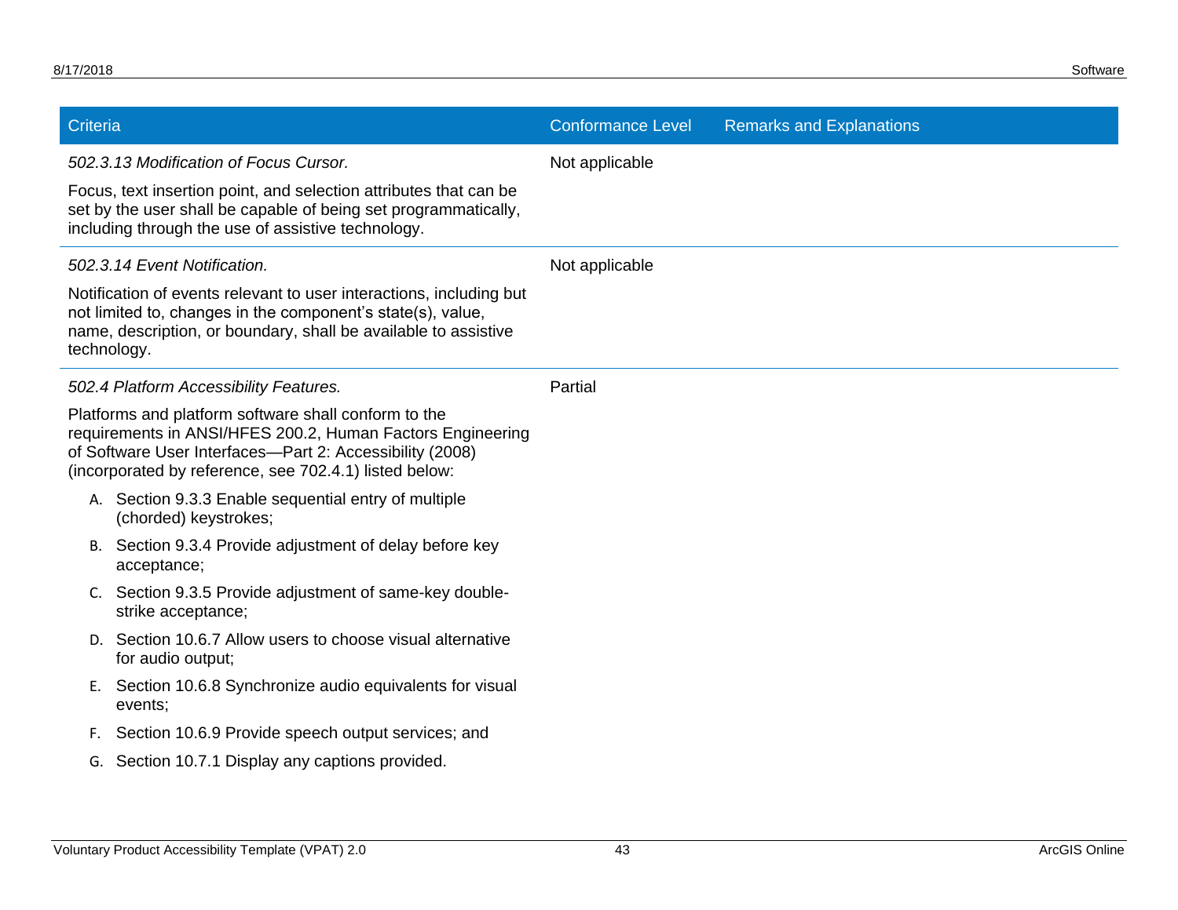| Criteria | Conformance Level | Remarks and Explanations |
|---|---|---|
| *502.3.13 Modification of Focus Cursor.*<br><br>Focus, text insertion point, and selection attributes that can be set by the user shall be capable of being set programmatically, including through the use of assistive technology. | Not applicable | |
| *502.3.14 Event Notification.*<br><br>Notification of events relevant to user interactions, including but not limited to, changes in the component's state(s), value, name, description, or boundary, shall be available to assistive technology. | Not applicable | |
| *502.4 Platform Accessibility Features.*<br><br>Platforms and platform software shall conform to the requirements in ANSI/HFES 200.2, Human Factors Engineering of Software User Interfaces—Part 2: Accessibility (2008) (incorporated by reference, see 702.4.1) listed below:<br><br>A. Section 9.3.3 Enable sequential entry of multiple (chorded) keystrokes;<br><br>B. Section 9.3.4 Provide adjustment of delay before key acceptance;<br><br>C. Section 9.3.5 Provide adjustment of same-key double-strike acceptance;<br><br>D. Section 10.6.7 Allow users to choose visual alternative for audio output;<br><br>E. Section 10.6.8 Synchronize audio equivalents for visual events;<br><br>F. Section 10.6.9 Provide speech output services; and<br><br>G. Section 10.7.1 Display any captions provided. | Partial | |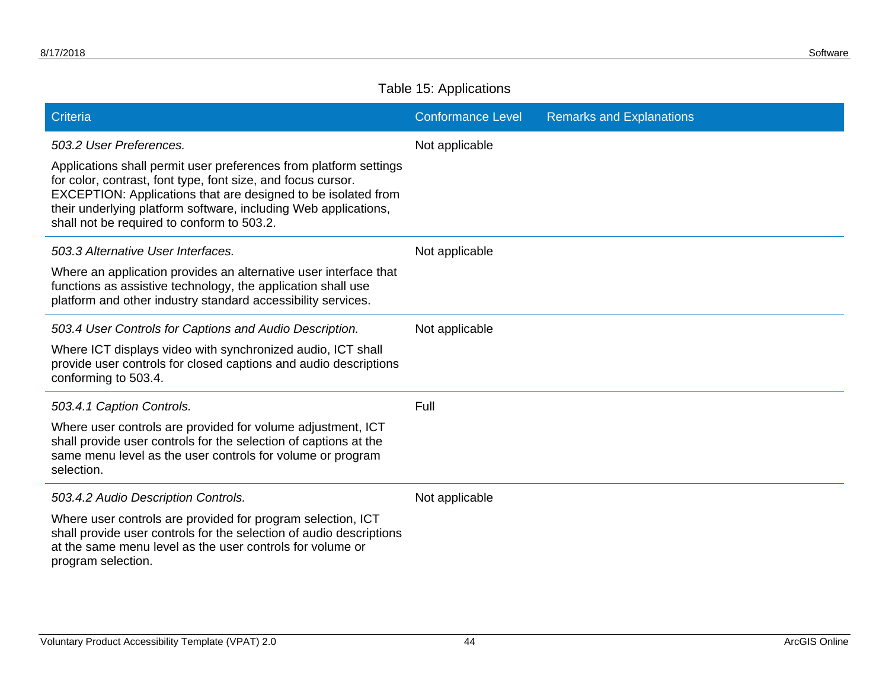Table 15: Applications

| Criteria | Conformance Level | Remarks and Explanations |
|---|---|---|
| *503.2 User Preferences.* Applications shall permit user preferences from platform settings for color, contrast, font type, font size, and focus cursor. EXCEPTION: Applications that are designed to be isolated from their underlying platform software, including Web applications, shall not be required to conform to 503.2. | Not applicable | |
| *503.3 Alternative User Interfaces.* Where an application provides an alternative user interface that functions as assistive technology, the application shall use platform and other industry standard accessibility services. | Not applicable | |
| *503.4 User Controls for Captions and Audio Description.* Where ICT displays video with synchronized audio, ICT shall provide user controls for closed captions and audio descriptions conforming to 503.4. | Not applicable | |
| *503.4.1 Caption Controls.* Where user controls are provided for volume adjustment, ICT shall provide user controls for the selection of captions at the same menu level as the user controls for volume or program selection. | Full | |
| *503.4.2 Audio Description Controls.* Where user controls are provided for program selection, ICT shall provide user controls for the selection of audio descriptions at the same menu level as the user controls for volume or program selection. | Not applicable | |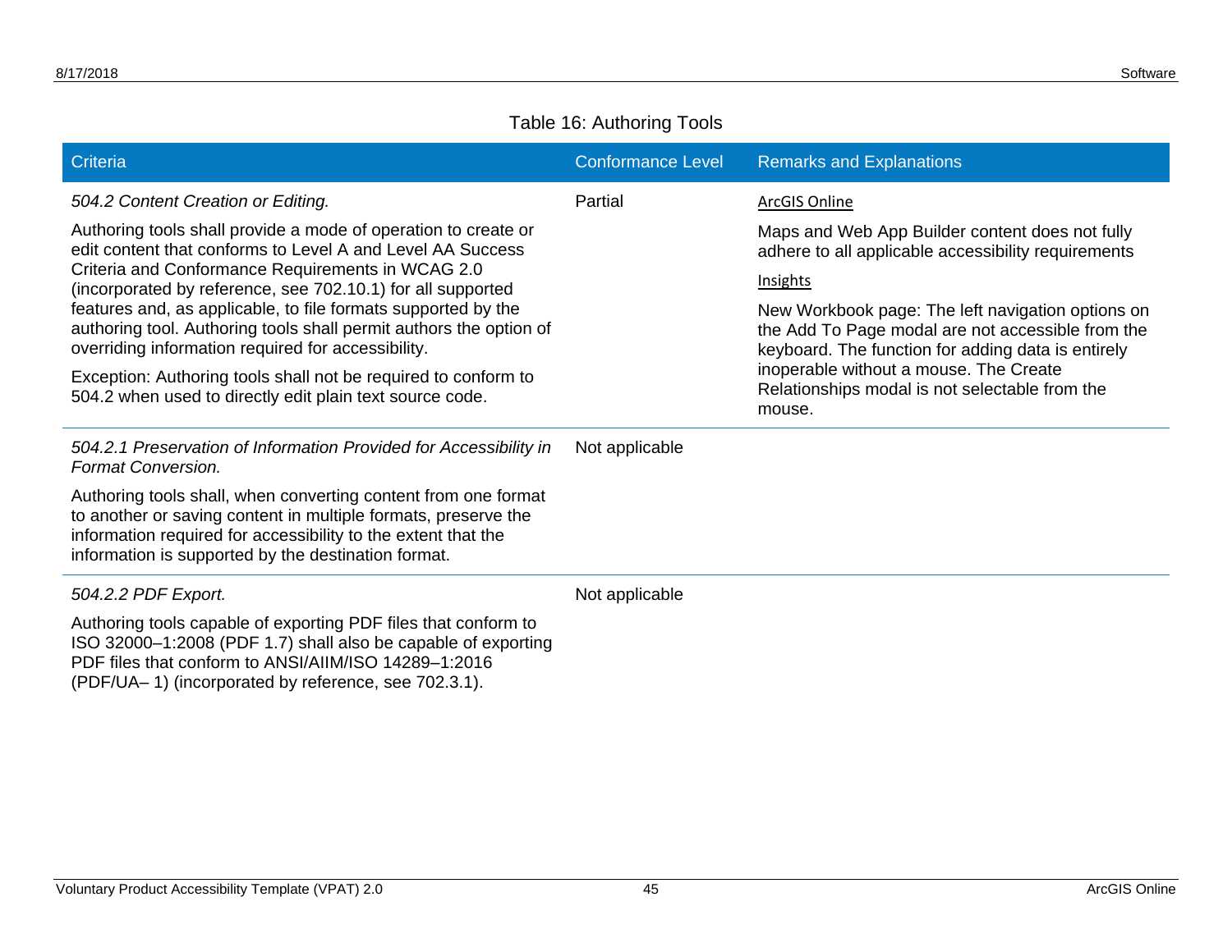Table 16: Authoring Tools

| Criteria | Conformance Level | Remarks and Explanations |
| --- | --- | --- |
| *504.2 Content Creation or Editing.*<br><br>Authoring tools shall provide a mode of operation to create or edit content that conforms to Level A and Level AA Success Criteria and Conformance Requirements in WCAG 2.0 (incorporated by reference, see 702.10.1) for all supported features and, as applicable, to file formats supported by the authoring tool. Authoring tools shall permit authors the option of overriding information required for accessibility.<br><br>Exception: Authoring tools shall not be required to conform to 504.2 when used to directly edit plain text source code. | Partial | ArcGIS Online<br><br>Maps and Web App Builder content does not fully adhere to all applicable accessibility requirements<br><br>Insights<br><br>New Workbook page: The left navigation options on the Add To Page modal are not accessible from the keyboard. The function for adding data is entirely inoperable without a mouse. The Create Relationships modal is not selectable from the mouse. |
| *504.2.1 Preservation of Information Provided for Accessibility in Format Conversion.*<br><br>Authoring tools shall, when converting content from one format to another or saving content in multiple formats, preserve the information required for accessibility to the extent that the information is supported by the destination format. | Not applicable | |
| *504.2.2 PDF Export.*<br><br>Authoring tools capable of exporting PDF files that conform to ISO 32000–1:2008 (PDF 1.7) shall also be capable of exporting PDF files that conform to ANSI/AIIM/ISO 14289–1:2016 (PDF/UA– 1) (incorporated by reference, see 702.3.1). | Not applicable | |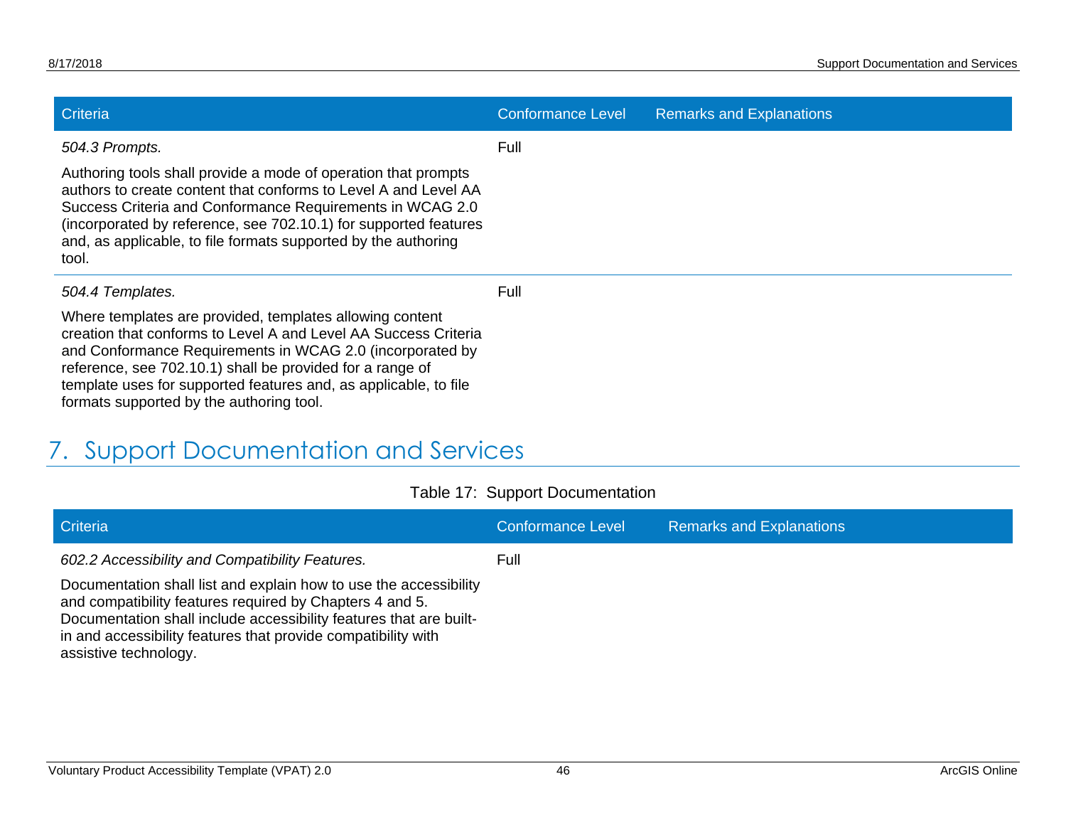| Criteria | Conformance Level | Remarks and Explanations |
| --- | --- | --- |
| *504.3 Prompts.*<br><br>Authoring tools shall provide a mode of operation that prompts authors to create content that conforms to Level A and Level AA Success Criteria and Conformance Requirements in WCAG 2.0 (incorporated by reference, see 702.10.1) for supported features and, as applicable, to file formats supported by the authoring tool. | Full | |
| *504.4 Templates.*<br><br>Where templates are provided, templates allowing content creation that conforms to Level A and Level AA Success Criteria and Conformance Requirements in WCAG 2.0 (incorporated by reference, see 702.10.1) shall be provided for a range of template uses for supported features and, as applicable, to file formats supported by the authoring tool. | Full | |

# 7. Support Documentation and Services

Table 17: Support Documentation

| Criteria | Conformance Level | Remarks and Explanations |
| --- | --- | --- |
| *602.2 Accessibility and Compatibility Features.*<br><br>Documentation shall list and explain how to use the accessibility and compatibility features required by Chapters 4 and 5. Documentation shall include accessibility features that are built-in and accessibility features that provide compatibility with assistive technology. | Full | |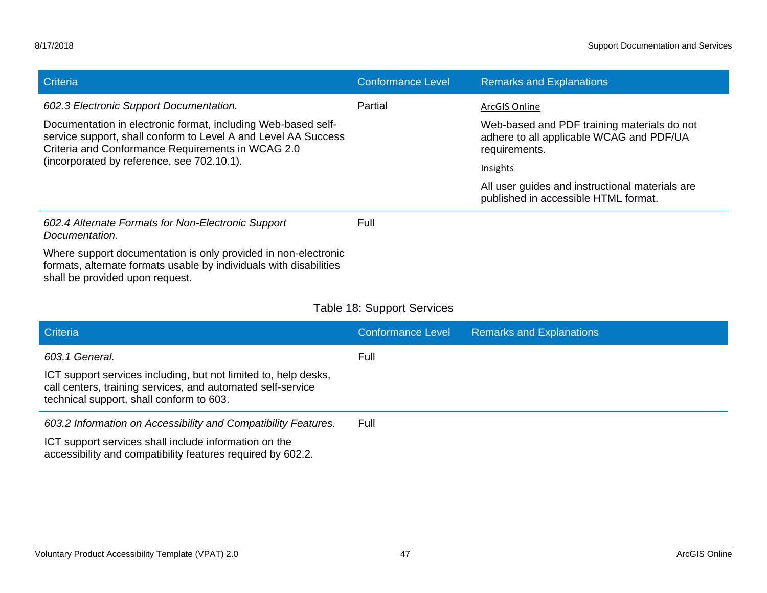| Criteria | Conformance Level | Remarks and Explanations |
|---|---|---|
| *602.3 Electronic Support Documentation.*<br><br>Documentation in electronic format, including Web-based self-service support, shall conform to Level A and Level AA Success Criteria and Conformance Requirements in WCAG 2.0 (incorporated by reference, see 702.10.1). | Partial | ArcGIS Online<br><br>Web-based and PDF training materials do not adhere to all applicable WCAG and PDF/UA requirements.<br><br>Insights<br><br>All user guides and instructional materials are published in accessible HTML format. |
| *602.4 Alternate Formats for Non-Electronic Support Documentation.*<br><br>Where support documentation is only provided in non-electronic formats, alternate formats usable by individuals with disabilities shall be provided upon request. | Full | |

Table 18: Support Services

| Criteria | Conformance Level | Remarks and Explanations |
|---|---|---|
| *603.1 General.*<br><br>ICT support services including, but not limited to, help desks, call centers, training services, and automated self-service technical support, shall conform to 603. | Full | |
| *603.2 Information on Accessibility and Compatibility Features.*<br><br>ICT support services shall include information on the accessibility and compatibility features required by 602.2. | Full | |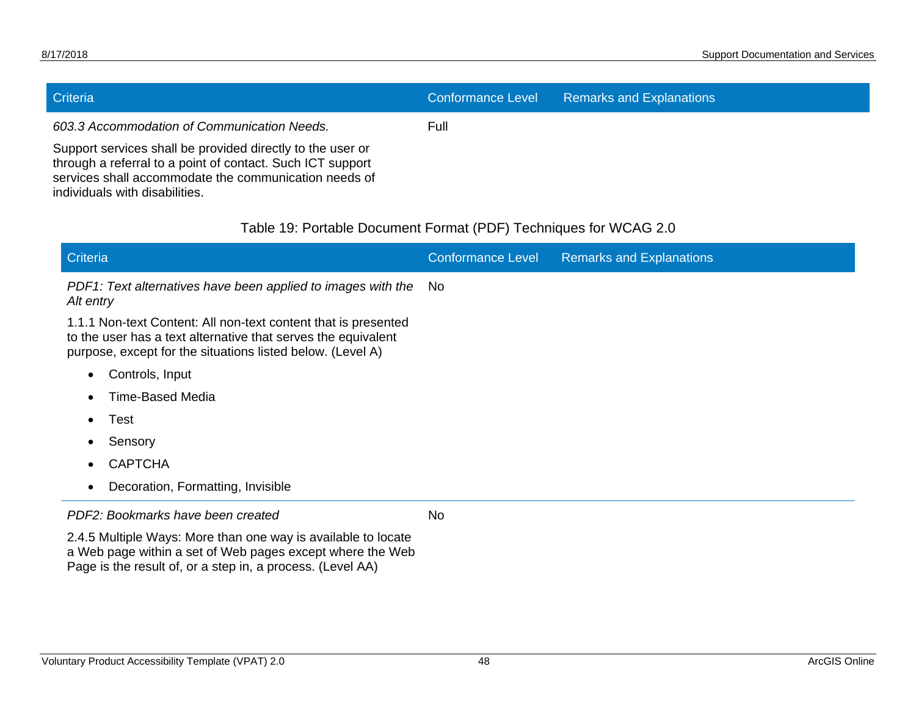| Criteria | Conformance Level | Remarks and Explanations |
| --- | --- | --- |
| *603.3 Accommodation of Communication Needs.* Support services shall be provided directly to the user or through a referral to a point of contact. Such ICT support services shall accommodate the communication needs of individuals with disabilities. | Full | |

Table 19: Portable Document Format (PDF) Techniques for WCAG 2.0

| Criteria | Conformance Level | Remarks and Explanations |
| --- | --- | --- |
| *PDF1: Text alternatives have been applied to images with the Alt entry* 1.1.1 Non-text Content: All non-text content that is presented to the user has a text alternative that serves the equivalent purpose, except for the situations listed below. (Level A) • Controls, Input • Time-Based Media • Test • Sensory • CAPTCHA • Decoration, Formatting, Invisible | No | |
| *PDF2: Bookmarks have been created* 2.4.5 Multiple Ways: More than one way is available to locate a Web page within a set of Web pages except where the Web Page is the result of, or a step in, a process. (Level AA) | No | |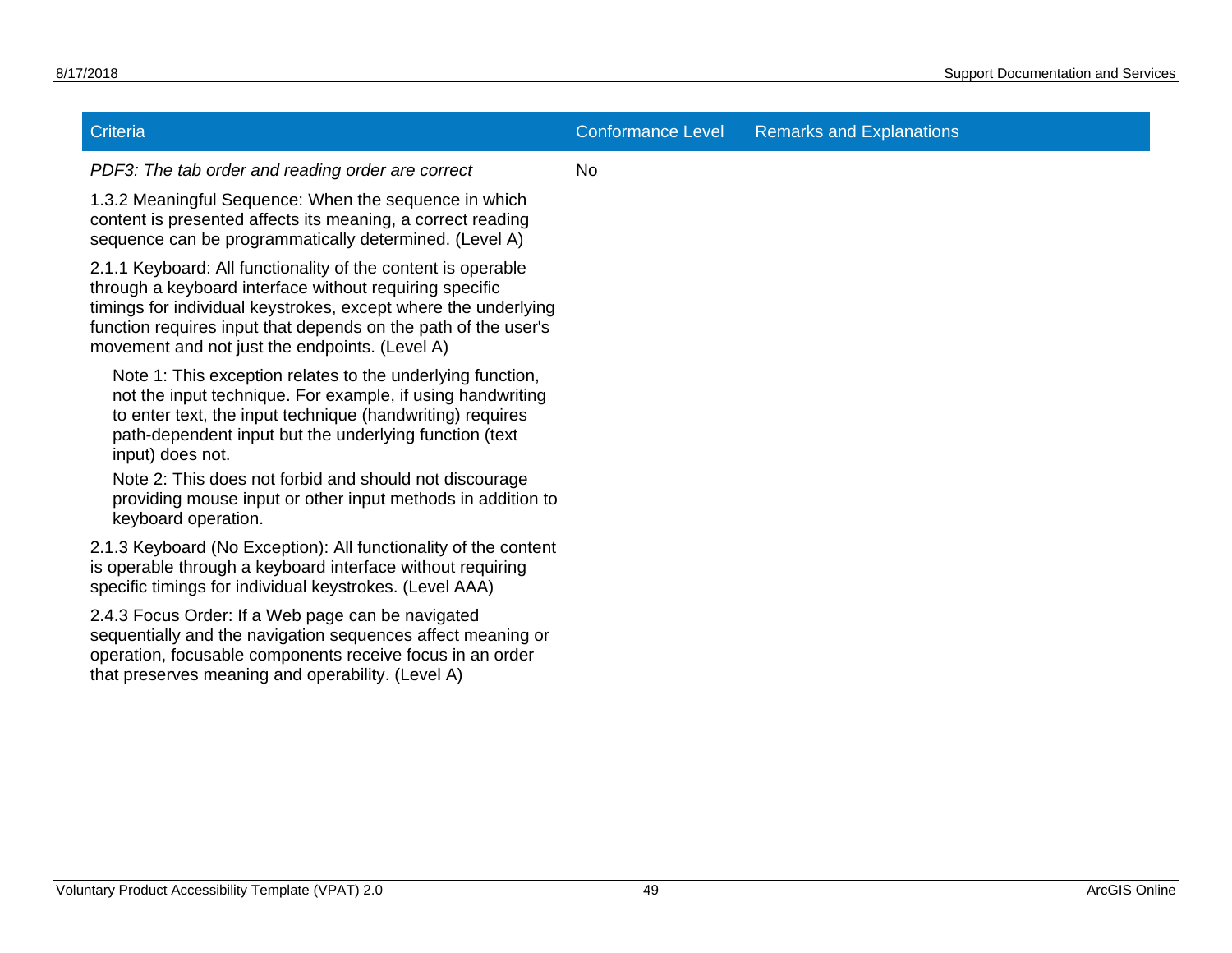| Criteria | Conformance Level | Remarks and Explanations |
|---|---|---|
| *PDF3: The tab order and reading order are correct*<br><br>1.3.2 Meaningful Sequence: When the sequence in which content is presented affects its meaning, a correct reading sequence can be programmatically determined. (Level A)<br><br>2.1.1 Keyboard: All functionality of the content is operable through a keyboard interface without requiring specific timings for individual keystrokes, except where the underlying function requires input that depends on the path of the user's movement and not just the endpoints. (Level A)<br><br>Note 1: This exception relates to the underlying function, not the input technique. For example, if using handwriting to enter text, the input technique (handwriting) requires path-dependent input but the underlying function (text input) does not.<br><br>Note 2: This does not forbid and should not discourage providing mouse input or other input methods in addition to keyboard operation.<br><br>2.1.3 Keyboard (No Exception): All functionality of the content is operable through a keyboard interface without requiring specific timings for individual keystrokes. (Level AAA)<br><br>2.4.3 Focus Order: If a Web page can be navigated sequentially and the navigation sequences affect meaning or operation, focusable components receive focus in an order that preserves meaning and operability. (Level A) | No | |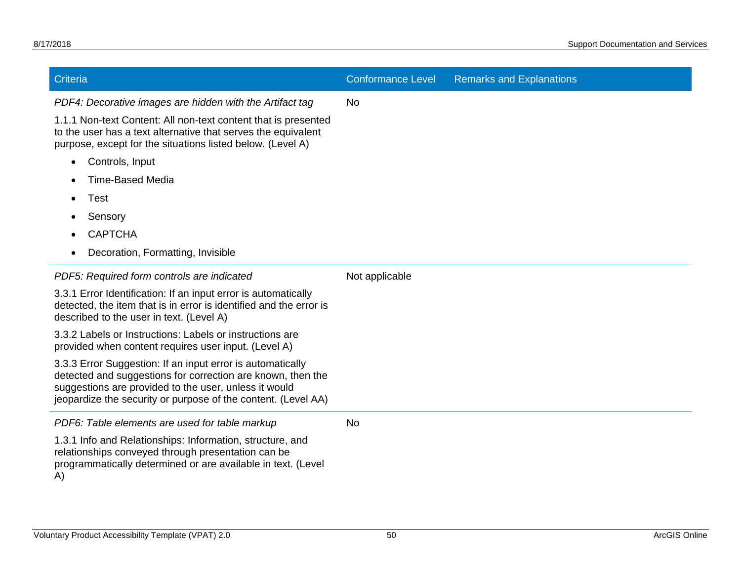| Criteria | Conformance Level | Remarks and Explanations |
| --- | --- | --- |
| *PDF4: Decorative images are hidden with the Artifact tag*<br><br>1.1.1 Non-text Content: All non-text content that is presented to the user has a text alternative that serves the equivalent purpose, except for the situations listed below. (Level A)<br><br>• Controls, Input<br>• Time-Based Media<br>• Test<br>• Sensory<br>• CAPTCHA<br>• Decoration, Formatting, Invisible | No | |
| *PDF5: Required form controls are indicated*<br><br>3.3.1 Error Identification: If an input error is automatically detected, the item that is in error is identified and the error is described to the user in text. (Level A)<br><br>3.3.2 Labels or Instructions: Labels or instructions are provided when content requires user input. (Level A)<br><br>3.3.3 Error Suggestion: If an input error is automatically detected and suggestions for correction are known, then the suggestions are provided to the user, unless it would jeopardize the security or purpose of the content. (Level AA) | Not applicable | |
| *PDF6: Table elements are used for table markup*<br><br>1.3.1 Info and Relationships: Information, structure, and relationships conveyed through presentation can be programmatically determined or are available in text. (Level A) | No | |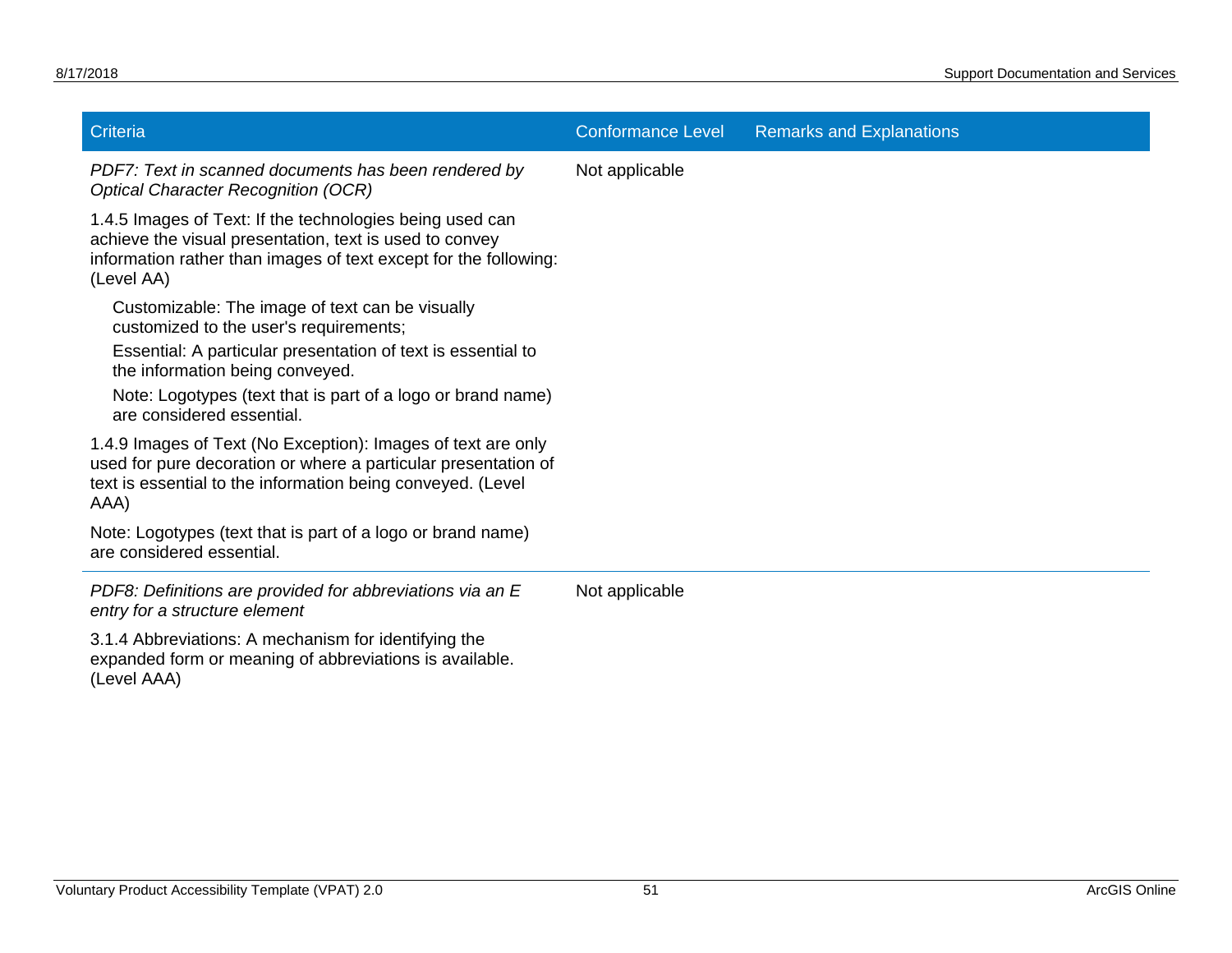| Criteria | Conformance Level | Remarks and Explanations |
| --- | --- | --- |
| *PDF7: Text in scanned documents has been rendered by Optical Character Recognition (OCR)*<br><br>1.4.5 Images of Text: If the technologies being used can achieve the visual presentation, text is used to convey information rather than images of text except for the following: (Level AA)<br><br>Customizable: The image of text can be visually customized to the user's requirements;<br><br>Essential: A particular presentation of text is essential to the information being conveyed.<br><br>Note: Logotypes (text that is part of a logo or brand name) are considered essential.<br><br>1.4.9 Images of Text (No Exception): Images of text are only used for pure decoration or where a particular presentation of text is essential to the information being conveyed. (Level AAA)<br><br>Note: Logotypes (text that is part of a logo or brand name) are considered essential. | Not applicable | |
| *PDF8: Definitions are provided for abbreviations via an E entry for a structure element*<br><br>3.1.4 Abbreviations: A mechanism for identifying the expanded form or meaning of abbreviations is available. (Level AAA) | Not applicable | |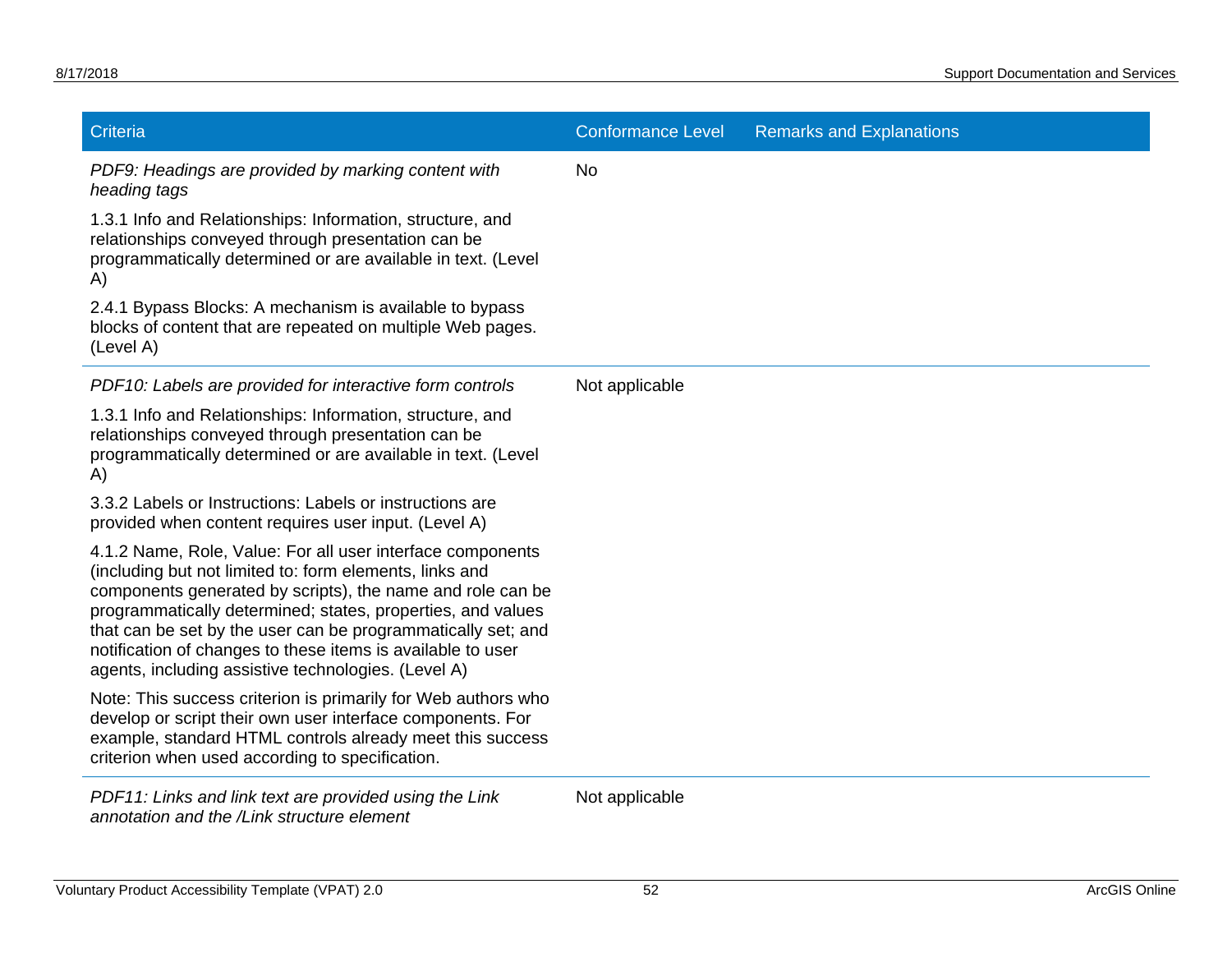| Criteria | Conformance Level | Remarks and Explanations |
|---|---|---|
| *PDF9: Headings are provided by marking content with heading tags*<br><br>1.3.1 Info and Relationships: Information, structure, and relationships conveyed through presentation can be programmatically determined or are available in text. (Level A)<br><br>2.4.1 Bypass Blocks: A mechanism is available to bypass blocks of content that are repeated on multiple Web pages. (Level A) | No | |
| *PDF10: Labels are provided for interactive form controls*<br><br>1.3.1 Info and Relationships: Information, structure, and relationships conveyed through presentation can be programmatically determined or are available in text. (Level A)<br><br>3.3.2 Labels or Instructions: Labels or instructions are provided when content requires user input. (Level A)<br><br>4.1.2 Name, Role, Value: For all user interface components (including but not limited to: form elements, links and components generated by scripts), the name and role can be programmatically determined; states, properties, and values that can be set by the user can be programmatically set; and notification of changes to these items is available to user agents, including assistive technologies. (Level A)<br><br>Note: This success criterion is primarily for Web authors who develop or script their own user interface components. For example, standard HTML controls already meet this success criterion when used according to specification. | Not applicable | |
| *PDF11: Links and link text are provided using the Link annotation and the /Link structure element* | Not applicable | |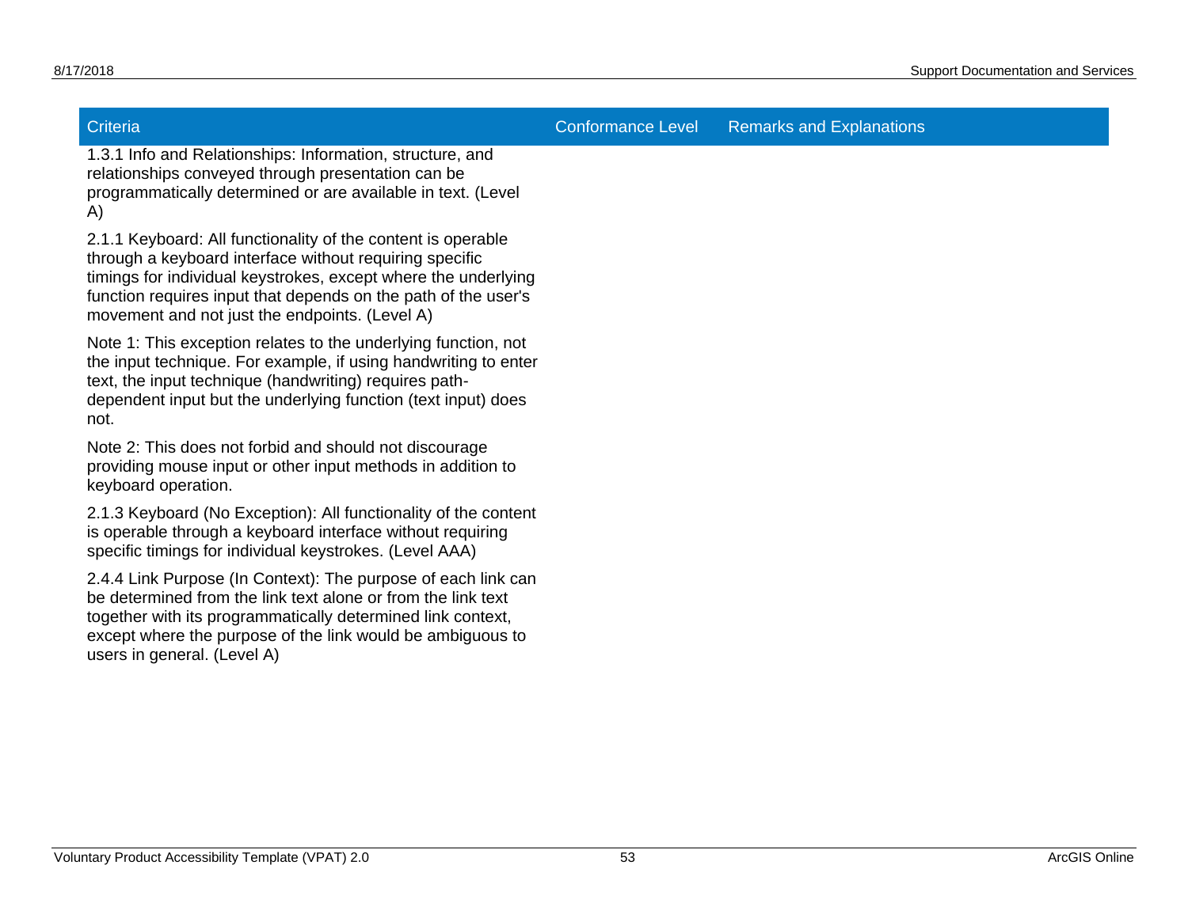| Criteria | Conformance Level | Remarks and Explanations |
| --- | --- | --- |
| 1.3.1 Info and Relationships: Information, structure, and relationships conveyed through presentation can be programmatically determined or are available in text. (Level A) | | |
| 2.1.1 Keyboard: All functionality of the content is operable through a keyboard interface without requiring specific timings for individual keystrokes, except where the underlying function requires input that depends on the path of the user's movement and not just the endpoints. (Level A) | | |
| Note 1: This exception relates to the underlying function, not the input technique. For example, if using handwriting to enter text, the input technique (handwriting) requires path-dependent input but the underlying function (text input) does not. | | |
| Note 2: This does not forbid and should not discourage providing mouse input or other input methods in addition to keyboard operation. | | |
| 2.1.3 Keyboard (No Exception): All functionality of the content is operable through a keyboard interface without requiring specific timings for individual keystrokes. (Level AAA) | | |
| 2.4.4 Link Purpose (In Context): The purpose of each link can be determined from the link text alone or from the link text together with its programmatically determined link context, except where the purpose of the link would be ambiguous to users in general. (Level A) | | |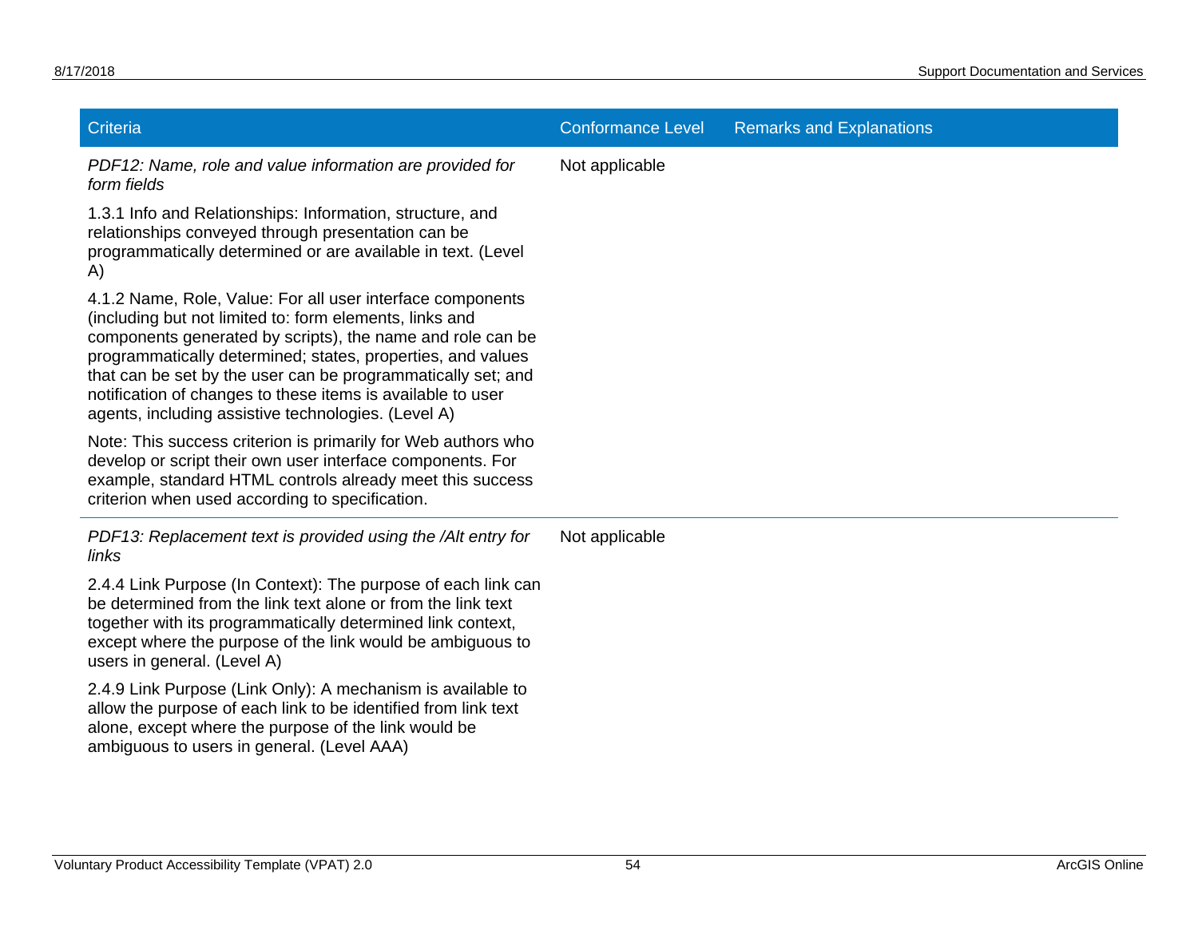| Criteria | Conformance Level | Remarks and Explanations |
| --- | --- | --- |
| *PDF12: Name, role and value information are provided for form fields*<br><br>1.3.1 Info and Relationships: Information, structure, and relationships conveyed through presentation can be programmatically determined or are available in text. (Level A)<br><br>4.1.2 Name, Role, Value: For all user interface components (including but not limited to: form elements, links and components generated by scripts), the name and role can be programmatically determined; states, properties, and values that can be set by the user can be programmatically set; and notification of changes to these items is available to user agents, including assistive technologies. (Level A)<br><br>Note: This success criterion is primarily for Web authors who develop or script their own user interface components. For example, standard HTML controls already meet this success criterion when used according to specification. | Not applicable | |
| *PDF13: Replacement text is provided using the /Alt entry for links*<br><br>2.4.4 Link Purpose (In Context): The purpose of each link can be determined from the link text alone or from the link text together with its programmatically determined link context, except where the purpose of the link would be ambiguous to users in general. (Level A)<br><br>2.4.9 Link Purpose (Link Only): A mechanism is available to allow the purpose of each link to be identified from link text alone, except where the purpose of the link would be ambiguous to users in general. (Level AAA) | Not applicable | |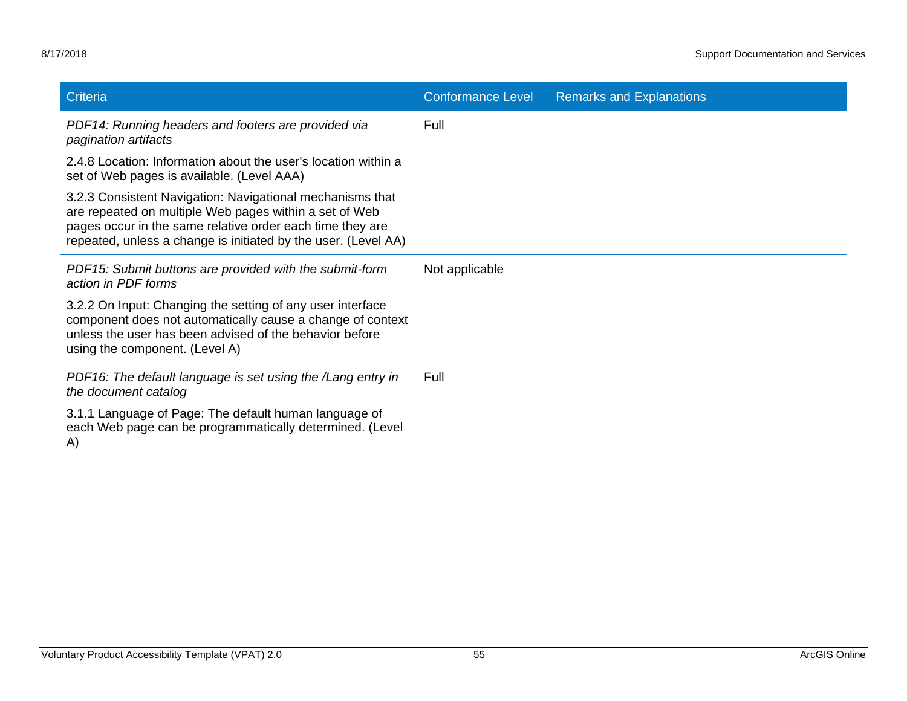| Criteria | Conformance Level | Remarks and Explanations |
| --- | --- | --- |
| *PDF14: Running headers and footers are provided via pagination artifacts*<br><br>2.4.8 Location: Information about the user's location within a set of Web pages is available. (Level AAA)<br><br>3.2.3 Consistent Navigation: Navigational mechanisms that are repeated on multiple Web pages within a set of Web pages occur in the same relative order each time they are repeated, unless a change is initiated by the user. (Level AA) | Full | |
| *PDF15: Submit buttons are provided with the submit-form action in PDF forms*<br><br>3.2.2 On Input: Changing the setting of any user interface component does not automatically cause a change of context unless the user has been advised of the behavior before using the component. (Level A) | Not applicable | |
| *PDF16: The default language is set using the /Lang entry in the document catalog*<br><br>3.1.1 Language of Page: The default human language of each Web page can be programmatically determined. (Level A) | Full | |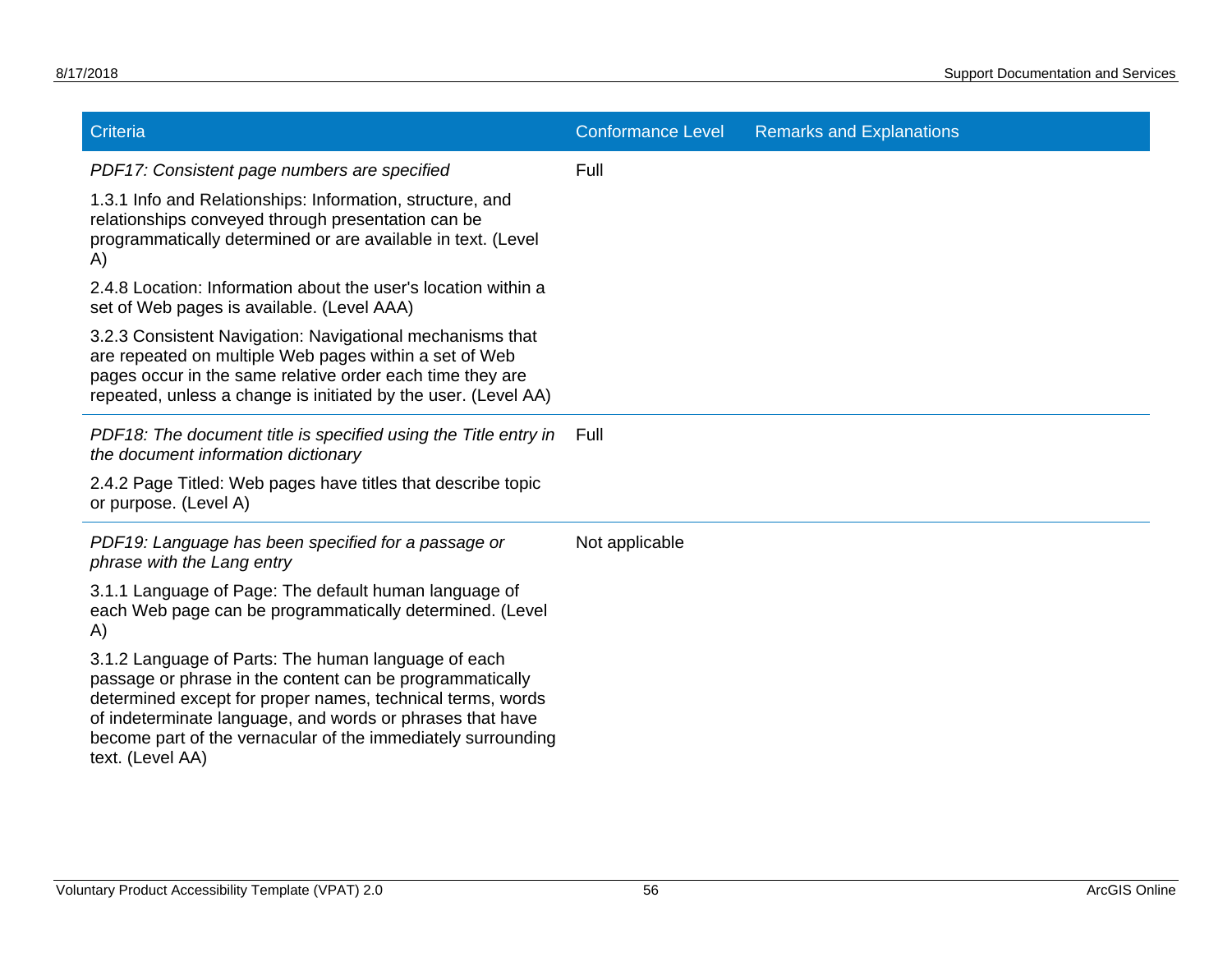| Criteria | Conformance Level | Remarks and Explanations |
| --- | --- | --- |
| *PDF17: Consistent page numbers are specified*<br><br>1.3.1 Info and Relationships: Information, structure, and relationships conveyed through presentation can be programmatically determined or are available in text. (Level A)<br><br>2.4.8 Location: Information about the user's location within a set of Web pages is available. (Level AAA)<br><br>3.2.3 Consistent Navigation: Navigational mechanisms that are repeated on multiple Web pages within a set of Web pages occur in the same relative order each time they are repeated, unless a change is initiated by the user. (Level AA) | Full | |
| *PDF18: The document title is specified using the Title entry in the document information dictionary*<br><br>2.4.2 Page Titled: Web pages have titles that describe topic or purpose. (Level A) | Full | |
| *PDF19: Language has been specified for a passage or phrase with the Lang entry*<br><br>3.1.1 Language of Page: The default human language of each Web page can be programmatically determined. (Level A)<br><br>3.1.2 Language of Parts: The human language of each passage or phrase in the content can be programmatically determined except for proper names, technical terms, words of indeterminate language, and words or phrases that have become part of the vernacular of the immediately surrounding text. (Level AA) | Not applicable | |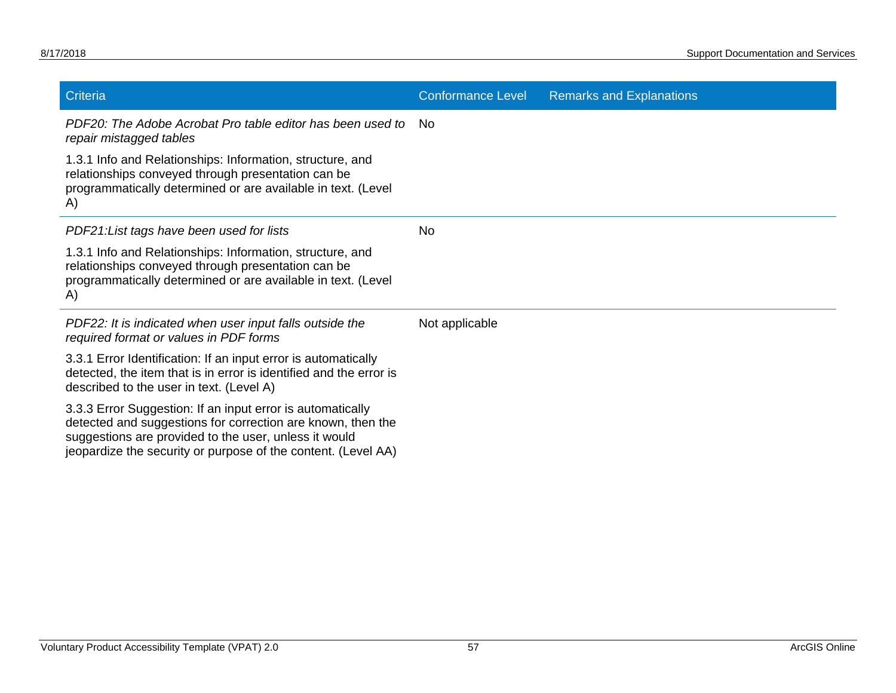| Criteria | Conformance Level | Remarks and Explanations |
| --- | --- | --- |
| *PDF20: The Adobe Acrobat Pro table editor has been used to repair mistagged tables*<br><br>1.3.1 Info and Relationships: Information, structure, and relationships conveyed through presentation can be programmatically determined or are available in text. (Level A) | No | |
| *PDF21:List tags have been used for lists*<br><br>1.3.1 Info and Relationships: Information, structure, and relationships conveyed through presentation can be programmatically determined or are available in text. (Level A) | No | |
| *PDF22: It is indicated when user input falls outside the required format or values in PDF forms*<br><br>3.3.1 Error Identification: If an input error is automatically detected, the item that is in error is identified and the error is described to the user in text. (Level A)<br><br>3.3.3 Error Suggestion: If an input error is automatically detected and suggestions for correction are known, then the suggestions are provided to the user, unless it would jeopardize the security or purpose of the content. (Level AA) | Not applicable | |